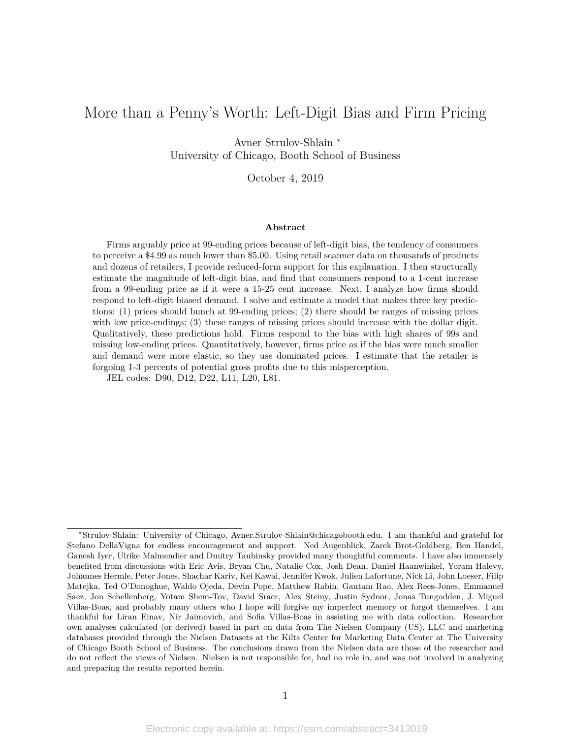# More than a Penny's Worth: Left-Digit Bias and Firm Pricing

Avner Strulov-Shlain *
University of Chicago, Booth School of Business

October 4, 2019

## Abstract

Firms arguably price at 99-ending prices because of left-digit bias, the tendency of consumers to perceive a $4.99 as much lower than $5.00. Using retail scanner data on thousands of products and dozens of retailers, I provide reduced-form support for this explanation. I then structurally estimate the magnitude of left-digit bias, and find that consumers respond to a 1-cent increase from a 99-ending price as if it were a 15-25 cent increase. Next, I analyze how firms should respond to left-digit biased demand. I solve and estimate a model that makes three key predictions: (1) prices should bunch at 99-ending prices; (2) there should be ranges of missing prices with low price-endings; (3) these ranges of missing prices should increase with the dollar digit. Qualitatively, these predictions hold. Firms respond to the bias with high shares of 99s and missing low-ending prices. Quantitatively, however, firms price as if the bias were much smaller and demand were more elastic, so they use dominated prices. I estimate that the retailer is forgoing 1-3 percents of potential gross profits due to this misperception.

JEL codes: D90, D12, D22, L11, L20, L81.

---

*Strulov-Shlain: University of Chicago, Avner.Strulov-Shlain@chicagobooth.edu. I am thankful and grateful for Stefano DellaVigna for endless encouragement and support. Ned Augenblick, Zarek Brot-Goldberg, Ben Handel, Ganesh Iyer, Ulrike Malmendier and Dmitry Taubinsky provided many thoughtful comments. I have also immensely benefited from discussions with Eric Avis, Bryan Chu, Natalie Cox, Josh Dean, Daniel Haanwinkel, Yoram Halevy, Johannes Hermle, Peter Jones, Shachar Kariv, Kei Kawai, Jennifer Kwok, Julien Lafortune, Nick Li, John Loeser, Filip Matejka, Ted O'Donoghue, Waldo Ojeda, Devin Pope, Matthew Rabin, Gautam Rao, Alex Rees-Jones, Emmanuel Saez, Jon Schellenberg, Yotam Shem-Tov, David Sraer, Alex Steiny, Justin Sydnor, Jonas Tungodden, J. Miguel Villas-Boas, and probably many others who I hope will forgive my imperfect memory or forgot themselves. I am thankful for Liran Einav, Nir Jaimovich, and Sofia Villas-Boas in assisting me with data collection. Researcher own analyses calculated (or derived) based in part on data from The Nielsen Company (US), LLC and marketing databases provided through the Nielsen Datasets at the Kilts Center for Marketing Data Center at The University of Chicago Booth School of Business. The conclusions drawn from the Nielsen data are those of the researcher and do not reflect the views of Nielsen. Nielsen is not responsible for, had no role in, and was not involved in analyzing and preparing the results reported herein.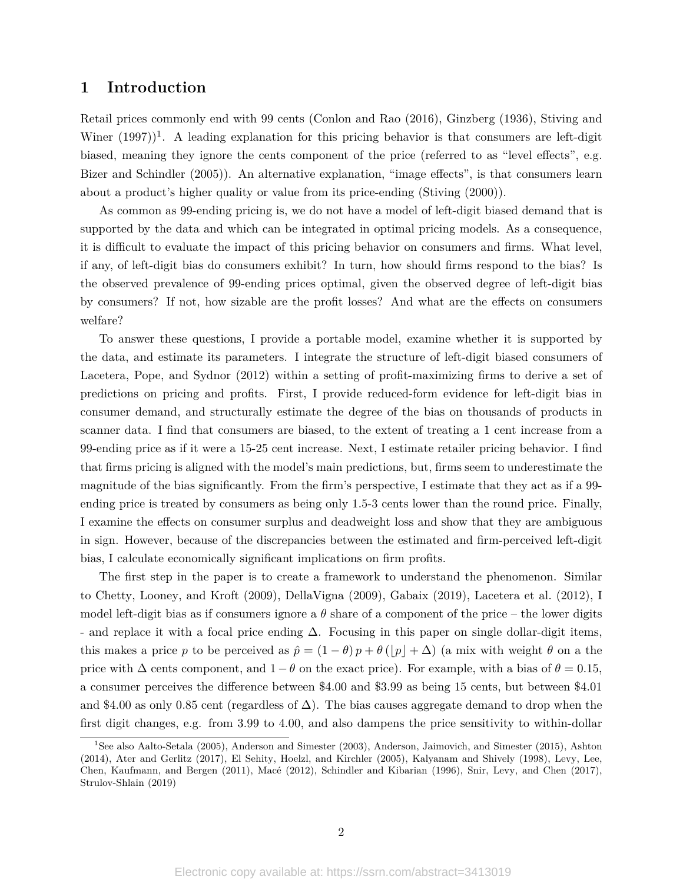# 1 Introduction

Retail prices commonly end with 99 cents (Conlon and Rao (2016), Ginzberg (1936), Stiving and Winer (1997))[1]. A leading explanation for this pricing behavior is that consumers are left-digit biased, meaning they ignore the cents component of the price (referred to as "level effects", e.g. Bizer and Schindler (2005)). An alternative explanation, "image effects", is that consumers learn about a product's higher quality or value from its price-ending (Stiving (2000)).

As common as 99-ending pricing is, we do not have a model of left-digit biased demand that is supported by the data and which can be integrated in optimal pricing models. As a consequence, it is difficult to evaluate the impact of this pricing behavior on consumers and firms. What level, if any, of left-digit bias do consumers exhibit? In turn, how should firms respond to the bias? Is the observed prevalence of 99-ending prices optimal, given the observed degree of left-digit bias by consumers? If not, how sizable are the profit losses? And what are the effects on consumers welfare?

To answer these questions, I provide a portable model, examine whether it is supported by the data, and estimate its parameters. I integrate the structure of left-digit biased consumers of Lacetera, Pope, and Sydnor (2012) within a setting of profit-maximizing firms to derive a set of predictions on pricing and profits. First, I provide reduced-form evidence for left-digit bias in consumer demand, and structurally estimate the degree of the bias on thousands of products in scanner data. I find that consumers are biased, to the extent of treating a 1 cent increase from a 99-ending price as if it were a 15-25 cent increase. Next, I estimate retailer pricing behavior. I find that firms pricing is aligned with the model's main predictions, but, firms seem to underestimate the magnitude of the bias significantly. From the firm's perspective, I estimate that they act as if a 99-ending price is treated by consumers as being only 1.5-3 cents lower than the round price. Finally, I examine the effects on consumer surplus and deadweight loss and show that they are ambiguous in sign. However, because of the discrepancies between the estimated and firm-perceived left-digit bias, I calculate economically significant implications on firm profits.

The first step in the paper is to create a framework to understand the phenomenon. Similar to Chetty, Looney, and Kroft (2009), DellaVigna (2009), Gabaix (2019), Lacetera et al. (2012), I model left-digit bias as if consumers ignore a $\theta$ share of a component of the price – the lower digits - and replace it with a focal price ending $\Delta$. Focusing in this paper on single dollar-digit items, this makes a price $p$ to be perceived as $\hat{p} = (1-\theta)\,p + \theta\,(\lfloor p \rfloor + \Delta)$ (a mix with weight $\theta$ on a the price with $\Delta$ cents component, and $1-\theta$ on the exact price). For example, with a bias of $\theta = 0.15$, a consumer perceives the difference between \$4.00 and \$3.99 as being 15 cents, but between \$4.01 and \$4.00 as only 0.85 cent (regardless of $\Delta$). The bias causes aggregate demand to drop when the first digit changes, e.g. from 3.99 to 4.00, and also dampens the price sensitivity to within-dollar

[1] See also Aalto-Setala (2005), Anderson and Simester (2003), Anderson, Jaimovich, and Simester (2015), Ashton (2014), Ater and Gerlitz (2017), El Sehity, Hoelzl, and Kirchler (2005), Kalyanam and Shively (1998), Levy, Lee, Chen, Kaufmann, and Bergen (2011), Macé (2012), Schindler and Kibarian (1996), Snir, Levy, and Chen (2017), Strulov-Shlain (2019)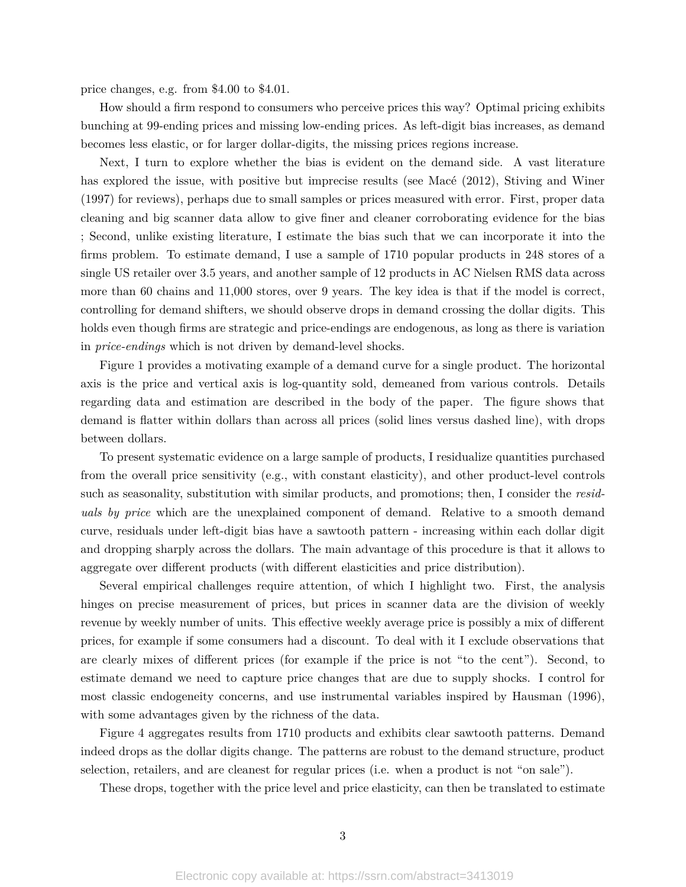price changes, e.g. from $4.00 to $4.01.

How should a firm respond to consumers who perceive prices this way? Optimal pricing exhibits bunching at 99-ending prices and missing low-ending prices. As left-digit bias increases, as demand becomes less elastic, or for larger dollar-digits, the missing prices regions increase.

Next, I turn to explore whether the bias is evident on the demand side. A vast literature has explored the issue, with positive but imprecise results (see Macé (2012), Stiving and Winer (1997) for reviews), perhaps due to small samples or prices measured with error. First, proper data cleaning and big scanner data allow to give finer and cleaner corroborating evidence for the bias ; Second, unlike existing literature, I estimate the bias such that we can incorporate it into the firms problem. To estimate demand, I use a sample of 1710 popular products in 248 stores of a single US retailer over 3.5 years, and another sample of 12 products in AC Nielsen RMS data across more than 60 chains and 11,000 stores, over 9 years. The key idea is that if the model is correct, controlling for demand shifters, we should observe drops in demand crossing the dollar digits. This holds even though firms are strategic and price-endings are endogenous, as long as there is variation in *price-endings* which is not driven by demand-level shocks.

Figure 1 provides a motivating example of a demand curve for a single product. The horizontal axis is the price and vertical axis is log-quantity sold, demeaned from various controls. Details regarding data and estimation are described in the body of the paper. The figure shows that demand is flatter within dollars than across all prices (solid lines versus dashed line), with drops between dollars.

To present systematic evidence on a large sample of products, I residualize quantities purchased from the overall price sensitivity (e.g., with constant elasticity), and other product-level controls such as seasonality, substitution with similar products, and promotions; then, I consider the *residuals by price* which are the unexplained component of demand. Relative to a smooth demand curve, residuals under left-digit bias have a sawtooth pattern - increasing within each dollar digit and dropping sharply across the dollars. The main advantage of this procedure is that it allows to aggregate over different products (with different elasticities and price distribution).

Several empirical challenges require attention, of which I highlight two. First, the analysis hinges on precise measurement of prices, but prices in scanner data are the division of weekly revenue by weekly number of units. This effective weekly average price is possibly a mix of different prices, for example if some consumers had a discount. To deal with it I exclude observations that are clearly mixes of different prices (for example if the price is not "to the cent"). Second, to estimate demand we need to capture price changes that are due to supply shocks. I control for most classic endogeneity concerns, and use instrumental variables inspired by Hausman (1996), with some advantages given by the richness of the data.

Figure 4 aggregates results from 1710 products and exhibits clear sawtooth patterns. Demand indeed drops as the dollar digits change. The patterns are robust to the demand structure, product selection, retailers, and are cleanest for regular prices (i.e. when a product is not "on sale").

These drops, together with the price level and price elasticity, can then be translated to estimate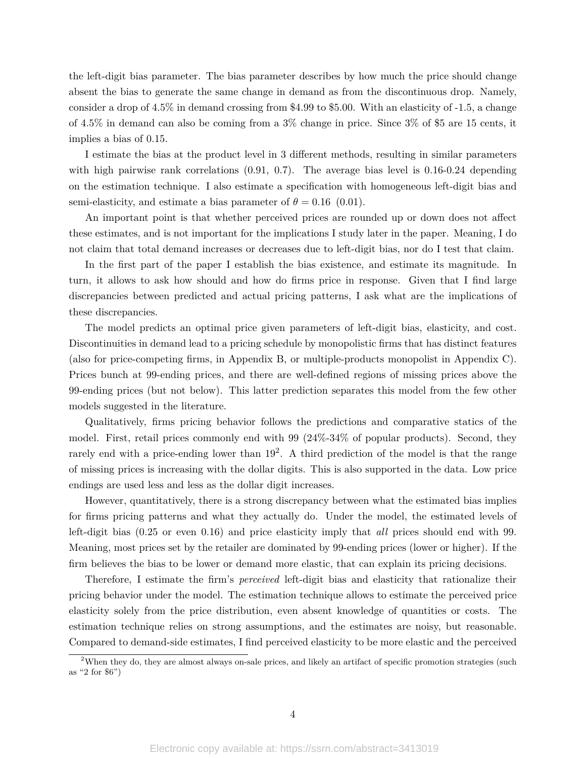the left-digit bias parameter. The bias parameter describes by how much the price should change absent the bias to generate the same change in demand as from the discontinuous drop. Namely, consider a drop of 4.5% in demand crossing from \$4.99 to \$5.00. With an elasticity of -1.5, a change of 4.5% in demand can also be coming from a 3% change in price. Since 3% of \$5 are 15 cents, it implies a bias of 0.15.

I estimate the bias at the product level in 3 different methods, resulting in similar parameters with high pairwise rank correlations (0.91, 0.7). The average bias level is 0.16-0.24 depending on the estimation technique. I also estimate a specification with homogeneous left-digit bias and semi-elasticity, and estimate a bias parameter of $\theta = 0.16$ (0.01).

An important point is that whether perceived prices are rounded up or down does not affect these estimates, and is not important for the implications I study later in the paper. Meaning, I do not claim that total demand increases or decreases due to left-digit bias, nor do I test that claim.

In the first part of the paper I establish the bias existence, and estimate its magnitude. In turn, it allows to ask how should and how do firms price in response. Given that I find large discrepancies between predicted and actual pricing patterns, I ask what are the implications of these discrepancies.

The model predicts an optimal price given parameters of left-digit bias, elasticity, and cost. Discontinuities in demand lead to a pricing schedule by monopolistic firms that has distinct features (also for price-competing firms, in Appendix B, or multiple-products monopolist in Appendix C). Prices bunch at 99-ending prices, and there are well-defined regions of missing prices above the 99-ending prices (but not below). This latter prediction separates this model from the few other models suggested in the literature.

Qualitatively, firms pricing behavior follows the predictions and comparative statics of the model. First, retail prices commonly end with 99 (24%-34% of popular products). Second, they rarely end with a price-ending lower than 19[2]. A third prediction of the model is that the range of missing prices is increasing with the dollar digits. This is also supported in the data. Low price endings are used less and less as the dollar digit increases.

However, quantitatively, there is a strong discrepancy between what the estimated bias implies for firms pricing patterns and what they actually do. Under the model, the estimated levels of left-digit bias (0.25 or even 0.16) and price elasticity imply that *all* prices should end with 99. Meaning, most prices set by the retailer are dominated by 99-ending prices (lower or higher). If the firm believes the bias to be lower or demand more elastic, that can explain its pricing decisions.

Therefore, I estimate the firm's *perceived* left-digit bias and elasticity that rationalize their pricing behavior under the model. The estimation technique allows to estimate the perceived price elasticity solely from the price distribution, even absent knowledge of quantities or costs. The estimation technique relies on strong assumptions, and the estimates are noisy, but reasonable. Compared to demand-side estimates, I find perceived elasticity to be more elastic and the perceived

[2]When they do, they are almost always on-sale prices, and likely an artifact of specific promotion strategies (such as "2 for \$6")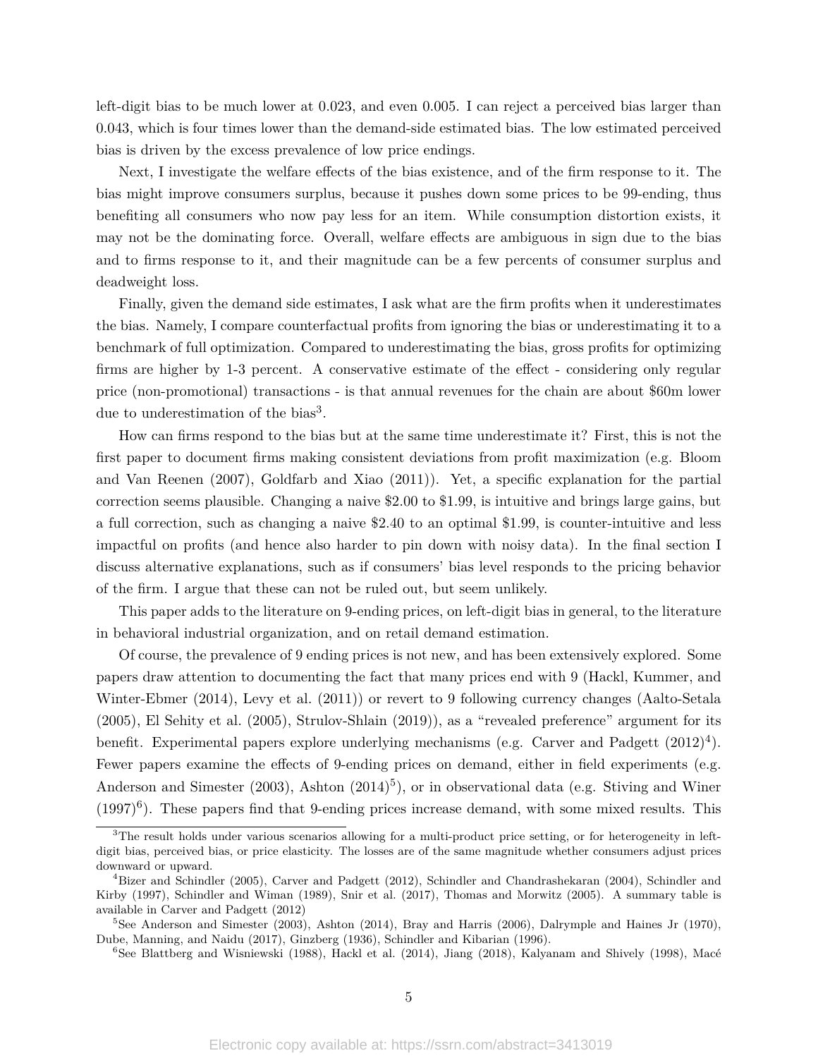left-digit bias to be much lower at 0.023, and even 0.005. I can reject a perceived bias larger than 0.043, which is four times lower than the demand-side estimated bias. The low estimated perceived bias is driven by the excess prevalence of low price endings.

Next, I investigate the welfare effects of the bias existence, and of the firm response to it. The bias might improve consumers surplus, because it pushes down some prices to be 99-ending, thus benefiting all consumers who now pay less for an item. While consumption distortion exists, it may not be the dominating force. Overall, welfare effects are ambiguous in sign due to the bias and to firms response to it, and their magnitude can be a few percents of consumer surplus and deadweight loss.

Finally, given the demand side estimates, I ask what are the firm profits when it underestimates the bias. Namely, I compare counterfactual profits from ignoring the bias or underestimating it to a benchmark of full optimization. Compared to underestimating the bias, gross profits for optimizing firms are higher by 1-3 percent. A conservative estimate of the effect - considering only regular price (non-promotional) transactions - is that annual revenues for the chain are about $60m lower due to underestimation of the bias[3].

How can firms respond to the bias but at the same time underestimate it? First, this is not the first paper to document firms making consistent deviations from profit maximization (e.g. Bloom and Van Reenen (2007), Goldfarb and Xiao (2011)). Yet, a specific explanation for the partial correction seems plausible. Changing a naive $2.00 to $1.99, is intuitive and brings large gains, but a full correction, such as changing a naive $2.40 to an optimal $1.99, is counter-intuitive and less impactful on profits (and hence also harder to pin down with noisy data). In the final section I discuss alternative explanations, such as if consumers' bias level responds to the pricing behavior of the firm. I argue that these can not be ruled out, but seem unlikely.

This paper adds to the literature on 9-ending prices, on left-digit bias in general, to the literature in behavioral industrial organization, and on retail demand estimation.

Of course, the prevalence of 9 ending prices is not new, and has been extensively explored. Some papers draw attention to documenting the fact that many prices end with 9 (Hackl, Kummer, and Winter-Ebmer (2014), Levy et al. (2011)) or revert to 9 following currency changes (Aalto-Setala (2005), El Sehity et al. (2005), Strulov-Shlain (2019)), as a "revealed preference" argument for its benefit. Experimental papers explore underlying mechanisms (e.g. Carver and Padgett (2012)[4]). Fewer papers examine the effects of 9-ending prices on demand, either in field experiments (e.g. Anderson and Simester (2003), Ashton (2014)[5]), or in observational data (e.g. Stiving and Winer (1997)[6]). These papers find that 9-ending prices increase demand, with some mixed results. This

[3] The result holds under various scenarios allowing for a multi-product price setting, or for heterogeneity in left-digit bias, perceived bias, or price elasticity. The losses are of the same magnitude whether consumers adjust prices downward or upward.

[4] Bizer and Schindler (2005), Carver and Padgett (2012), Schindler and Chandrashekaran (2004), Schindler and Kirby (1997), Schindler and Wiman (1989), Snir et al. (2017), Thomas and Morwitz (2005). A summary table is available in Carver and Padgett (2012)

[5] See Anderson and Simester (2003), Ashton (2014), Bray and Harris (2006), Dalrymple and Haines Jr (1970), Dube, Manning, and Naidu (2017), Ginzberg (1936), Schindler and Kibarian (1996).

[6] See Blattberg and Wisniewski (1988), Hackl et al. (2014), Jiang (2018), Kalyanam and Shively (1998), Macé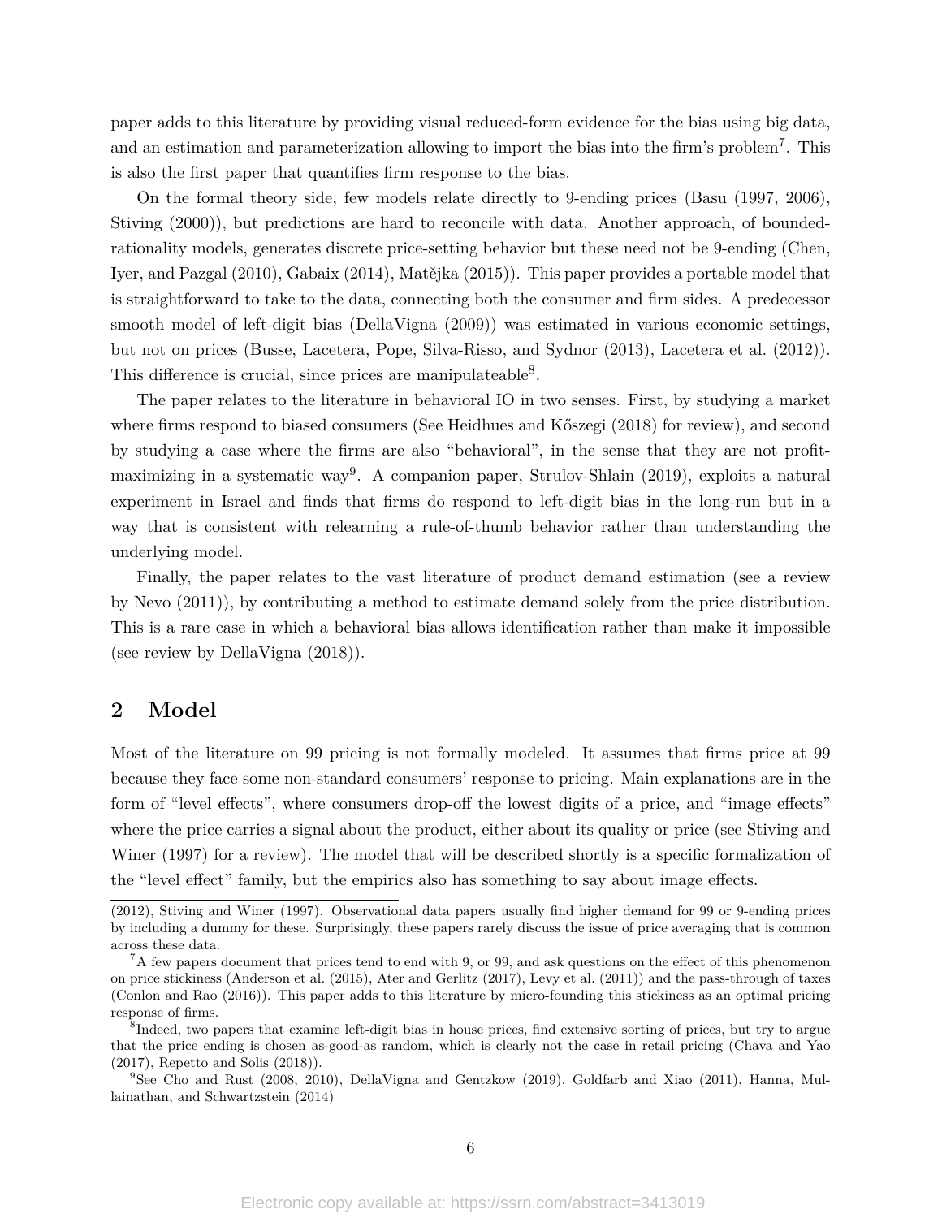paper adds to this literature by providing visual reduced-form evidence for the bias using big data, and an estimation and parameterization allowing to import the bias into the firm's problem[7]. This is also the first paper that quantifies firm response to the bias.

On the formal theory side, few models relate directly to 9-ending prices (Basu (1997, 2006), Stiving (2000)), but predictions are hard to reconcile with data. Another approach, of bounded-rationality models, generates discrete price-setting behavior but these need not be 9-ending (Chen, Iyer, and Pazgal (2010), Gabaix (2014), Matějka (2015)). This paper provides a portable model that is straightforward to take to the data, connecting both the consumer and firm sides. A predecessor smooth model of left-digit bias (DellaVigna (2009)) was estimated in various economic settings, but not on prices (Busse, Lacetera, Pope, Silva-Risso, and Sydnor (2013), Lacetera et al. (2012)). This difference is crucial, since prices are manipulateable[8].

The paper relates to the literature in behavioral IO in two senses. First, by studying a market where firms respond to biased consumers (See Heidhues and Kőszegi (2018) for review), and second by studying a case where the firms are also "behavioral", in the sense that they are not profit-maximizing in a systematic way[9]. A companion paper, Strulov-Shlain (2019), exploits a natural experiment in Israel and finds that firms do respond to left-digit bias in the long-run but in a way that is consistent with relearning a rule-of-thumb behavior rather than understanding the underlying model.

Finally, the paper relates to the vast literature of product demand estimation (see a review by Nevo (2011)), by contributing a method to estimate demand solely from the price distribution. This is a rare case in which a behavioral bias allows identification rather than make it impossible (see review by DellaVigna (2018)).

## 2 Model

Most of the literature on 99 pricing is not formally modeled. It assumes that firms price at 99 because they face some non-standard consumers' response to pricing. Main explanations are in the form of "level effects", where consumers drop-off the lowest digits of a price, and "image effects" where the price carries a signal about the product, either about its quality or price (see Stiving and Winer (1997) for a review). The model that will be described shortly is a specific formalization of the "level effect" family, but the empirics also has something to say about image effects.

(2012), Stiving and Winer (1997). Observational data papers usually find higher demand for 99 or 9-ending prices by including a dummy for these. Surprisingly, these papers rarely discuss the issue of price averaging that is common across these data.

[7] A few papers document that prices tend to end with 9, or 99, and ask questions on the effect of this phenomenon on price stickiness (Anderson et al. (2015), Ater and Gerlitz (2017), Levy et al. (2011)) and the pass-through of taxes (Conlon and Rao (2016)). This paper adds to this literature by micro-founding this stickiness as an optimal pricing response of firms.

[8] Indeed, two papers that examine left-digit bias in house prices, find extensive sorting of prices, but try to argue that the price ending is chosen as-good-as random, which is clearly not the case in retail pricing (Chava and Yao (2017), Repetto and Solis (2018)).

[9] See Cho and Rust (2008, 2010), DellaVigna and Gentzkow (2019), Goldfarb and Xiao (2011), Hanna, Mullainathan, and Schwartzstein (2014)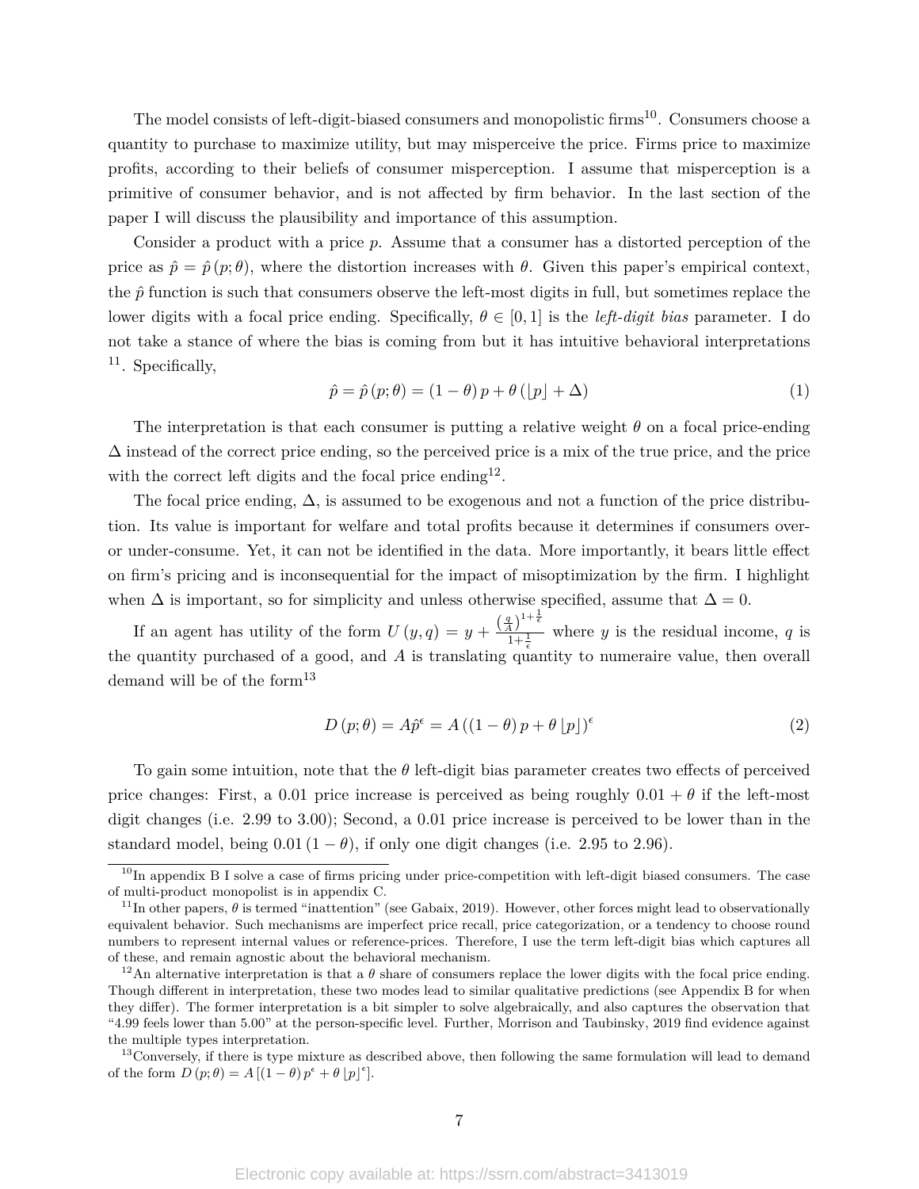The model consists of left-digit-biased consumers and monopolistic firms[10]. Consumers choose a quantity to purchase to maximize utility, but may misperceive the price. Firms price to maximize profits, according to their beliefs of consumer misperception. I assume that misperception is a primitive of consumer behavior, and is not affected by firm behavior. In the last section of the paper I will discuss the plausibility and importance of this assumption.

Consider a product with a price $p$. Assume that a consumer has a distorted perception of the price as $\hat{p} = \hat{p}(p;\theta)$, where the distortion increases with $\theta$. Given this paper's empirical context, the $\hat{p}$ function is such that consumers observe the left-most digits in full, but sometimes replace the lower digits with a focal price ending. Specifically, $\theta \in [0,1]$ is the *left-digit bias* parameter. I do not take a stance of where the bias is coming from but it has intuitive behavioral interpretations [11]. Specifically,

$$\hat{p} = \hat{p}(p;\theta) = (1-\theta)p + \theta(\lfloor p \rfloor + \Delta) \tag{1}$$

The interpretation is that each consumer is putting a relative weight $\theta$ on a focal price-ending $\Delta$ instead of the correct price ending, so the perceived price is a mix of the true price, and the price with the correct left digits and the focal price ending[12].

The focal price ending, $\Delta$, is assumed to be exogenous and not a function of the price distribution. Its value is important for welfare and total profits because it determines if consumers over- or under-consume. Yet, it can not be identified in the data. More importantly, it bears little effect on firm's pricing and is inconsequential for the impact of misoptimization by the firm. I highlight when $\Delta$ is important, so for simplicity and unless otherwise specified, assume that $\Delta = 0$.

If an agent has utility of the form $U(y,q) = y + \frac{\left(\frac{q}{A}\right)^{1+\frac{1}{\epsilon}}}{1+\frac{1}{\epsilon}}$ where $y$ is the residual income, $q$ is the quantity purchased of a good, and $A$ is translating quantity to numeraire value, then overall demand will be of the form[13]

$$D(p;\theta) = A\hat{p}^{\epsilon} = A\left((1-\theta)p + \theta\lfloor p \rfloor\right)^{\epsilon} \tag{2}$$

To gain some intuition, note that the $\theta$ left-digit bias parameter creates two effects of perceived price changes: First, a 0.01 price increase is perceived as being roughly $0.01 + \theta$ if the left-most digit changes (i.e. 2.99 to 3.00); Second, a 0.01 price increase is perceived to be lower than in the standard model, being $0.01(1-\theta)$, if only one digit changes (i.e. 2.95 to 2.96).

[10] In appendix B I solve a case of firms pricing under price-competition with left-digit biased consumers. The case of multi-product monopolist is in appendix C.

[11] In other papers, $\theta$ is termed "inattention" (see Gabaix, 2019). However, other forces might lead to observationally equivalent behavior. Such mechanisms are imperfect price recall, price categorization, or a tendency to choose round numbers to represent internal values or reference-prices. Therefore, I use the term left-digit bias which captures all of these, and remain agnostic about the behavioral mechanism.

[12] An alternative interpretation is that a $\theta$ share of consumers replace the lower digits with the focal price ending. Though different in interpretation, these two modes lead to similar qualitative predictions (see Appendix B for when they differ). The former interpretation is a bit simpler to solve algebraically, and also captures the observation that "4.99 feels lower than 5.00" at the person-specific level. Further, Morrison and Taubinsky, 2019 find evidence against the multiple types interpretation.

[13] Conversely, if there is type mixture as described above, then following the same formulation will lead to demand of the form $D(p;\theta) = A\left[(1-\theta)p^{\epsilon} + \theta\lfloor p \rfloor^{\epsilon}\right]$.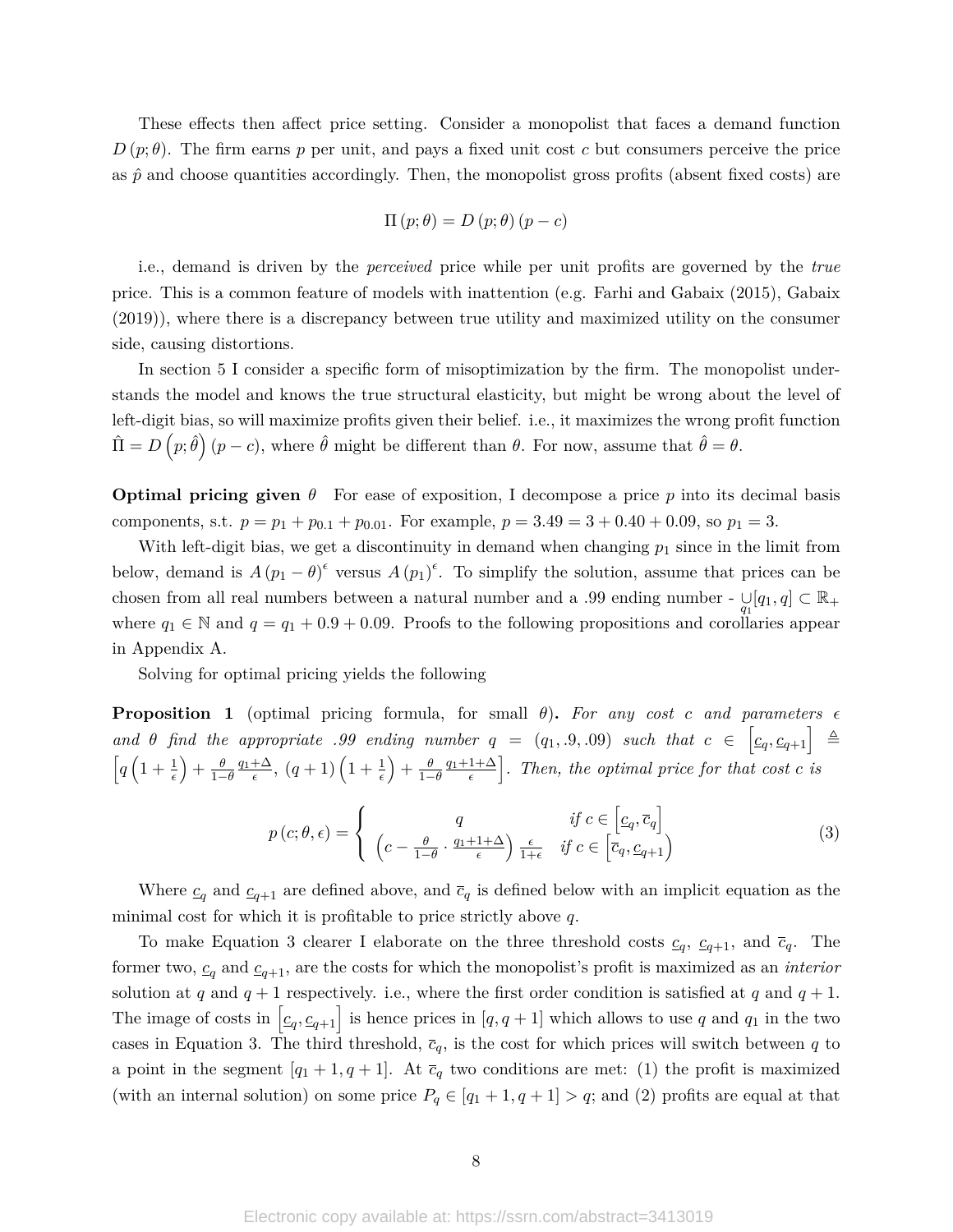These effects then affect price setting. Consider a monopolist that faces a demand function $D(p;\theta)$. The firm earns $p$ per unit, and pays a fixed unit cost $c$ but consumers perceive the price as $\hat{p}$ and choose quantities accordingly. Then, the monopolist gross profits (absent fixed costs) are

$$\Pi(p;\theta) = D(p;\theta)(p-c)$$

i.e., demand is driven by the *perceived* price while per unit profits are governed by the *true* price. This is a common feature of models with inattention (e.g. Farhi and Gabaix (2015), Gabaix (2019)), where there is a discrepancy between true utility and maximized utility on the consumer side, causing distortions.

In section 5 I consider a specific form of misoptimization by the firm. The monopolist understands the model and knows the true structural elasticity, but might be wrong about the level of left-digit bias, so will maximize profits given their belief. i.e., it maximizes the wrong profit function $\hat{\Pi} = D\left(p;\hat{\theta}\right)(p-c)$, where $\hat{\theta}$ might be different than $\theta$. For now, assume that $\hat{\theta} = \theta$.

**Optimal pricing given $\theta$** For ease of exposition, I decompose a price $p$ into its decimal basis components, s.t. $p = p_1 + p_{0.1} + p_{0.01}$. For example, $p = 3.49 = 3 + 0.40 + 0.09$, so $p_1 = 3$.

With left-digit bias, we get a discontinuity in demand when changing $p_1$ since in the limit from below, demand is $A(p_1-\theta)^{\epsilon}$ versus $A(p_1)^{\epsilon}$. To simplify the solution, assume that prices can be chosen from all real numbers between a natural number and a .99 ending number - $\underset{q_1}{\cup}[q_1, q] \subset \mathbb{R}_+$ where $q_1 \in \mathbb{N}$ and $q = q_1 + 0.9 + 0.09$. Proofs to the following propositions and corollaries appear in Appendix A.

Solving for optimal pricing yields the following

**Proposition 1** (optimal pricing formula, for small $\theta$)**.** *For any cost $c$ and parameters $\epsilon$ and $\theta$ find the appropriate .99 ending number $q = (q_1, .9, .09)$ such that $c \in \left[\underline{c}_q, \underline{c}_{q+1}\right] \triangleq \left[q\left(1+\frac{1}{\epsilon}\right) + \frac{\theta}{1-\theta}\frac{q_1+\Delta}{\epsilon},\ (q+1)\left(1+\frac{1}{\epsilon}\right) + \frac{\theta}{1-\theta}\frac{q_1+1+\Delta}{\epsilon}\right]$. Then, the optimal price for that cost $c$ is*

$$p(c;\theta,\epsilon) = \begin{cases} q & \text{if } c \in \left[\underline{c}_q, \overline{c}_q\right] \\ \left(c - \frac{\theta}{1-\theta}\cdot\frac{q_1+1+\Delta}{\epsilon}\right)\frac{\epsilon}{1+\epsilon} & \text{if } c \in \left[\overline{c}_q, \underline{c}_{q+1}\right) \end{cases} \tag{3}$$

Where $\underline{c}_q$ and $\underline{c}_{q+1}$ are defined above, and $\overline{c}_q$ is defined below with an implicit equation as the minimal cost for which it is profitable to price strictly above $q$.

To make Equation 3 clearer I elaborate on the three threshold costs $\underline{c}_q$, $\underline{c}_{q+1}$, and $\overline{c}_q$. The former two, $\underline{c}_q$ and $\underline{c}_{q+1}$, are the costs for which the monopolist's profit is maximized as an *interior* solution at $q$ and $q+1$ respectively. i.e., where the first order condition is satisfied at $q$ and $q+1$. The image of costs in $\left[\underline{c}_q, \underline{c}_{q+1}\right]$ is hence prices in $[q, q+1]$ which allows to use $q$ and $q_1$ in the two cases in Equation 3. The third threshold, $\overline{c}_q$, is the cost for which prices will switch between $q$ to a point in the segment $[q_1+1, q+1]$. At $\overline{c}_q$ two conditions are met: (1) the profit is maximized (with an internal solution) on some price $P_q \in [q_1+1, q+1] > q$; and (2) profits are equal at that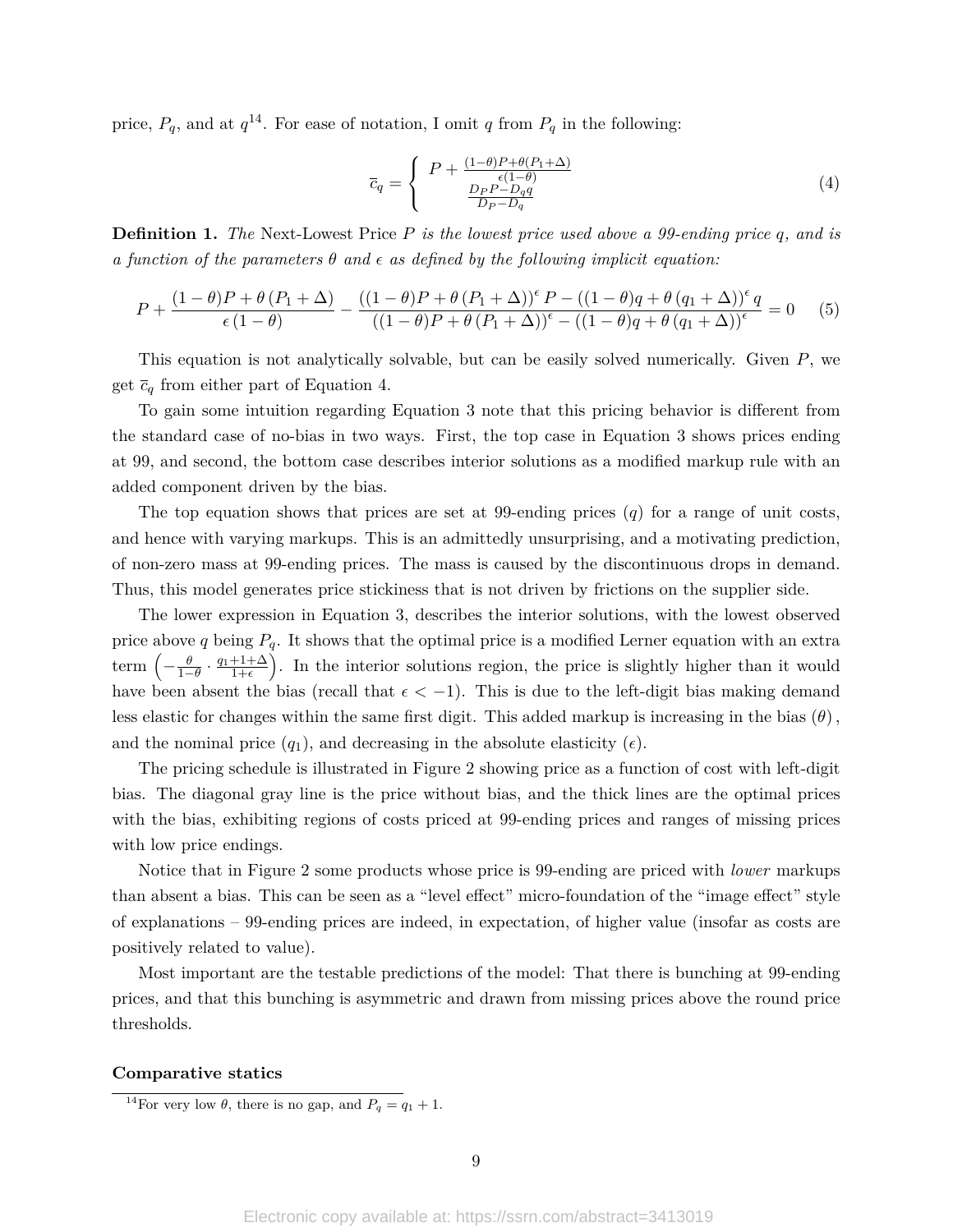price, $P_q$, and at $q$[14]. For ease of notation, I omit $q$ from $P_q$ in the following:

$$
\bar{c}_q = \begin{cases} P + \frac{(1-\theta)P+\theta(P_1+\Delta)}{\epsilon(1-\theta)} \\ \frac{D_P P - D_q q}{D_P - D_q} \end{cases} \tag{4}
$$

**Definition 1.** *The* Next-Lowest Price $P$ *is the lowest price used above a 99-ending price $q$, and is a function of the parameters $\theta$ and $\epsilon$ as defined by the following implicit equation:*

$$
P + \frac{(1-\theta)P + \theta(P_1 + \Delta)}{\epsilon(1-\theta)} - \frac{((1-\theta)P + \theta(P_1+\Delta))^{\epsilon} P - ((1-\theta)q + \theta(q_1+\Delta))^{\epsilon} q}{((1-\theta)P + \theta(P_1+\Delta))^{\epsilon} - ((1-\theta)q + \theta(q_1+\Delta))^{\epsilon}} = 0 \tag{5}
$$

This equation is not analytically solvable, but can be easily solved numerically. Given $P$, we get $\bar{c}_q$ from either part of Equation 4.

To gain some intuition regarding Equation 3 note that this pricing behavior is different from the standard case of no-bias in two ways. First, the top case in Equation 3 shows prices ending at 99, and second, the bottom case describes interior solutions as a modified markup rule with an added component driven by the bias.

The top equation shows that prices are set at 99-ending prices ($q$) for a range of unit costs, and hence with varying markups. This is an admittedly unsurprising, and a motivating prediction, of non-zero mass at 99-ending prices. The mass is caused by the discontinuous drops in demand. Thus, this model generates price stickiness that is not driven by frictions on the supplier side.

The lower expression in Equation 3, describes the interior solutions, with the lowest observed price above $q$ being $P_q$. It shows that the optimal price is a modified Lerner equation with an extra term $\left(-\frac{\theta}{1-\theta} \cdot \frac{q_1+1+\Delta}{1+\epsilon}\right)$. In the interior solutions region, the price is slightly higher than it would have been absent the bias (recall that $\epsilon < -1$). This is due to the left-digit bias making demand less elastic for changes within the same first digit. This added markup is increasing in the bias ($\theta$), and the nominal price ($q_1$), and decreasing in the absolute elasticity ($\epsilon$).

The pricing schedule is illustrated in Figure 2 showing price as a function of cost with left-digit bias. The diagonal gray line is the price without bias, and the thick lines are the optimal prices with the bias, exhibiting regions of costs priced at 99-ending prices and ranges of missing prices with low price endings.

Notice that in Figure 2 some products whose price is 99-ending are priced with *lower* markups than absent a bias. This can be seen as a "level effect" micro-foundation of the "image effect" style of explanations – 99-ending prices are indeed, in expectation, of higher value (insofar as costs are positively related to value).

Most important are the testable predictions of the model: That there is bunching at 99-ending prices, and that this bunching is asymmetric and drawn from missing prices above the round price thresholds.

**Comparative statics**

[14]For very low $\theta$, there is no gap, and $P_q = q_1 + 1$.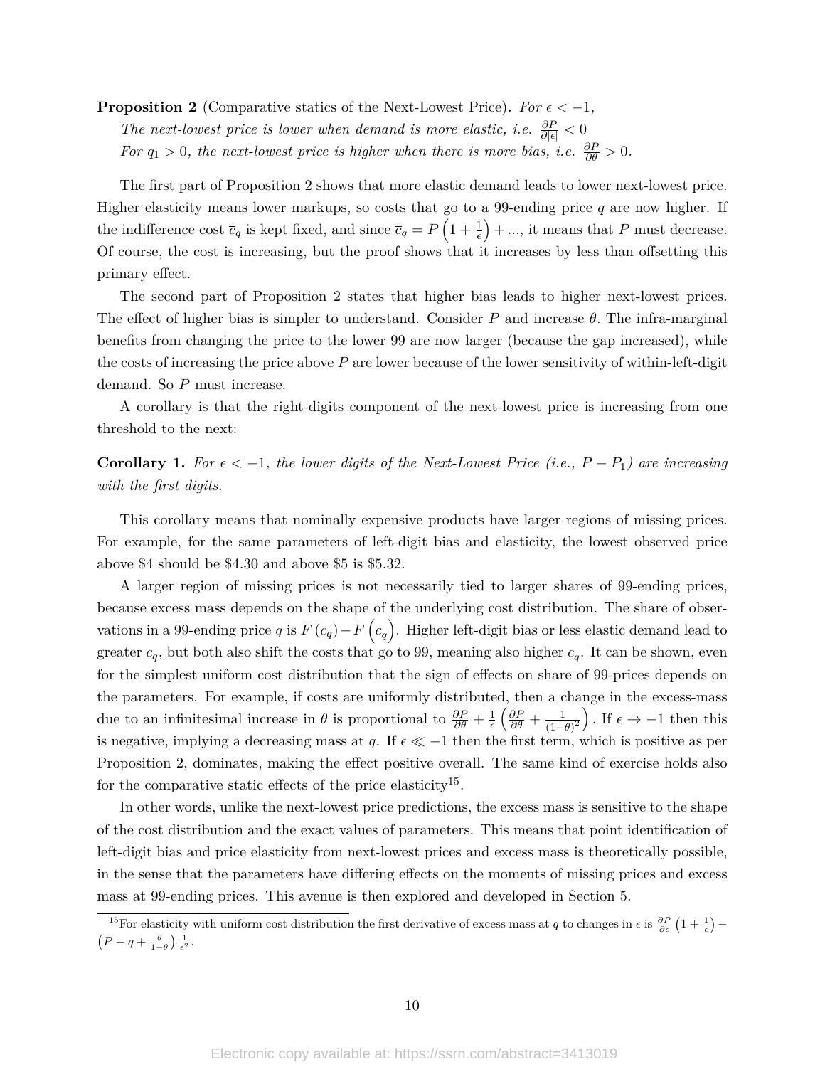**Proposition 2** (Comparative statics of the Next-Lowest Price)**.** *For $\epsilon < -1$,*

*The next-lowest price is lower when demand is more elastic, i.e. $\frac{\partial P}{\partial|\epsilon|} < 0$*

*For $q_1 > 0$, the next-lowest price is higher when there is more bias, i.e. $\frac{\partial P}{\partial \theta} > 0$.*

The first part of Proposition 2 shows that more elastic demand leads to lower next-lowest price. Higher elasticity means lower markups, so costs that go to a 99-ending price $q$ are now higher. If the indifference cost $\overline{c}_q$ is kept fixed, and since $\overline{c}_q = P\left(1 + \frac{1}{\epsilon}\right) + ...$, it means that $P$ must decrease. Of course, the cost is increasing, but the proof shows that it increases by less than offsetting this primary effect.

The second part of Proposition 2 states that higher bias leads to higher next-lowest prices. The effect of higher bias is simpler to understand. Consider $P$ and increase $\theta$. The infra-marginal benefits from changing the price to the lower 99 are now larger (because the gap increased), while the costs of increasing the price above $P$ are lower because of the lower sensitivity of within-left-digit demand. So $P$ must increase.

A corollary is that the right-digits component of the next-lowest price is increasing from one threshold to the next:

**Corollary 1.** *For $\epsilon < -1$, the lower digits of the Next-Lowest Price (i.e., $P - P_1$) are increasing with the first digits.*

This corollary means that nominally expensive products have larger regions of missing prices. For example, for the same parameters of left-digit bias and elasticity, the lowest observed price above \$4 should be \$4.30 and above \$5 is \$5.32.

A larger region of missing prices is not necessarily tied to larger shares of 99-ending prices, because excess mass depends on the shape of the underlying cost distribution. The share of observations in a 99-ending price $q$ is $F(\overline{c}_q) - F\left(\underline{c}_q\right)$. Higher left-digit bias or less elastic demand lead to greater $\overline{c}_q$, but both also shift the costs that go to 99, meaning also higher $\underline{c}_q$. It can be shown, even for the simplest uniform cost distribution that the sign of effects on share of 99-prices depends on the parameters. For example, if costs are uniformly distributed, then a change in the excess-mass due to an infinitesimal increase in $\theta$ is proportional to $\frac{\partial P}{\partial \theta} + \frac{1}{\epsilon}\left(\frac{\partial P}{\partial \theta} + \frac{1}{(1-\theta)^2}\right)$. If $\epsilon \to -1$ then this is negative, implying a decreasing mass at $q$. If $\epsilon \ll -1$ then the first term, which is positive as per Proposition 2, dominates, making the effect positive overall. The same kind of exercise holds also for the comparative static effects of the price elasticity[15].

In other words, unlike the next-lowest price predictions, the excess mass is sensitive to the shape of the cost distribution and the exact values of parameters. This means that point identification of left-digit bias and price elasticity from next-lowest prices and excess mass is theoretically possible, in the sense that the parameters have differing effects on the moments of missing prices and excess mass at 99-ending prices. This avenue is then explored and developed in Section 5.

[15] For elasticity with uniform cost distribution the first derivative of excess mass at $q$ to changes in $\epsilon$ is $\frac{\partial P}{\partial \epsilon}\left(1 + \frac{1}{\epsilon}\right) - \left(P - q + \frac{\theta}{1-\theta}\right)\frac{1}{\epsilon^2}$.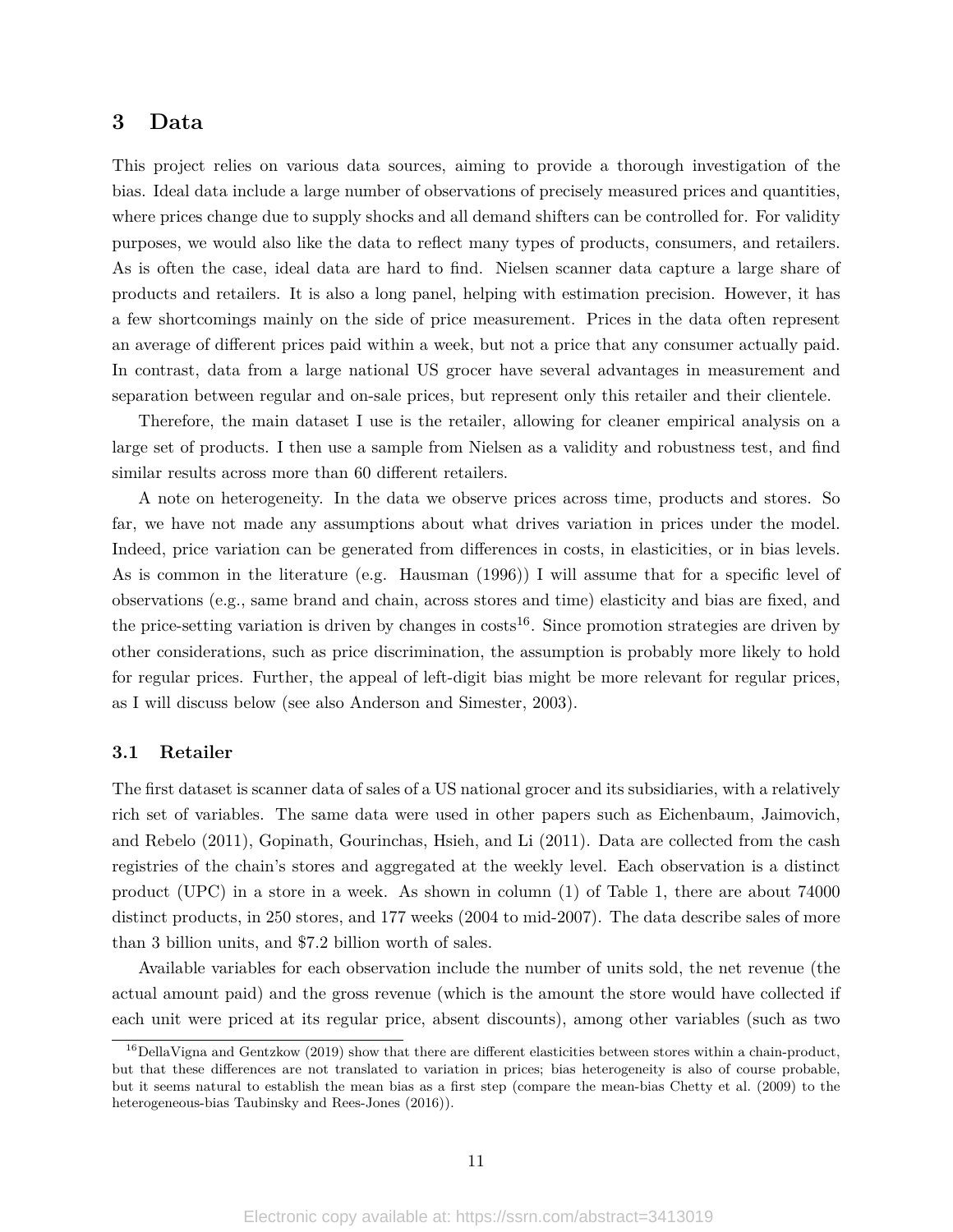## 3 Data

This project relies on various data sources, aiming to provide a thorough investigation of the bias. Ideal data include a large number of observations of precisely measured prices and quantities, where prices change due to supply shocks and all demand shifters can be controlled for. For validity purposes, we would also like the data to reflect many types of products, consumers, and retailers. As is often the case, ideal data are hard to find. Nielsen scanner data capture a large share of products and retailers. It is also a long panel, helping with estimation precision. However, it has a few shortcomings mainly on the side of price measurement. Prices in the data often represent an average of different prices paid within a week, but not a price that any consumer actually paid. In contrast, data from a large national US grocer have several advantages in measurement and separation between regular and on-sale prices, but represent only this retailer and their clientele.

Therefore, the main dataset I use is the retailer, allowing for cleaner empirical analysis on a large set of products. I then use a sample from Nielsen as a validity and robustness test, and find similar results across more than 60 different retailers.

A note on heterogeneity. In the data we observe prices across time, products and stores. So far, we have not made any assumptions about what drives variation in prices under the model. Indeed, price variation can be generated from differences in costs, in elasticities, or in bias levels. As is common in the literature (e.g. Hausman (1996)) I will assume that for a specific level of observations (e.g., same brand and chain, across stores and time) elasticity and bias are fixed, and the price-setting variation is driven by changes in costs[16]. Since promotion strategies are driven by other considerations, such as price discrimination, the assumption is probably more likely to hold for regular prices. Further, the appeal of left-digit bias might be more relevant for regular prices, as I will discuss below (see also Anderson and Simester, 2003).

### 3.1 Retailer

The first dataset is scanner data of sales of a US national grocer and its subsidiaries, with a relatively rich set of variables. The same data were used in other papers such as Eichenbaum, Jaimovich, and Rebelo (2011), Gopinath, Gourinchas, Hsieh, and Li (2011). Data are collected from the cash registries of the chain's stores and aggregated at the weekly level. Each observation is a distinct product (UPC) in a store in a week. As shown in column (1) of Table 1, there are about 74000 distinct products, in 250 stores, and 177 weeks (2004 to mid-2007). The data describe sales of more than 3 billion units, and \$7.2 billion worth of sales.

Available variables for each observation include the number of units sold, the net revenue (the actual amount paid) and the gross revenue (which is the amount the store would have collected if each unit were priced at its regular price, absent discounts), among other variables (such as two

[16] DellaVigna and Gentzkow (2019) show that there are different elasticities between stores within a chain-product, but that these differences are not translated to variation in prices; bias heterogeneity is also of course probable, but it seems natural to establish the mean bias as a first step (compare the mean-bias Chetty et al. (2009) to the heterogeneous-bias Taubinsky and Rees-Jones (2016)).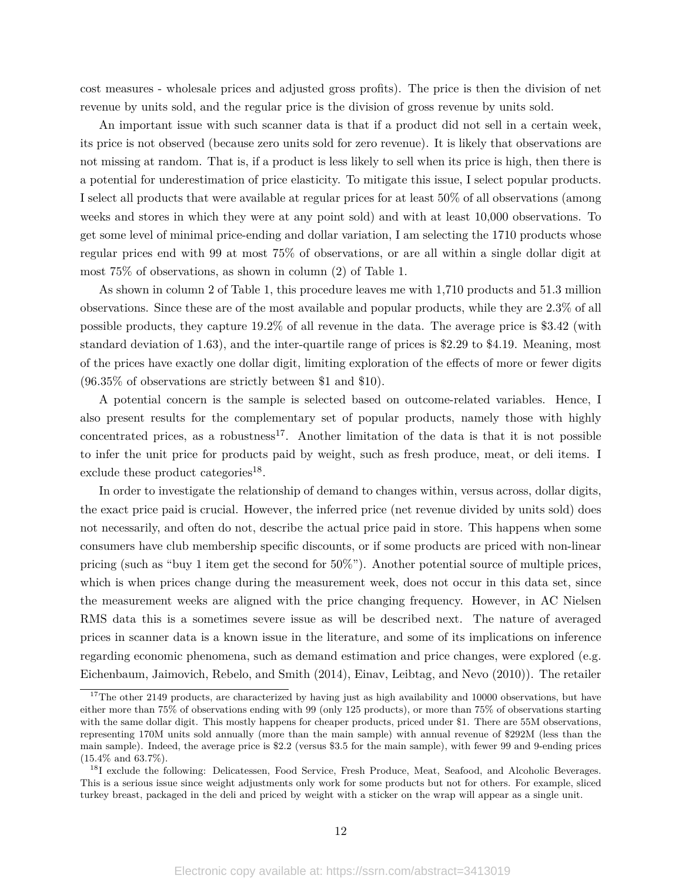cost measures - wholesale prices and adjusted gross profits). The price is then the division of net revenue by units sold, and the regular price is the division of gross revenue by units sold.

An important issue with such scanner data is that if a product did not sell in a certain week, its price is not observed (because zero units sold for zero revenue). It is likely that observations are not missing at random. That is, if a product is less likely to sell when its price is high, then there is a potential for underestimation of price elasticity. To mitigate this issue, I select popular products. I select all products that were available at regular prices for at least 50% of all observations (among weeks and stores in which they were at any point sold) and with at least 10,000 observations. To get some level of minimal price-ending and dollar variation, I am selecting the 1710 products whose regular prices end with 99 at most 75% of observations, or are all within a single dollar digit at most 75% of observations, as shown in column (2) of Table 1.

As shown in column 2 of Table 1, this procedure leaves me with 1,710 products and 51.3 million observations. Since these are of the most available and popular products, while they are 2.3% of all possible products, they capture 19.2% of all revenue in the data. The average price is \$3.42 (with standard deviation of 1.63), and the inter-quartile range of prices is \$2.29 to \$4.19. Meaning, most of the prices have exactly one dollar digit, limiting exploration of the effects of more or fewer digits (96.35% of observations are strictly between \$1 and \$10).

A potential concern is the sample is selected based on outcome-related variables. Hence, I also present results for the complementary set of popular products, namely those with highly concentrated prices, as a robustness[17]. Another limitation of the data is that it is not possible to infer the unit price for products paid by weight, such as fresh produce, meat, or deli items. I exclude these product categories[18].

In order to investigate the relationship of demand to changes within, versus across, dollar digits, the exact price paid is crucial. However, the inferred price (net revenue divided by units sold) does not necessarily, and often do not, describe the actual price paid in store. This happens when some consumers have club membership specific discounts, or if some products are priced with non-linear pricing (such as "buy 1 item get the second for 50%"). Another potential source of multiple prices, which is when prices change during the measurement week, does not occur in this data set, since the measurement weeks are aligned with the price changing frequency. However, in AC Nielsen RMS data this is a sometimes severe issue as will be described next. The nature of averaged prices in scanner data is a known issue in the literature, and some of its implications on inference regarding economic phenomena, such as demand estimation and price changes, were explored (e.g. Eichenbaum, Jaimovich, Rebelo, and Smith (2014), Einav, Leibtag, and Nevo (2010)). The retailer

[17] The other 2149 products, are characterized by having just as high availability and 10000 observations, but have either more than 75% of observations ending with 99 (only 125 products), or more than 75% of observations starting with the same dollar digit. This mostly happens for cheaper products, priced under \$1. There are 55M observations, representing 170M units sold annually (more than the main sample) with annual revenue of \$292M (less than the main sample). Indeed, the average price is \$2.2 (versus \$3.5 for the main sample), with fewer 99 and 9-ending prices (15.4% and 63.7%).

[18] I exclude the following: Delicatessen, Food Service, Fresh Produce, Meat, Seafood, and Alcoholic Beverages. This is a serious issue since weight adjustments only work for some products but not for others. For example, sliced turkey breast, packaged in the deli and priced by weight with a sticker on the wrap will appear as a single unit.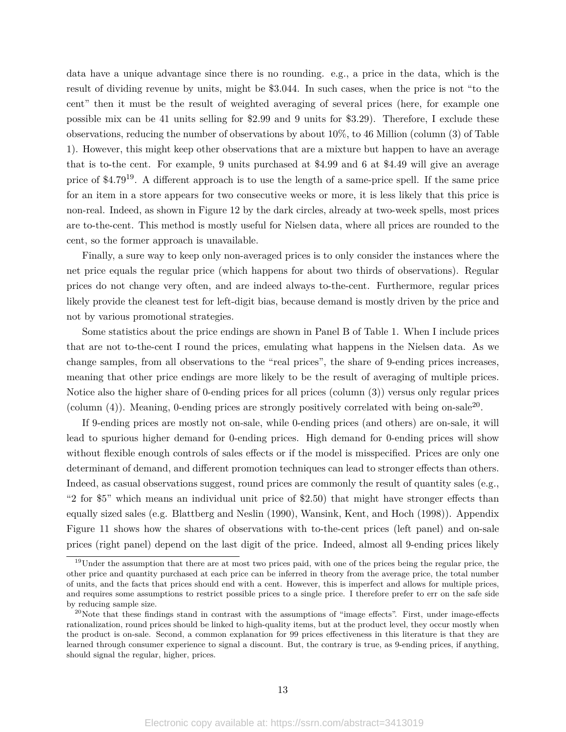data have a unique advantage since there is no rounding. e.g., a price in the data, which is the result of dividing revenue by units, might be \$3.044. In such cases, when the price is not "to the cent" then it must be the result of weighted averaging of several prices (here, for example one possible mix can be 41 units selling for \$2.99 and 9 units for \$3.29). Therefore, I exclude these observations, reducing the number of observations by about 10%, to 46 Million (column (3) of Table 1). However, this might keep other observations that are a mixture but happen to have an average that is to-the cent. For example, 9 units purchased at \$4.99 and 6 at \$4.49 will give an average price of \$4.79[19]. A different approach is to use the length of a same-price spell. If the same price for an item in a store appears for two consecutive weeks or more, it is less likely that this price is non-real. Indeed, as shown in Figure 12 by the dark circles, already at two-week spells, most prices are to-the-cent. This method is mostly useful for Nielsen data, where all prices are rounded to the cent, so the former approach is unavailable.

Finally, a sure way to keep only non-averaged prices is to only consider the instances where the net price equals the regular price (which happens for about two thirds of observations). Regular prices do not change very often, and are indeed always to-the-cent. Furthermore, regular prices likely provide the cleanest test for left-digit bias, because demand is mostly driven by the price and not by various promotional strategies.

Some statistics about the price endings are shown in Panel B of Table 1. When I include prices that are not to-the-cent I round the prices, emulating what happens in the Nielsen data. As we change samples, from all observations to the "real prices", the share of 9-ending prices increases, meaning that other price endings are more likely to be the result of averaging of multiple prices. Notice also the higher share of 0-ending prices for all prices (column (3)) versus only regular prices (column (4)). Meaning, 0-ending prices are strongly positively correlated with being on-sale[20].

If 9-ending prices are mostly not on-sale, while 0-ending prices (and others) are on-sale, it will lead to spurious higher demand for 0-ending prices. High demand for 0-ending prices will show without flexible enough controls of sales effects or if the model is misspecified. Prices are only one determinant of demand, and different promotion techniques can lead to stronger effects than others. Indeed, as casual observations suggest, round prices are commonly the result of quantity sales (e.g., "2 for \$5" which means an individual unit price of \$2.50) that might have stronger effects than equally sized sales (e.g. Blattberg and Neslin (1990), Wansink, Kent, and Hoch (1998)). Appendix Figure 11 shows how the shares of observations with to-the-cent prices (left panel) and on-sale prices (right panel) depend on the last digit of the price. Indeed, almost all 9-ending prices likely

[19]Under the assumption that there are at most two prices paid, with one of the prices being the regular price, the other price and quantity purchased at each price can be inferred in theory from the average price, the total number of units, and the facts that prices should end with a cent. However, this is imperfect and allows for multiple prices, and requires some assumptions to restrict possible prices to a single price. I therefore prefer to err on the safe side by reducing sample size.

[20]Note that these findings stand in contrast with the assumptions of "image effects". First, under image-effects rationalization, round prices should be linked to high-quality items, but at the product level, they occur mostly when the product is on-sale. Second, a common explanation for 99 prices effectiveness in this literature is that they are learned through consumer experience to signal a discount. But, the contrary is true, as 9-ending prices, if anything, should signal the regular, higher, prices.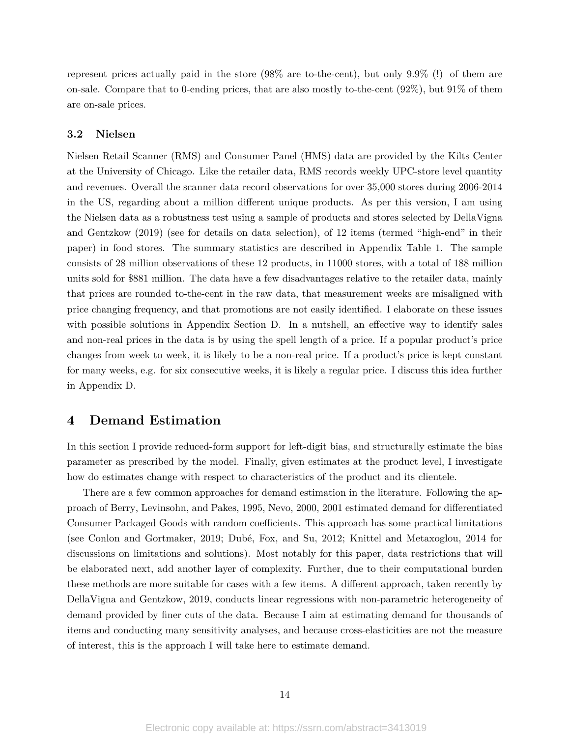represent prices actually paid in the store (98% are to-the-cent), but only 9.9% (!) of them are on-sale. Compare that to 0-ending prices, that are also mostly to-the-cent (92%), but 91% of them are on-sale prices.

### 3.2 Nielsen

Nielsen Retail Scanner (RMS) and Consumer Panel (HMS) data are provided by the Kilts Center at the University of Chicago. Like the retailer data, RMS records weekly UPC-store level quantity and revenues. Overall the scanner data record observations for over 35,000 stores during 2006-2014 in the US, regarding about a million different unique products. As per this version, I am using the Nielsen data as a robustness test using a sample of products and stores selected by DellaVigna and Gentzkow (2019) (see for details on data selection), of 12 items (termed "high-end" in their paper) in food stores. The summary statistics are described in Appendix Table 1. The sample consists of 28 million observations of these 12 products, in 11000 stores, with a total of 188 million units sold for $881 million. The data have a few disadvantages relative to the retailer data, mainly that prices are rounded to-the-cent in the raw data, that measurement weeks are misaligned with price changing frequency, and that promotions are not easily identified. I elaborate on these issues with possible solutions in Appendix Section D. In a nutshell, an effective way to identify sales and non-real prices in the data is by using the spell length of a price. If a popular product's price changes from week to week, it is likely to be a non-real price. If a product's price is kept constant for many weeks, e.g. for six consecutive weeks, it is likely a regular price. I discuss this idea further in Appendix D.

## 4 Demand Estimation

In this section I provide reduced-form support for left-digit bias, and structurally estimate the bias parameter as prescribed by the model. Finally, given estimates at the product level, I investigate how do estimates change with respect to characteristics of the product and its clientele.

There are a few common approaches for demand estimation in the literature. Following the approach of Berry, Levinsohn, and Pakes, 1995, Nevo, 2000, 2001 estimated demand for differentiated Consumer Packaged Goods with random coefficients. This approach has some practical limitations (see Conlon and Gortmaker, 2019; Dubé, Fox, and Su, 2012; Knittel and Metaxoglou, 2014 for discussions on limitations and solutions). Most notably for this paper, data restrictions that will be elaborated next, add another layer of complexity. Further, due to their computational burden these methods are more suitable for cases with a few items. A different approach, taken recently by DellaVigna and Gentzkow, 2019, conducts linear regressions with non-parametric heterogeneity of demand provided by finer cuts of the data. Because I aim at estimating demand for thousands of items and conducting many sensitivity analyses, and because cross-elasticities are not the measure of interest, this is the approach I will take here to estimate demand.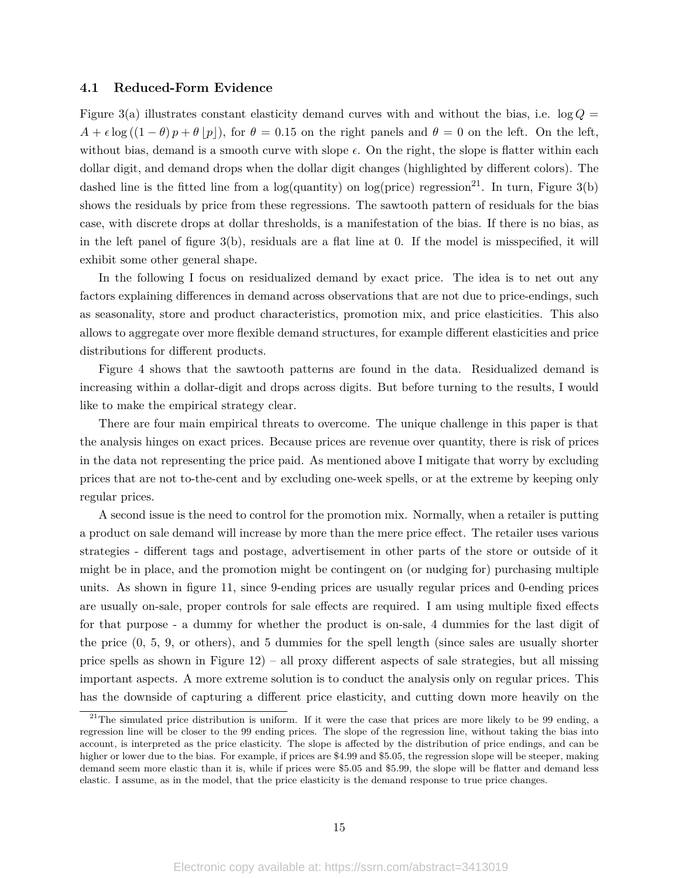### 4.1 Reduced-Form Evidence

Figure 3(a) illustrates constant elasticity demand curves with and without the bias, i.e. $\log Q = A + \epsilon \log((1-\theta)p + \theta \lfloor p \rfloor)$, for $\theta = 0.15$ on the right panels and $\theta = 0$ on the left. On the left, without bias, demand is a smooth curve with slope $\epsilon$. On the right, the slope is flatter within each dollar digit, and demand drops when the dollar digit changes (highlighted by different colors). The dashed line is the fitted line from a log(quantity) on log(price) regression[21]. In turn, Figure 3(b) shows the residuals by price from these regressions. The sawtooth pattern of residuals for the bias case, with discrete drops at dollar thresholds, is a manifestation of the bias. If there is no bias, as in the left panel of figure 3(b), residuals are a flat line at 0. If the model is misspecified, it will exhibit some other general shape.

In the following I focus on residualized demand by exact price. The idea is to net out any factors explaining differences in demand across observations that are not due to price-endings, such as seasonality, store and product characteristics, promotion mix, and price elasticities. This also allows to aggregate over more flexible demand structures, for example different elasticities and price distributions for different products.

Figure 4 shows that the sawtooth patterns are found in the data. Residualized demand is increasing within a dollar-digit and drops across digits. But before turning to the results, I would like to make the empirical strategy clear.

There are four main empirical threats to overcome. The unique challenge in this paper is that the analysis hinges on exact prices. Because prices are revenue over quantity, there is risk of prices in the data not representing the price paid. As mentioned above I mitigate that worry by excluding prices that are not to-the-cent and by excluding one-week spells, or at the extreme by keeping only regular prices.

A second issue is the need to control for the promotion mix. Normally, when a retailer is putting a product on sale demand will increase by more than the mere price effect. The retailer uses various strategies - different tags and postage, advertisement in other parts of the store or outside of it might be in place, and the promotion might be contingent on (or nudging for) purchasing multiple units. As shown in figure 11, since 9-ending prices are usually regular prices and 0-ending prices are usually on-sale, proper controls for sale effects are required. I am using multiple fixed effects for that purpose - a dummy for whether the product is on-sale, 4 dummies for the last digit of the price (0, 5, 9, or others), and 5 dummies for the spell length (since sales are usually shorter price spells as shown in Figure 12) – all proxy different aspects of sale strategies, but all missing important aspects. A more extreme solution is to conduct the analysis only on regular prices. This has the downside of capturing a different price elasticity, and cutting down more heavily on the

[21] The simulated price distribution is uniform. If it were the case that prices are more likely to be 99 ending, a regression line will be closer to the 99 ending prices. The slope of the regression line, without taking the bias into account, is interpreted as the price elasticity. The slope is affected by the distribution of price endings, and can be higher or lower due to the bias. For example, if prices are \$4.99 and \$5.05, the regression slope will be steeper, making demand seem more elastic than it is, while if prices were \$5.05 and \$5.99, the slope will be flatter and demand less elastic. I assume, as in the model, that the price elasticity is the demand response to true price changes.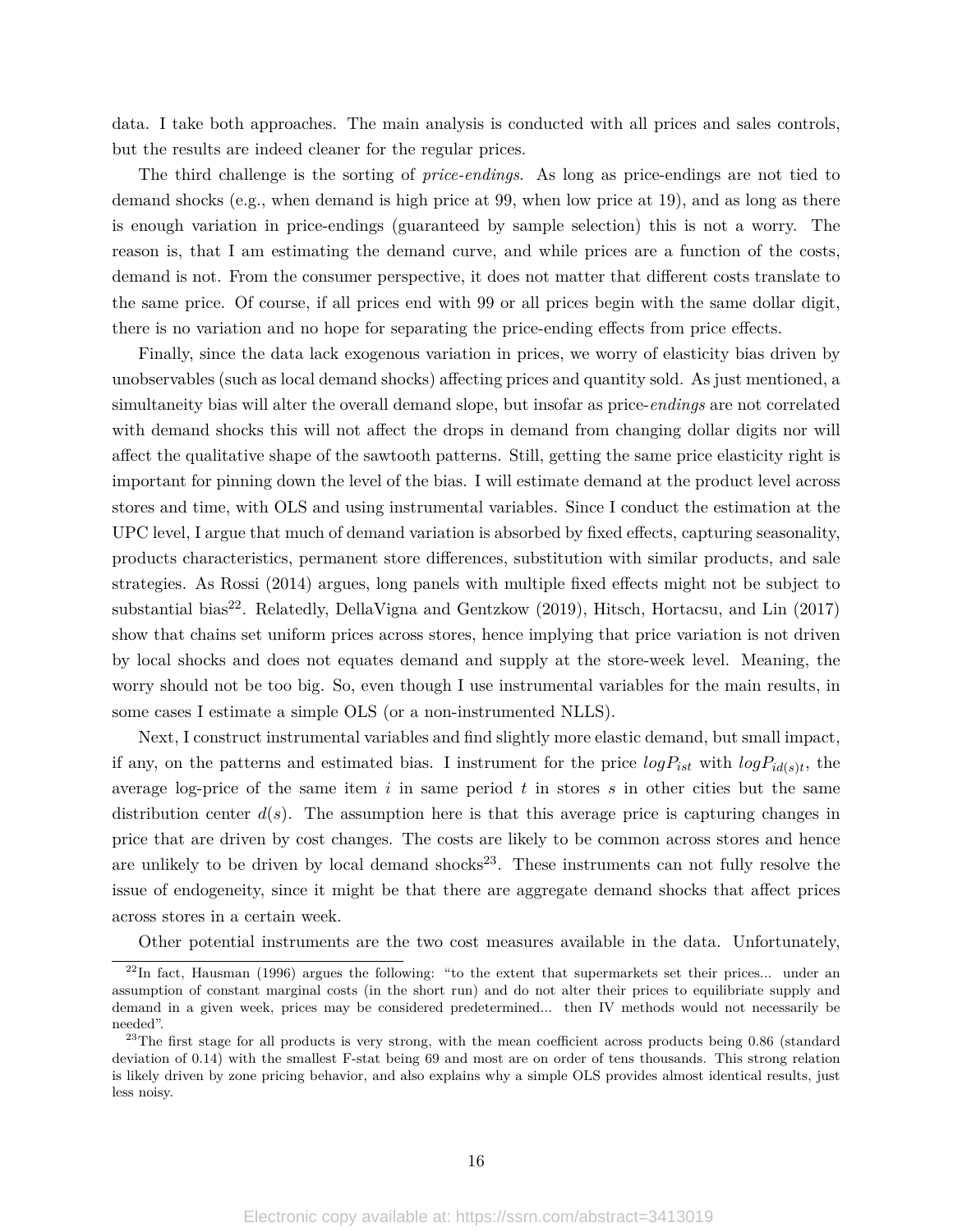data. I take both approaches. The main analysis is conducted with all prices and sales controls, but the results are indeed cleaner for the regular prices.

The third challenge is the sorting of *price-endings*. As long as price-endings are not tied to demand shocks (e.g., when demand is high price at 99, when low price at 19), and as long as there is enough variation in price-endings (guaranteed by sample selection) this is not a worry. The reason is, that I am estimating the demand curve, and while prices are a function of the costs, demand is not. From the consumer perspective, it does not matter that different costs translate to the same price. Of course, if all prices end with 99 or all prices begin with the same dollar digit, there is no variation and no hope for separating the price-ending effects from price effects.

Finally, since the data lack exogenous variation in prices, we worry of elasticity bias driven by unobservables (such as local demand shocks) affecting prices and quantity sold. As just mentioned, a simultaneity bias will alter the overall demand slope, but insofar as price-*endings* are not correlated with demand shocks this will not affect the drops in demand from changing dollar digits nor will affect the qualitative shape of the sawtooth patterns. Still, getting the same price elasticity right is important for pinning down the level of the bias. I will estimate demand at the product level across stores and time, with OLS and using instrumental variables. Since I conduct the estimation at the UPC level, I argue that much of demand variation is absorbed by fixed effects, capturing seasonality, products characteristics, permanent store differences, substitution with similar products, and sale strategies. As Rossi (2014) argues, long panels with multiple fixed effects might not be subject to substantial bias[22]. Relatedly, DellaVigna and Gentzkow (2019), Hitsch, Hortacsu, and Lin (2017) show that chains set uniform prices across stores, hence implying that price variation is not driven by local shocks and does not equates demand and supply at the store-week level. Meaning, the worry should not be too big. So, even though I use instrumental variables for the main results, in some cases I estimate a simple OLS (or a non-instrumented NLLS).

Next, I construct instrumental variables and find slightly more elastic demand, but small impact, if any, on the patterns and estimated bias. I instrument for the price $logP_{ist}$ with $logP_{id(s)t}$, the average log-price of the same item $i$ in same period $t$ in stores $s$ in other cities but the same distribution center $d(s)$. The assumption here is that this average price is capturing changes in price that are driven by cost changes. The costs are likely to be common across stores and hence are unlikely to be driven by local demand shocks[23]. These instruments can not fully resolve the issue of endogeneity, since it might be that there are aggregate demand shocks that affect prices across stores in a certain week.

Other potential instruments are the two cost measures available in the data. Unfortunately,

---

[22] In fact, Hausman (1996) argues the following: "to the extent that supermarkets set their prices... under an assumption of constant marginal costs (in the short run) and do not alter their prices to equilibriate supply and demand in a given week, prices may be considered predetermined... then IV methods would not necessarily be needed".

[23] The first stage for all products is very strong, with the mean coefficient across products being 0.86 (standard deviation of 0.14) with the smallest F-stat being 69 and most are on order of tens thousands. This strong relation is likely driven by zone pricing behavior, and also explains why a simple OLS provides almost identical results, just less noisy.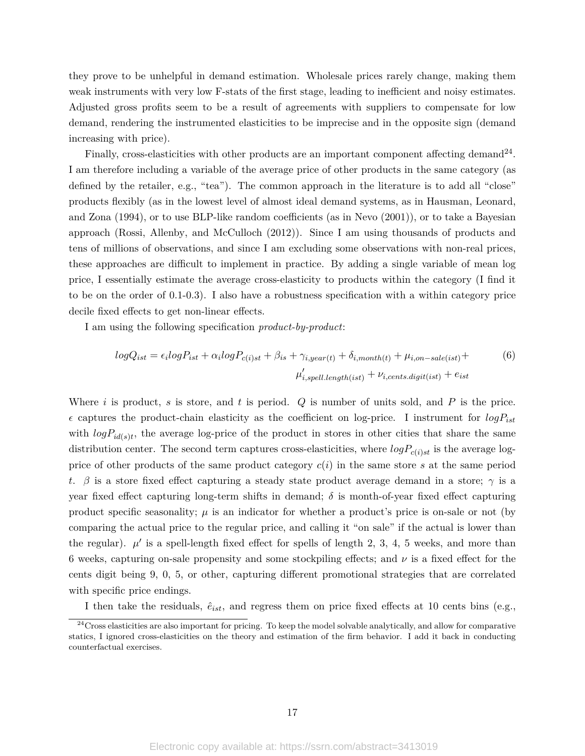they prove to be unhelpful in demand estimation. Wholesale prices rarely change, making them weak instruments with very low F-stats of the first stage, leading to inefficient and noisy estimates. Adjusted gross profits seem to be a result of agreements with suppliers to compensate for low demand, rendering the instrumented elasticities to be imprecise and in the opposite sign (demand increasing with price).

Finally, cross-elasticities with other products are an important component affecting demand[24]. I am therefore including a variable of the average price of other products in the same category (as defined by the retailer, e.g., "tea"). The common approach in the literature is to add all "close" products flexibly (as in the lowest level of almost ideal demand systems, as in Hausman, Leonard, and Zona (1994), or to use BLP-like random coefficients (as in Nevo (2001)), or to take a Bayesian approach (Rossi, Allenby, and McCulloch (2012)). Since I am using thousands of products and tens of millions of observations, and since I am excluding some observations with non-real prices, these approaches are difficult to implement in practice. By adding a single variable of mean log price, I essentially estimate the average cross-elasticity to products within the category (I find it to be on the order of 0.1-0.3). I also have a robustness specification with a within category price decile fixed effects to get non-linear effects.

I am using the following specification *product-by-product*:

$$logQ_{ist} = \epsilon_i logP_{ist} + \alpha_i logP_{c(i)st} + \beta_{is} + \gamma_{i,year(t)} + \delta_{i,month(t)} + \mu_{i,on-sale(ist)} + \mu'_{i,spell.length(ist)} + \nu_{i,cents.digit(ist)} + e_{ist} \quad (6)$$

Where $i$ is product, $s$ is store, and $t$ is period. $Q$ is number of units sold, and $P$ is the price. $\epsilon$ captures the product-chain elasticity as the coefficient on log-price. I instrument for $logP_{ist}$ with $logP_{id(s)t}$, the average log-price of the product in stores in other cities that share the same distribution center. The second term captures cross-elasticities, where $logP_{c(i)st}$ is the average log-price of other products of the same product category $c(i)$ in the same store $s$ at the same period $t$. $\beta$ is a store fixed effect capturing a steady state product average demand in a store; $\gamma$ is a year fixed effect capturing long-term shifts in demand; $\delta$ is month-of-year fixed effect capturing product specific seasonality; $\mu$ is an indicator for whether a product's price is on-sale or not (by comparing the actual price to the regular price, and calling it "on sale" if the actual is lower than the regular). $\mu'$ is a spell-length fixed effect for spells of length 2, 3, 4, 5 weeks, and more than 6 weeks, capturing on-sale propensity and some stockpiling effects; and $\nu$ is a fixed effect for the cents digit being 9, 0, 5, or other, capturing different promotional strategies that are correlated with specific price endings.

I then take the residuals, $\hat{e}_{ist}$, and regress them on price fixed effects at 10 cents bins (e.g.,

[24] Cross elasticities are also important for pricing. To keep the model solvable analytically, and allow for comparative statics, I ignored cross-elasticities on the theory and estimation of the firm behavior. I add it back in conducting counterfactual exercises.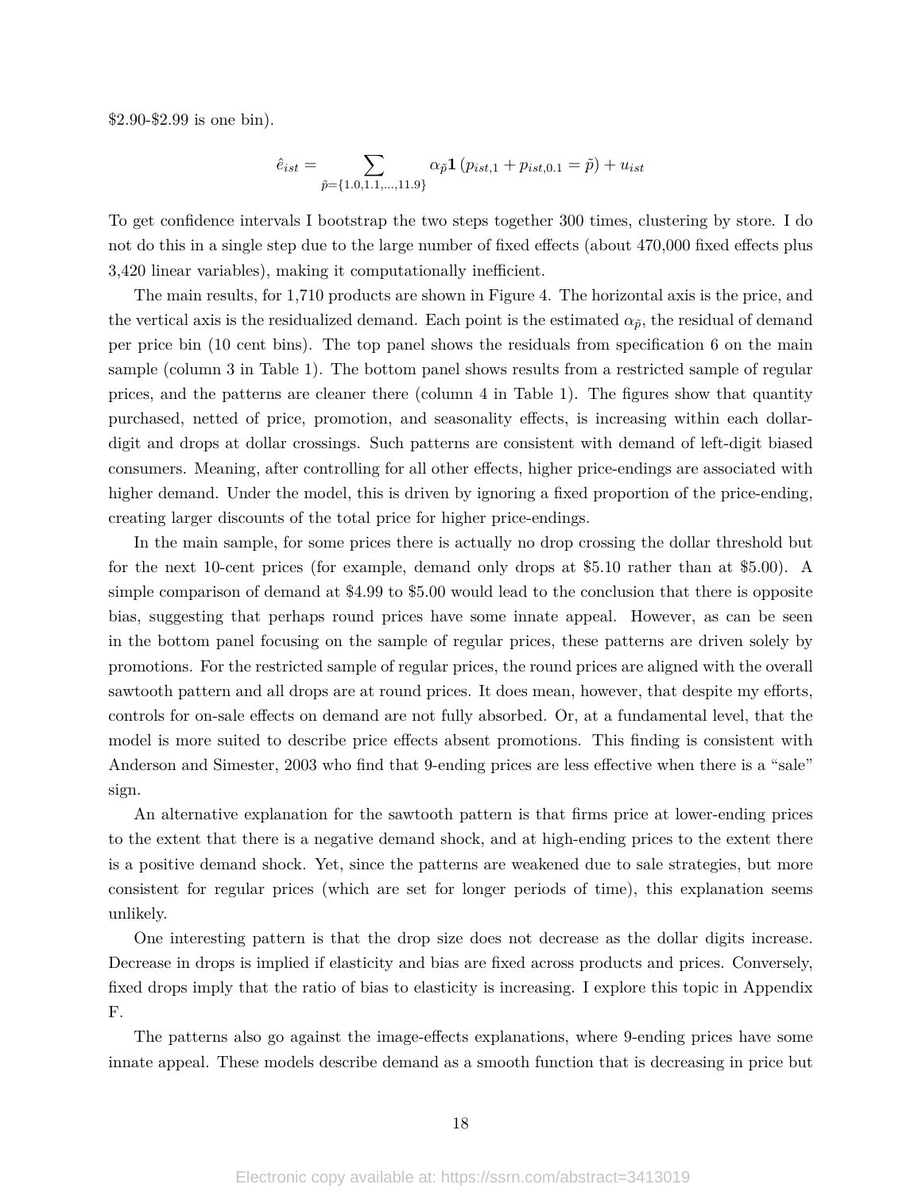\$2.90-\$2.99 is one bin).

$$\hat{e}_{ist} = \sum_{\tilde{p}=\{1.0,1.1,...,11.9\}} \alpha_{\tilde{p}} \mathbf{1} \left( p_{ist,1} + p_{ist,0.1} = \tilde{p} \right) + u_{ist}$$

To get confidence intervals I bootstrap the two steps together 300 times, clustering by store. I do not do this in a single step due to the large number of fixed effects (about 470,000 fixed effects plus 3,420 linear variables), making it computationally inefficient.

The main results, for 1,710 products are shown in Figure 4. The horizontal axis is the price, and the vertical axis is the residualized demand. Each point is the estimated $\alpha_{\tilde{p}}$, the residual of demand per price bin (10 cent bins). The top panel shows the residuals from specification 6 on the main sample (column 3 in Table 1). The bottom panel shows results from a restricted sample of regular prices, and the patterns are cleaner there (column 4 in Table 1). The figures show that quantity purchased, netted of price, promotion, and seasonality effects, is increasing within each dollar-digit and drops at dollar crossings. Such patterns are consistent with demand of left-digit biased consumers. Meaning, after controlling for all other effects, higher price-endings are associated with higher demand. Under the model, this is driven by ignoring a fixed proportion of the price-ending, creating larger discounts of the total price for higher price-endings.

In the main sample, for some prices there is actually no drop crossing the dollar threshold but for the next 10-cent prices (for example, demand only drops at \$5.10 rather than at \$5.00). A simple comparison of demand at \$4.99 to \$5.00 would lead to the conclusion that there is opposite bias, suggesting that perhaps round prices have some innate appeal. However, as can be seen in the bottom panel focusing on the sample of regular prices, these patterns are driven solely by promotions. For the restricted sample of regular prices, the round prices are aligned with the overall sawtooth pattern and all drops are at round prices. It does mean, however, that despite my efforts, controls for on-sale effects on demand are not fully absorbed. Or, at a fundamental level, that the model is more suited to describe price effects absent promotions. This finding is consistent with Anderson and Simester, 2003 who find that 9-ending prices are less effective when there is a "sale" sign.

An alternative explanation for the sawtooth pattern is that firms price at lower-ending prices to the extent that there is a negative demand shock, and at high-ending prices to the extent there is a positive demand shock. Yet, since the patterns are weakened due to sale strategies, but more consistent for regular prices (which are set for longer periods of time), this explanation seems unlikely.

One interesting pattern is that the drop size does not decrease as the dollar digits increase. Decrease in drops is implied if elasticity and bias are fixed across products and prices. Conversely, fixed drops imply that the ratio of bias to elasticity is increasing. I explore this topic in Appendix F.

The patterns also go against the image-effects explanations, where 9-ending prices have some innate appeal. These models describe demand as a smooth function that is decreasing in price but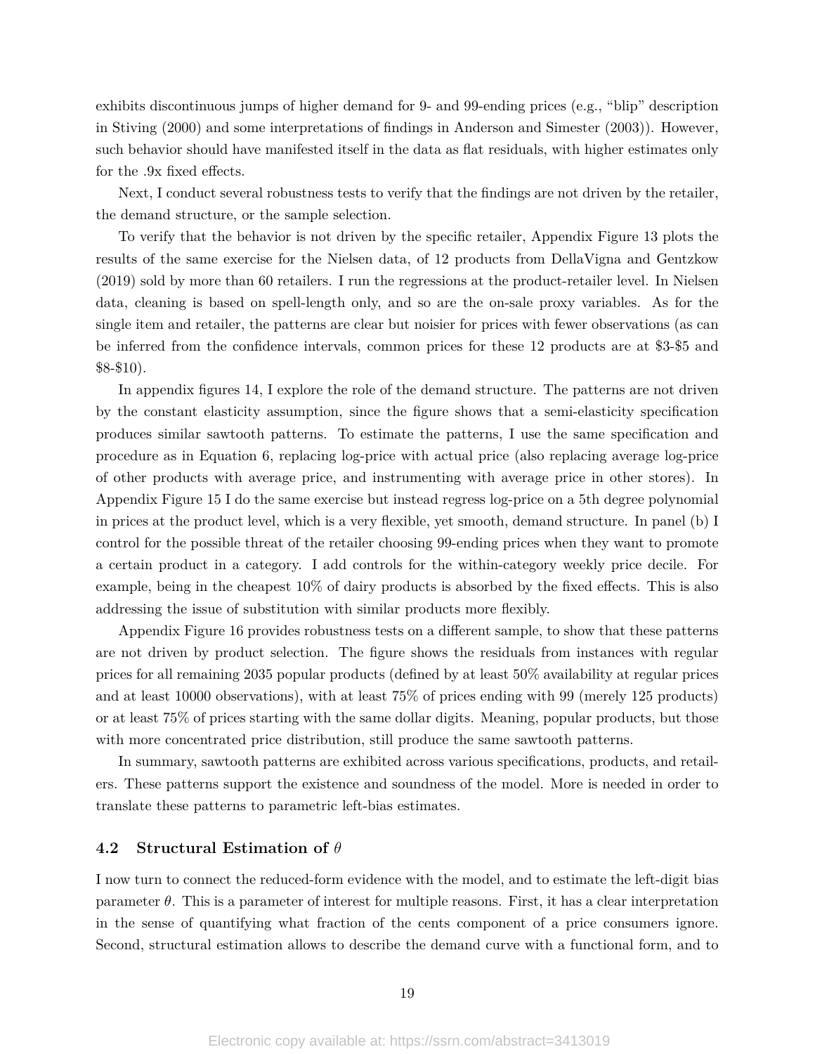exhibits discontinuous jumps of higher demand for 9- and 99-ending prices (e.g., "blip" description in Stiving (2000) and some interpretations of findings in Anderson and Simester (2003)). However, such behavior should have manifested itself in the data as flat residuals, with higher estimates only for the .9x fixed effects.

Next, I conduct several robustness tests to verify that the findings are not driven by the retailer, the demand structure, or the sample selection.

To verify that the behavior is not driven by the specific retailer, Appendix Figure 13 plots the results of the same exercise for the Nielsen data, of 12 products from DellaVigna and Gentzkow (2019) sold by more than 60 retailers. I run the regressions at the product-retailer level. In Nielsen data, cleaning is based on spell-length only, and so are the on-sale proxy variables. As for the single item and retailer, the patterns are clear but noisier for prices with fewer observations (as can be inferred from the confidence intervals, common prices for these 12 products are at \$3-\$5 and \$8-\$10).

In appendix figures 14, I explore the role of the demand structure. The patterns are not driven by the constant elasticity assumption, since the figure shows that a semi-elasticity specification produces similar sawtooth patterns. To estimate the patterns, I use the same specification and procedure as in Equation 6, replacing log-price with actual price (also replacing average log-price of other products with average price, and instrumenting with average price in other stores). In Appendix Figure 15 I do the same exercise but instead regress log-price on a 5th degree polynomial in prices at the product level, which is a very flexible, yet smooth, demand structure. In panel (b) I control for the possible threat of the retailer choosing 99-ending prices when they want to promote a certain product in a category. I add controls for the within-category weekly price decile. For example, being in the cheapest 10% of dairy products is absorbed by the fixed effects. This is also addressing the issue of substitution with similar products more flexibly.

Appendix Figure 16 provides robustness tests on a different sample, to show that these patterns are not driven by product selection. The figure shows the residuals from instances with regular prices for all remaining 2035 popular products (defined by at least 50% availability at regular prices and at least 10000 observations), with at least 75% of prices ending with 99 (merely 125 products) or at least 75% of prices starting with the same dollar digits. Meaning, popular products, but those with more concentrated price distribution, still produce the same sawtooth patterns.

In summary, sawtooth patterns are exhibited across various specifications, products, and retailers. These patterns support the existence and soundness of the model. More is needed in order to translate these patterns to parametric left-bias estimates.

### 4.2 Structural Estimation of $\theta$

I now turn to connect the reduced-form evidence with the model, and to estimate the left-digit bias parameter $\theta$. This is a parameter of interest for multiple reasons. First, it has a clear interpretation in the sense of quantifying what fraction of the cents component of a price consumers ignore. Second, structural estimation allows to describe the demand curve with a functional form, and to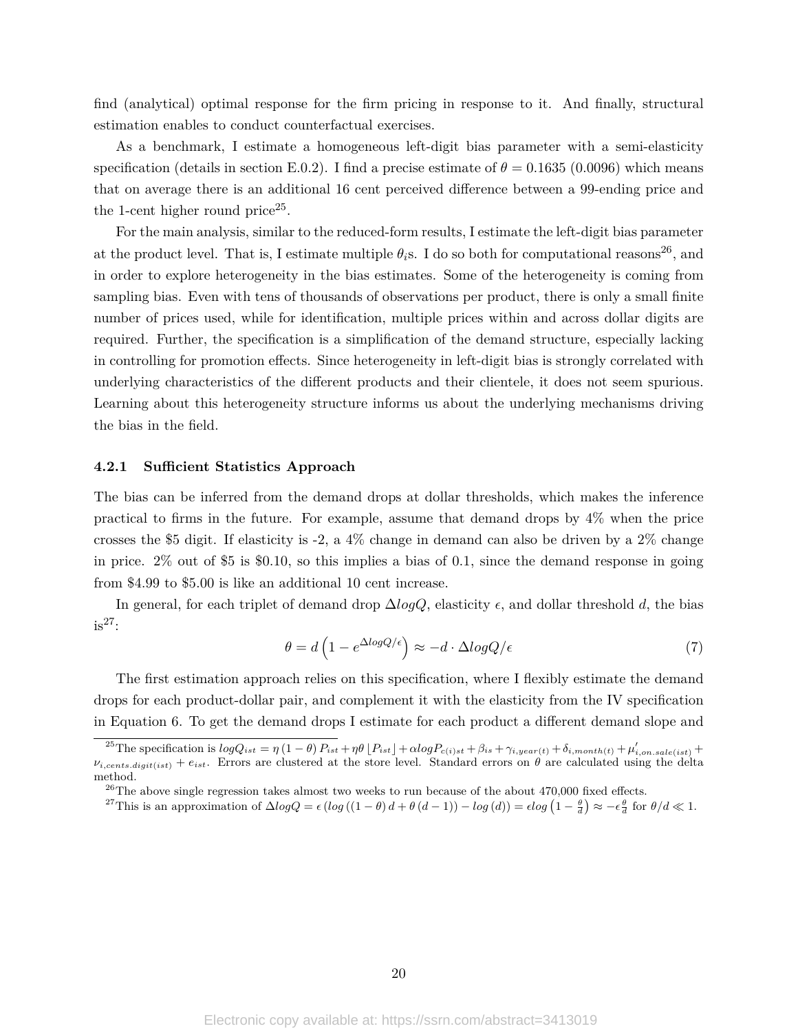find (analytical) optimal response for the firm pricing in response to it. And finally, structural estimation enables to conduct counterfactual exercises.

As a benchmark, I estimate a homogeneous left-digit bias parameter with a semi-elasticity specification (details in section E.0.2). I find a precise estimate of $\theta = 0.1635$ (0.0096) which means that on average there is an additional 16 cent perceived difference between a 99-ending price and the 1-cent higher round price[25].

For the main analysis, similar to the reduced-form results, I estimate the left-digit bias parameter at the product level. That is, I estimate multiple $\theta_i$s. I do so both for computational reasons[26], and in order to explore heterogeneity in the bias estimates. Some of the heterogeneity is coming from sampling bias. Even with tens of thousands of observations per product, there is only a small finite number of prices used, while for identification, multiple prices within and across dollar digits are required. Further, the specification is a simplification of the demand structure, especially lacking in controlling for promotion effects. Since heterogeneity in left-digit bias is strongly correlated with underlying characteristics of the different products and their clientele, it does not seem spurious. Learning about this heterogeneity structure informs us about the underlying mechanisms driving the bias in the field.

#### 4.2.1 Sufficient Statistics Approach

The bias can be inferred from the demand drops at dollar thresholds, which makes the inference practical to firms in the future. For example, assume that demand drops by 4% when the price crosses the \$5 digit. If elasticity is -2, a 4% change in demand can also be driven by a 2% change in price. 2% out of \$5 is \$0.10, so this implies a bias of 0.1, since the demand response in going from \$4.99 to \$5.00 is like an additional 10 cent increase.

In general, for each triplet of demand drop $\Delta logQ$, elasticity $\epsilon$, and dollar threshold $d$, the bias is[27]:

$$\theta = d\left(1 - e^{\Delta logQ/\epsilon}\right) \approx -d \cdot \Delta logQ/\epsilon \tag{7}$$

The first estimation approach relies on this specification, where I flexibly estimate the demand drops for each product-dollar pair, and complement it with the elasticity from the IV specification in Equation 6. To get the demand drops I estimate for each product a different demand slope and

[25] The specification is $logQ_{ist} = \eta(1-\theta)P_{ist} + \eta\theta\lfloor P_{ist}\rfloor + \alpha logP_{c(i)st} + \beta_{is} + \gamma_{i,year(t)} + \delta_{i,month(t)} + \mu'_{i,on.sale(ist)} + \nu_{i,cents.digit(ist)} + e_{ist}$. Errors are clustered at the store level. Standard errors on $\theta$ are calculated using the delta method.

[26] The above single regression takes almost two weeks to run because of the about 470,000 fixed effects.

[27] This is an approximation of $\Delta logQ = \epsilon\left(log\left((1-\theta)d + \theta(d-1)\right) - log(d)\right) = \epsilon log\left(1 - \frac{\theta}{d}\right) \approx -\epsilon\frac{\theta}{d}$ for $\theta/d \ll 1$.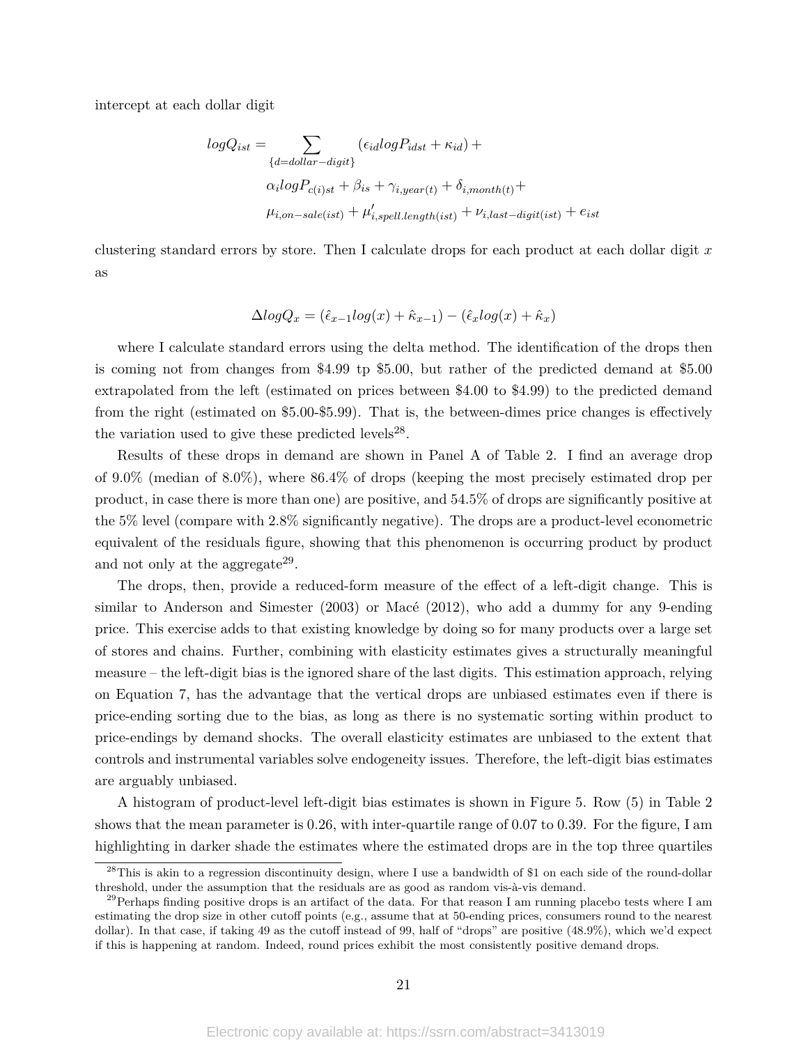intercept at each dollar digit

$$
\begin{aligned}
logQ_{ist} = & \sum_{\{d=dollar-digit\}} (\epsilon_{id} logP_{idst} + \kappa_{id}) + \\
& \alpha_i logP_{c(i)st} + \beta_{is} + \gamma_{i,year(t)} + \delta_{i,month(t)} + \\
& \mu_{i,on-sale(ist)} + \mu'_{i,spell.length(ist)} + \nu_{i,last-digit(ist)} + e_{ist}
\end{aligned}
$$

clustering standard errors by store. Then I calculate drops for each product at each dollar digit $x$ as

$$
\Delta logQ_x = (\hat{\epsilon}_{x-1} log(x) + \hat{\kappa}_{x-1}) - (\hat{\epsilon}_x log(x) + \hat{\kappa}_x)
$$

where I calculate standard errors using the delta method. The identification of the drops then is coming not from changes from \$4.99 tp \$5.00, but rather of the predicted demand at \$5.00 extrapolated from the left (estimated on prices between \$4.00 to \$4.99) to the predicted demand from the right (estimated on \$5.00-\$5.99). That is, the between-dimes price changes is effectively the variation used to give these predicted levels[28].

Results of these drops in demand are shown in Panel A of Table 2. I find an average drop of 9.0% (median of 8.0%), where 86.4% of drops (keeping the most precisely estimated drop per product, in case there is more than one) are positive, and 54.5% of drops are significantly positive at the 5% level (compare with 2.8% significantly negative). The drops are a product-level econometric equivalent of the residuals figure, showing that this phenomenon is occurring product by product and not only at the aggregate[29].

The drops, then, provide a reduced-form measure of the effect of a left-digit change. This is similar to Anderson and Simester (2003) or Macé (2012), who add a dummy for any 9-ending price. This exercise adds to that existing knowledge by doing so for many products over a large set of stores and chains. Further, combining with elasticity estimates gives a structurally meaningful measure – the left-digit bias is the ignored share of the last digits. This estimation approach, relying on Equation 7, has the advantage that the vertical drops are unbiased estimates even if there is price-ending sorting due to the bias, as long as there is no systematic sorting within product to price-endings by demand shocks. The overall elasticity estimates are unbiased to the extent that controls and instrumental variables solve endogeneity issues. Therefore, the left-digit bias estimates are arguably unbiased.

A histogram of product-level left-digit bias estimates is shown in Figure 5. Row (5) in Table 2 shows that the mean parameter is 0.26, with inter-quartile range of 0.07 to 0.39. For the figure, I am highlighting in darker shade the estimates where the estimated drops are in the top three quartiles

[28] This is akin to a regression discontinuity design, where I use a bandwidth of \$1 on each side of the round-dollar threshold, under the assumption that the residuals are as good as random vis-à-vis demand.

[29] Perhaps finding positive drops is an artifact of the data. For that reason I am running placebo tests where I am estimating the drop size in other cutoff points (e.g., assume that at 50-ending prices, consumers round to the nearest dollar). In that case, if taking 49 as the cutoff instead of 99, half of "drops" are positive (48.9%), which we'd expect if this is happening at random. Indeed, round prices exhibit the most consistently positive demand drops.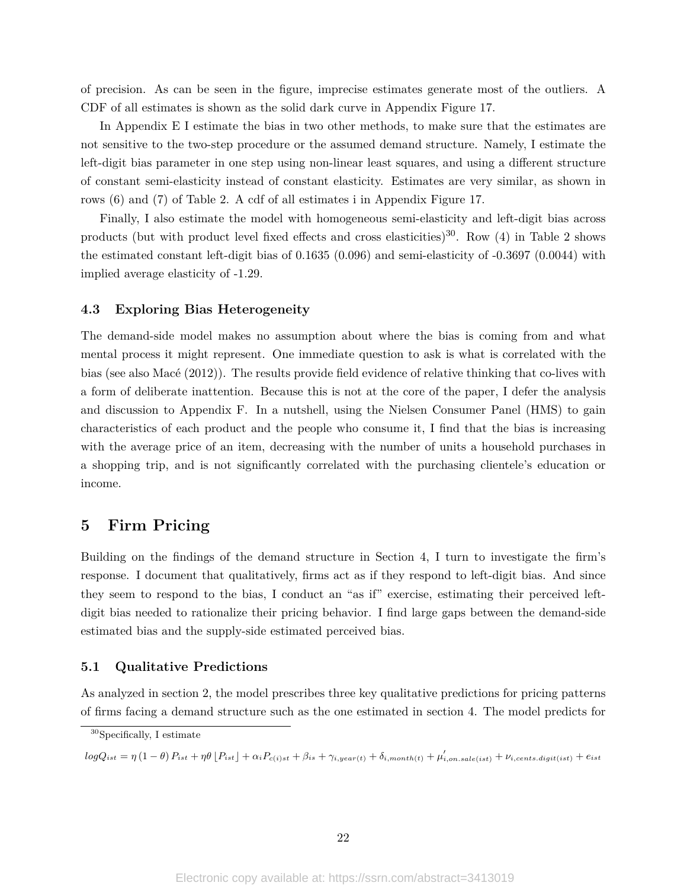of precision. As can be seen in the figure, imprecise estimates generate most of the outliers. A CDF of all estimates is shown as the solid dark curve in Appendix Figure 17.

In Appendix E I estimate the bias in two other methods, to make sure that the estimates are not sensitive to the two-step procedure or the assumed demand structure. Namely, I estimate the left-digit bias parameter in one step using non-linear least squares, and using a different structure of constant semi-elasticity instead of constant elasticity. Estimates are very similar, as shown in rows (6) and (7) of Table 2. A cdf of all estimates i in Appendix Figure 17.

Finally, I also estimate the model with homogeneous semi-elasticity and left-digit bias across products (but with product level fixed effects and cross elasticities)[30]. Row (4) in Table 2 shows the estimated constant left-digit bias of 0.1635 (0.096) and semi-elasticity of -0.3697 (0.0044) with implied average elasticity of -1.29.

### 4.3 Exploring Bias Heterogeneity

The demand-side model makes no assumption about where the bias is coming from and what mental process it might represent. One immediate question to ask is what is correlated with the bias (see also Macé (2012)). The results provide field evidence of relative thinking that co-lives with a form of deliberate inattention. Because this is not at the core of the paper, I defer the analysis and discussion to Appendix F. In a nutshell, using the Nielsen Consumer Panel (HMS) to gain characteristics of each product and the people who consume it, I find that the bias is increasing with the average price of an item, decreasing with the number of units a household purchases in a shopping trip, and is not significantly correlated with the purchasing clientele's education or income.

## 5 Firm Pricing

Building on the findings of the demand structure in Section 4, I turn to investigate the firm's response. I document that qualitatively, firms act as if they respond to left-digit bias. And since they seem to respond to the bias, I conduct an "as if" exercise, estimating their perceived left-digit bias needed to rationalize their pricing behavior. I find large gaps between the demand-side estimated bias and the supply-side estimated perceived bias.

### 5.1 Qualitative Predictions

As analyzed in section 2, the model prescribes three key qualitative predictions for pricing patterns of firms facing a demand structure such as the one estimated in section 4. The model predicts for

---

[30] Specifically, I estimate

$$logQ_{ist} = \eta\left(1-\theta\right)P_{ist} + \eta\theta\left\lfloor P_{ist}\right\rfloor + \alpha_i P_{c(i)st} + \beta_{is} + \gamma_{i,year(t)} + \delta_{i,month(t)} + \mu'_{i,on.sale(ist)} + \nu_{i,cents.digit(ist)} + e_{ist}$$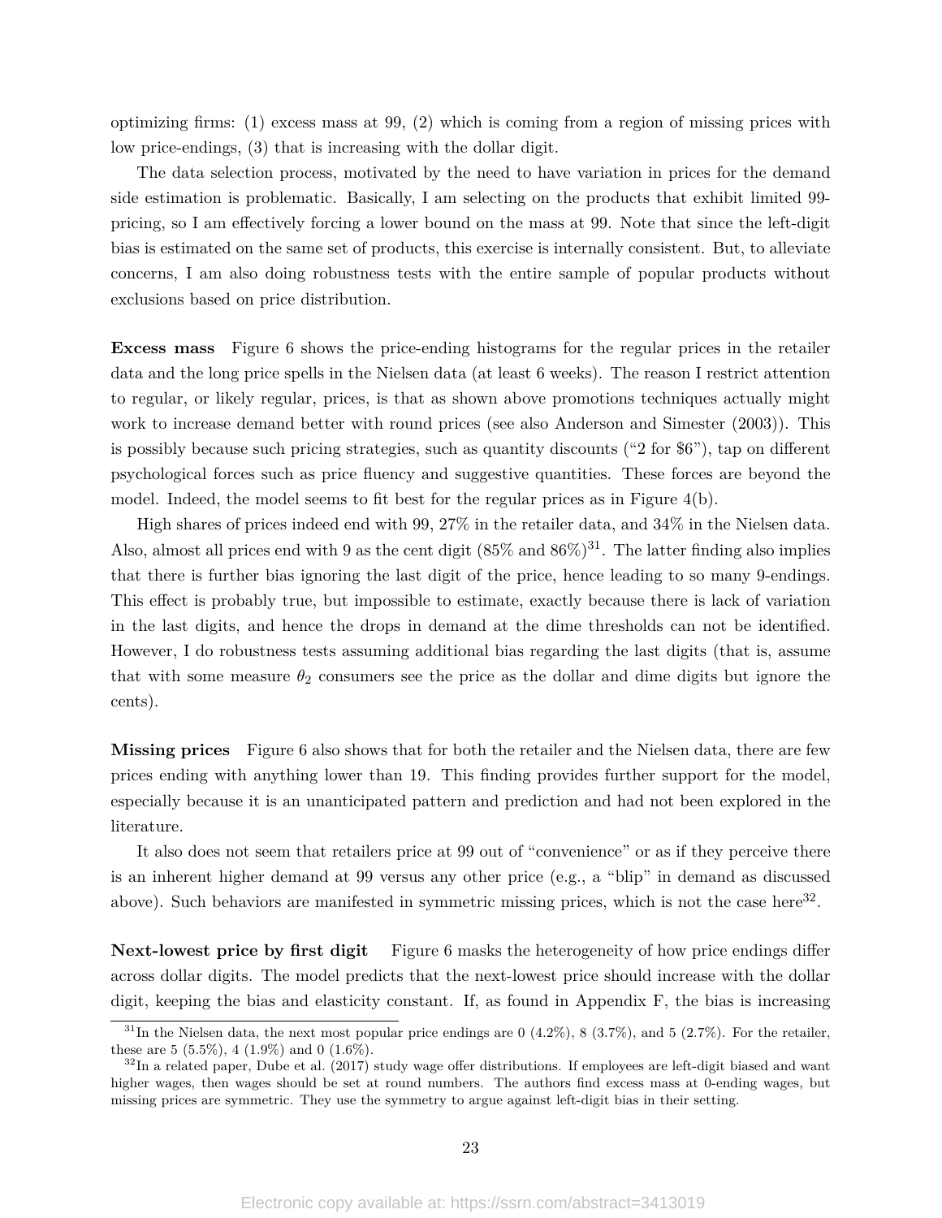optimizing firms: (1) excess mass at 99, (2) which is coming from a region of missing prices with low price-endings, (3) that is increasing with the dollar digit.

The data selection process, motivated by the need to have variation in prices for the demand side estimation is problematic. Basically, I am selecting on the products that exhibit limited 99-pricing, so I am effectively forcing a lower bound on the mass at 99. Note that since the left-digit bias is estimated on the same set of products, this exercise is internally consistent. But, to alleviate concerns, I am also doing robustness tests with the entire sample of popular products without exclusions based on price distribution.

**Excess mass** Figure 6 shows the price-ending histograms for the regular prices in the retailer data and the long price spells in the Nielsen data (at least 6 weeks). The reason I restrict attention to regular, or likely regular, prices, is that as shown above promotions techniques actually might work to increase demand better with round prices (see also Anderson and Simester (2003)). This is possibly because such pricing strategies, such as quantity discounts ("2 for $6"), tap on different psychological forces such as price fluency and suggestive quantities. These forces are beyond the model. Indeed, the model seems to fit best for the regular prices as in Figure 4(b).

High shares of prices indeed end with 99, 27% in the retailer data, and 34% in the Nielsen data. Also, almost all prices end with 9 as the cent digit (85% and 86%)[31]. The latter finding also implies that there is further bias ignoring the last digit of the price, hence leading to so many 9-endings. This effect is probably true, but impossible to estimate, exactly because there is lack of variation in the last digits, and hence the drops in demand at the dime thresholds can not be identified. However, I do robustness tests assuming additional bias regarding the last digits (that is, assume that with some measure $\theta_2$ consumers see the price as the dollar and dime digits but ignore the cents).

**Missing prices** Figure 6 also shows that for both the retailer and the Nielsen data, there are few prices ending with anything lower than 19. This finding provides further support for the model, especially because it is an unanticipated pattern and prediction and had not been explored in the literature.

It also does not seem that retailers price at 99 out of "convenience" or as if they perceive there is an inherent higher demand at 99 versus any other price (e.g., a "blip" in demand as discussed above). Such behaviors are manifested in symmetric missing prices, which is not the case here[32].

**Next-lowest price by first digit** Figure 6 masks the heterogeneity of how price endings differ across dollar digits. The model predicts that the next-lowest price should increase with the dollar digit, keeping the bias and elasticity constant. If, as found in Appendix F, the bias is increasing

[31] In the Nielsen data, the next most popular price endings are 0 (4.2%), 8 (3.7%), and 5 (2.7%). For the retailer, these are 5 (5.5%), 4 (1.9%) and 0 (1.6%).

[32] In a related paper, Dube et al. (2017) study wage offer distributions. If employees are left-digit biased and want higher wages, then wages should be set at round numbers. The authors find excess mass at 0-ending wages, but missing prices are symmetric. They use the symmetry to argue against left-digit bias in their setting.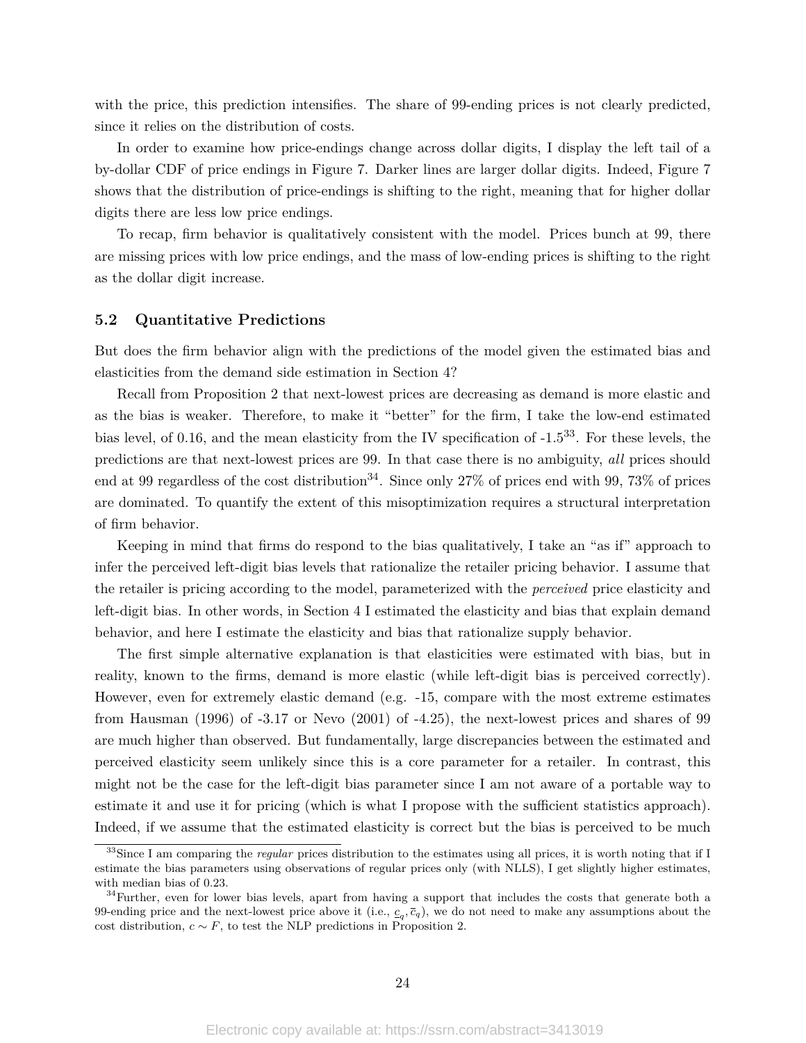with the price, this prediction intensifies. The share of 99-ending prices is not clearly predicted, since it relies on the distribution of costs.

In order to examine how price-endings change across dollar digits, I display the left tail of a by-dollar CDF of price endings in Figure 7. Darker lines are larger dollar digits. Indeed, Figure 7 shows that the distribution of price-endings is shifting to the right, meaning that for higher dollar digits there are less low price endings.

To recap, firm behavior is qualitatively consistent with the model. Prices bunch at 99, there are missing prices with low price endings, and the mass of low-ending prices is shifting to the right as the dollar digit increase.

### 5.2 Quantitative Predictions

But does the firm behavior align with the predictions of the model given the estimated bias and elasticities from the demand side estimation in Section 4?

Recall from Proposition 2 that next-lowest prices are decreasing as demand is more elastic and as the bias is weaker. Therefore, to make it "better" for the firm, I take the low-end estimated bias level, of 0.16, and the mean elasticity from the IV specification of -1.5[33]. For these levels, the predictions are that next-lowest prices are 99. In that case there is no ambiguity, *all* prices should end at 99 regardless of the cost distribution[34]. Since only 27% of prices end with 99, 73% of prices are dominated. To quantify the extent of this misoptimization requires a structural interpretation of firm behavior.

Keeping in mind that firms do respond to the bias qualitatively, I take an "as if" approach to infer the perceived left-digit bias levels that rationalize the retailer pricing behavior. I assume that the retailer is pricing according to the model, parameterized with the *perceived* price elasticity and left-digit bias. In other words, in Section 4 I estimated the elasticity and bias that explain demand behavior, and here I estimate the elasticity and bias that rationalize supply behavior.

The first simple alternative explanation is that elasticities were estimated with bias, but in reality, known to the firms, demand is more elastic (while left-digit bias is perceived correctly). However, even for extremely elastic demand (e.g. -15, compare with the most extreme estimates from Hausman (1996) of -3.17 or Nevo (2001) of -4.25), the next-lowest prices and shares of 99 are much higher than observed. But fundamentally, large discrepancies between the estimated and perceived elasticity seem unlikely since this is a core parameter for a retailer. In contrast, this might not be the case for the left-digit bias parameter since I am not aware of a portable way to estimate it and use it for pricing (which is what I propose with the sufficient statistics approach). Indeed, if we assume that the estimated elasticity is correct but the bias is perceived to be much

[33] Since I am comparing the *regular* prices distribution to the estimates using all prices, it is worth noting that if I estimate the bias parameters using observations of regular prices only (with NLLS), I get slightly higher estimates, with median bias of 0.23.

[34] Further, even for lower bias levels, apart from having a support that includes the costs that generate both a 99-ending price and the next-lowest price above it (i.e., $\underline{c}_q, \overline{c}_q$), we do not need to make any assumptions about the cost distribution, $c \sim F$, to test the NLP predictions in Proposition 2.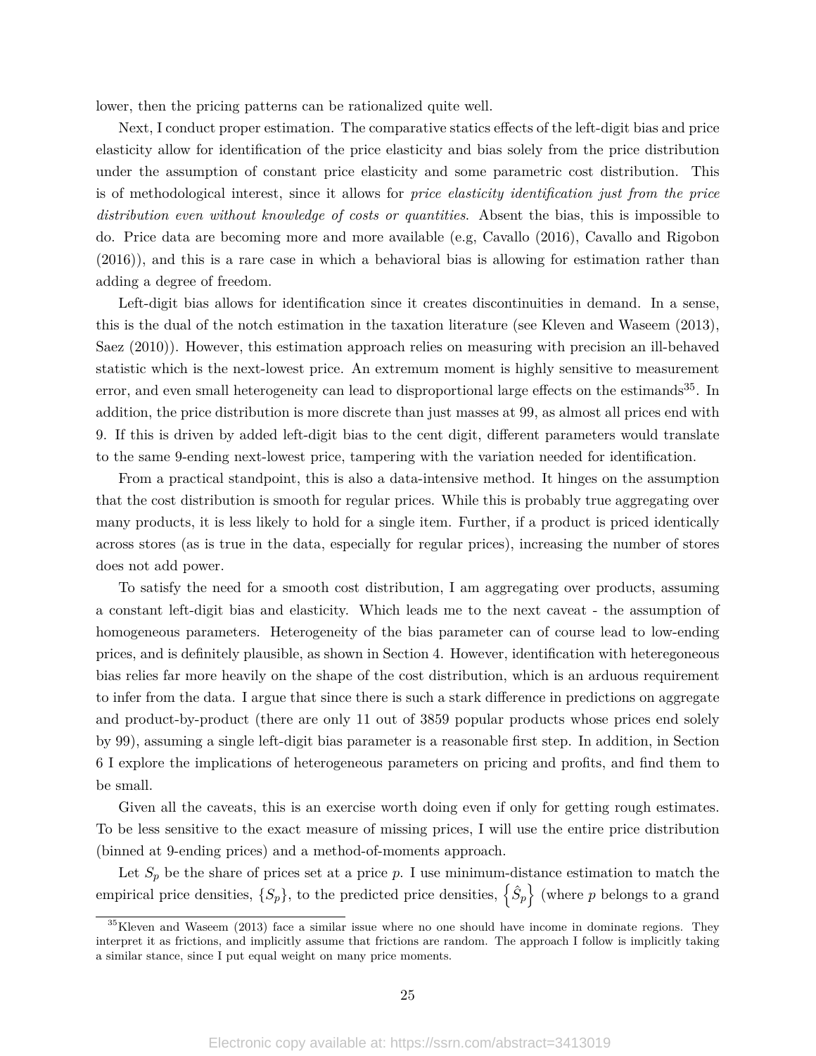lower, then the pricing patterns can be rationalized quite well.

Next, I conduct proper estimation. The comparative statics effects of the left-digit bias and price elasticity allow for identification of the price elasticity and bias solely from the price distribution under the assumption of constant price elasticity and some parametric cost distribution. This is of methodological interest, since it allows for *price elasticity identification just from the price distribution even without knowledge of costs or quantities*. Absent the bias, this is impossible to do. Price data are becoming more and more available (e.g, Cavallo (2016), Cavallo and Rigobon (2016)), and this is a rare case in which a behavioral bias is allowing for estimation rather than adding a degree of freedom.

Left-digit bias allows for identification since it creates discontinuities in demand. In a sense, this is the dual of the notch estimation in the taxation literature (see Kleven and Waseem (2013), Saez (2010)). However, this estimation approach relies on measuring with precision an ill-behaved statistic which is the next-lowest price. An extremum moment is highly sensitive to measurement error, and even small heterogeneity can lead to disproportional large effects on the estimands[35]. In addition, the price distribution is more discrete than just masses at 99, as almost all prices end with 9. If this is driven by added left-digit bias to the cent digit, different parameters would translate to the same 9-ending next-lowest price, tampering with the variation needed for identification.

From a practical standpoint, this is also a data-intensive method. It hinges on the assumption that the cost distribution is smooth for regular prices. While this is probably true aggregating over many products, it is less likely to hold for a single item. Further, if a product is priced identically across stores (as is true in the data, especially for regular prices), increasing the number of stores does not add power.

To satisfy the need for a smooth cost distribution, I am aggregating over products, assuming a constant left-digit bias and elasticity. Which leads me to the next caveat - the assumption of homogeneous parameters. Heterogeneity of the bias parameter can of course lead to low-ending prices, and is definitely plausible, as shown in Section 4. However, identification with heteregoneous bias relies far more heavily on the shape of the cost distribution, which is an arduous requirement to infer from the data. I argue that since there is such a stark difference in predictions on aggregate and product-by-product (there are only 11 out of 3859 popular products whose prices end solely by 99), assuming a single left-digit bias parameter is a reasonable first step. In addition, in Section 6 I explore the implications of heterogeneous parameters on pricing and profits, and find them to be small.

Given all the caveats, this is an exercise worth doing even if only for getting rough estimates. To be less sensitive to the exact measure of missing prices, I will use the entire price distribution (binned at 9-ending prices) and a method-of-moments approach.

Let $S_p$ be the share of prices set at a price $p$. I use minimum-distance estimation to match the empirical price densities, $\{S_p\}$, to the predicted price densities, $\left\{\hat{S}_p\right\}$ (where $p$ belongs to a grand

[35] Kleven and Waseem (2013) face a similar issue where no one should have income in dominate regions. They interpret it as frictions, and implicitly assume that frictions are random. The approach I follow is implicitly taking a similar stance, since I put equal weight on many price moments.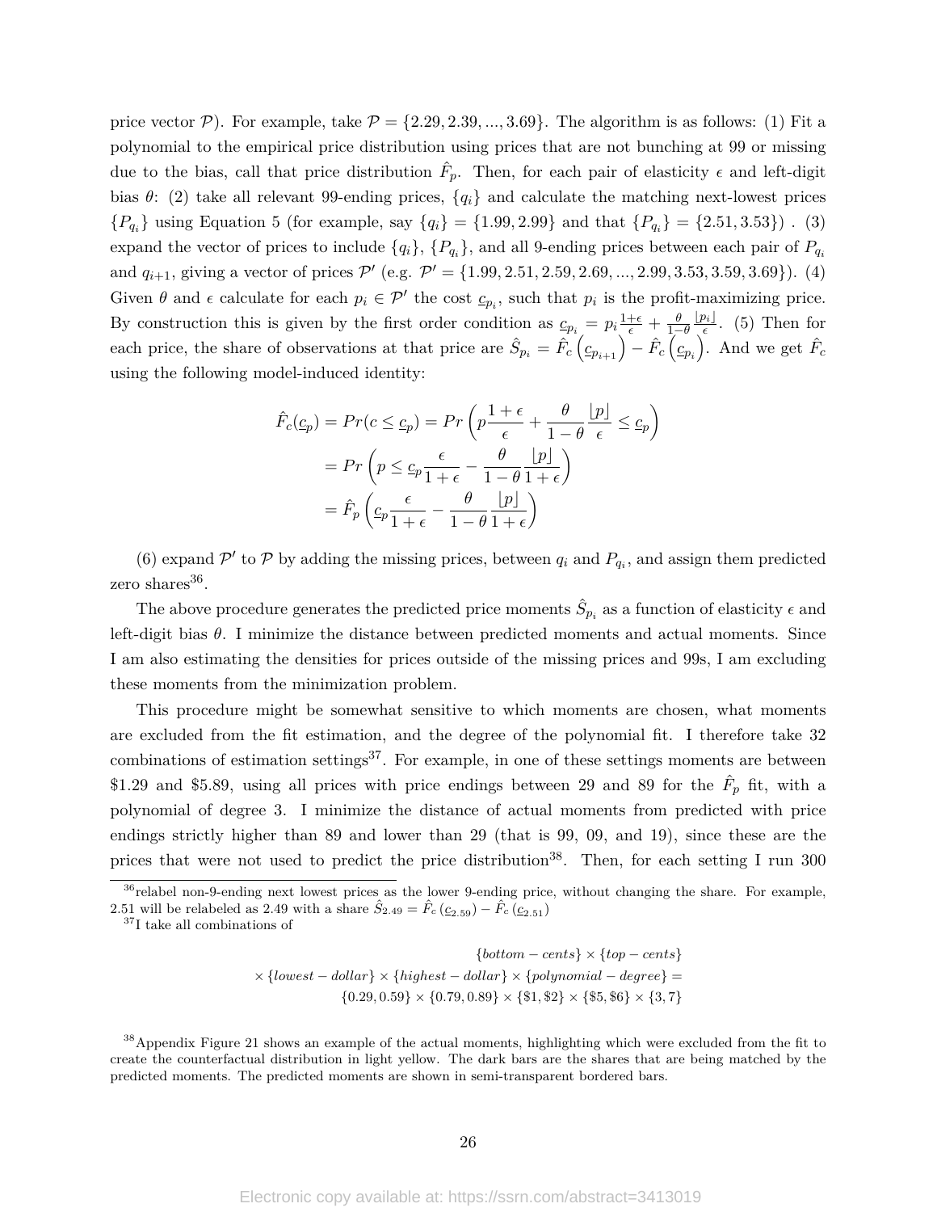price vector $\mathcal{P}$). For example, take $\mathcal{P} = \{2.29, 2.39, ..., 3.69\}$. The algorithm is as follows: (1) Fit a polynomial to the empirical price distribution using prices that are not bunching at 99 or missing due to the bias, call that price distribution $\hat{F}_p$. Then, for each pair of elasticity $\epsilon$ and left-digit bias $\theta$: (2) take all relevant 99-ending prices, $\{q_i\}$ and calculate the matching next-lowest prices $\{P_{q_i}\}$ using Equation 5 (for example, say $\{q_i\} = \{1.99, 2.99\}$ and that $\{P_{q_i}\} = \{2.51, 3.53\}$) . (3) expand the vector of prices to include $\{q_i\}$, $\{P_{q_i}\}$, and all 9-ending prices between each pair of $P_{q_i}$ and $q_{i+1}$, giving a vector of prices $\mathcal{P}'$ (e.g. $\mathcal{P}' = \{1.99, 2.51, 2.59, 2.69, ..., 2.99, 3.53, 3.59, 3.69\}$). (4) Given $\theta$ and $\epsilon$ calculate for each $p_i \in \mathcal{P}'$ the cost $\underline{c}_{p_i}$, such that $p_i$ is the profit-maximizing price. By construction this is given by the first order condition as $\underline{c}_{p_i} = p_i \frac{1+\epsilon}{\epsilon} + \frac{\theta}{1-\theta}\frac{\lfloor p_i \rfloor}{\epsilon}$. (5) Then for each price, the share of observations at that price are $\hat{S}_{p_i} = \hat{F}_c\left(\underline{c}_{p_{i+1}}\right) - \hat{F}_c\left(\underline{c}_{p_i}\right)$. And we get $\hat{F}_c$ using the following model-induced identity:

$$
\begin{aligned}
\hat{F}_c(\underline{c}_p) = Pr(c \leq \underline{c}_p) &= Pr\left(p\frac{1+\epsilon}{\epsilon} + \frac{\theta}{1-\theta}\frac{\lfloor p \rfloor}{\epsilon} \leq \underline{c}_p\right) \\
&= Pr\left(p \leq \underline{c}_p \frac{\epsilon}{1+\epsilon} - \frac{\theta}{1-\theta}\frac{\lfloor p \rfloor}{1+\epsilon}\right) \\
&= \hat{F}_p\left(\underline{c}_p \frac{\epsilon}{1+\epsilon} - \frac{\theta}{1-\theta}\frac{\lfloor p \rfloor}{1+\epsilon}\right)
\end{aligned}
$$

(6) expand $\mathcal{P}'$ to $\mathcal{P}$ by adding the missing prices, between $q_i$ and $P_{q_i}$, and assign them predicted zero shares[36].

The above procedure generates the predicted price moments $\hat{S}_{p_i}$ as a function of elasticity $\epsilon$ and left-digit bias $\theta$. I minimize the distance between predicted moments and actual moments. Since I am also estimating the densities for prices outside of the missing prices and 99s, I am excluding these moments from the minimization problem.

This procedure might be somewhat sensitive to which moments are chosen, what moments are excluded from the fit estimation, and the degree of the polynomial fit. I therefore take 32 combinations of estimation settings[37]. For example, in one of these settings moments are between \$1.29 and \$5.89, using all prices with price endings between 29 and 89 for the $\hat{F}_p$ fit, with a polynomial of degree 3. I minimize the distance of actual moments from predicted with price endings strictly higher than 89 and lower than 29 (that is 99, 09, and 19), since these are the prices that were not used to predict the price distribution[38]. Then, for each setting I run 300

[36] relabel non-9-ending next lowest prices as the lower 9-ending price, without changing the share. For example, 2.51 will be relabeled as 2.49 with a share $\hat{S}_{2.49} = \hat{F}_c\left(\underline{c}_{2.59}\right) - \hat{F}_c\left(\underline{c}_{2.51}\right)$

[37] I take all combinations of

$$
\begin{aligned}
&\{bottom-cents\} \times \{top-cents\} \\
\times \{lowest-dollar\} \times \{highest-dollar\} \times \{polynomial-degree\} &= \\
\{0.29, 0.59\} \times \{0.79, 0.89\} \times \{\$1, \$2\} \times \{\$5, \$6\} \times \{3, 7\}&
\end{aligned}
$$

[38] Appendix Figure 21 shows an example of the actual moments, highlighting which were excluded from the fit to create the counterfactual distribution in light yellow. The dark bars are the shares that are being matched by the predicted moments. The predicted moments are shown in semi-transparent bordered bars.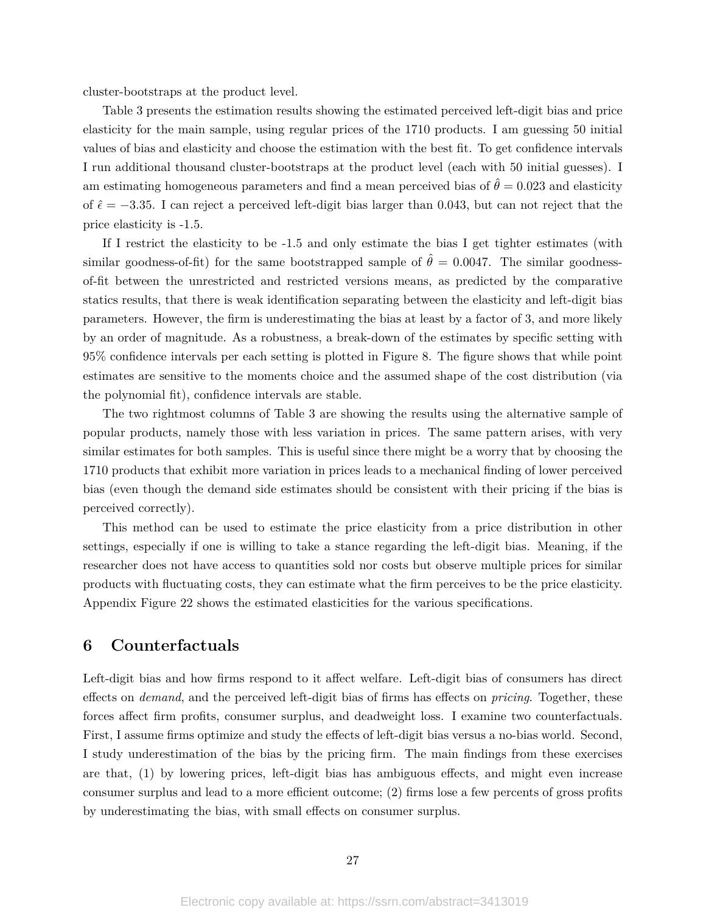cluster-bootstraps at the product level.

Table 3 presents the estimation results showing the estimated perceived left-digit bias and price elasticity for the main sample, using regular prices of the 1710 products. I am guessing 50 initial values of bias and elasticity and choose the estimation with the best fit. To get confidence intervals I run additional thousand cluster-bootstraps at the product level (each with 50 initial guesses). I am estimating homogeneous parameters and find a mean perceived bias of $\hat{\theta} = 0.023$ and elasticity of $\hat{\epsilon} = -3.35$. I can reject a perceived left-digit bias larger than 0.043, but can not reject that the price elasticity is -1.5.

If I restrict the elasticity to be -1.5 and only estimate the bias I get tighter estimates (with similar goodness-of-fit) for the same bootstrapped sample of $\hat{\theta} = 0.0047$. The similar goodness-of-fit between the unrestricted and restricted versions means, as predicted by the comparative statics results, that there is weak identification separating between the elasticity and left-digit bias parameters. However, the firm is underestimating the bias at least by a factor of 3, and more likely by an order of magnitude. As a robustness, a break-down of the estimates by specific setting with 95% confidence intervals per each setting is plotted in Figure 8. The figure shows that while point estimates are sensitive to the moments choice and the assumed shape of the cost distribution (via the polynomial fit), confidence intervals are stable.

The two rightmost columns of Table 3 are showing the results using the alternative sample of popular products, namely those with less variation in prices. The same pattern arises, with very similar estimates for both samples. This is useful since there might be a worry that by choosing the 1710 products that exhibit more variation in prices leads to a mechanical finding of lower perceived bias (even though the demand side estimates should be consistent with their pricing if the bias is perceived correctly).

This method can be used to estimate the price elasticity from a price distribution in other settings, especially if one is willing to take a stance regarding the left-digit bias. Meaning, if the researcher does not have access to quantities sold nor costs but observe multiple prices for similar products with fluctuating costs, they can estimate what the firm perceives to be the price elasticity. Appendix Figure 22 shows the estimated elasticities for the various specifications.

## 6 Counterfactuals

Left-digit bias and how firms respond to it affect welfare. Left-digit bias of consumers has direct effects on *demand*, and the perceived left-digit bias of firms has effects on *pricing*. Together, these forces affect firm profits, consumer surplus, and deadweight loss. I examine two counterfactuals. First, I assume firms optimize and study the effects of left-digit bias versus a no-bias world. Second, I study underestimation of the bias by the pricing firm. The main findings from these exercises are that, (1) by lowering prices, left-digit bias has ambiguous effects, and might even increase consumer surplus and lead to a more efficient outcome; (2) firms lose a few percents of gross profits by underestimating the bias, with small effects on consumer surplus.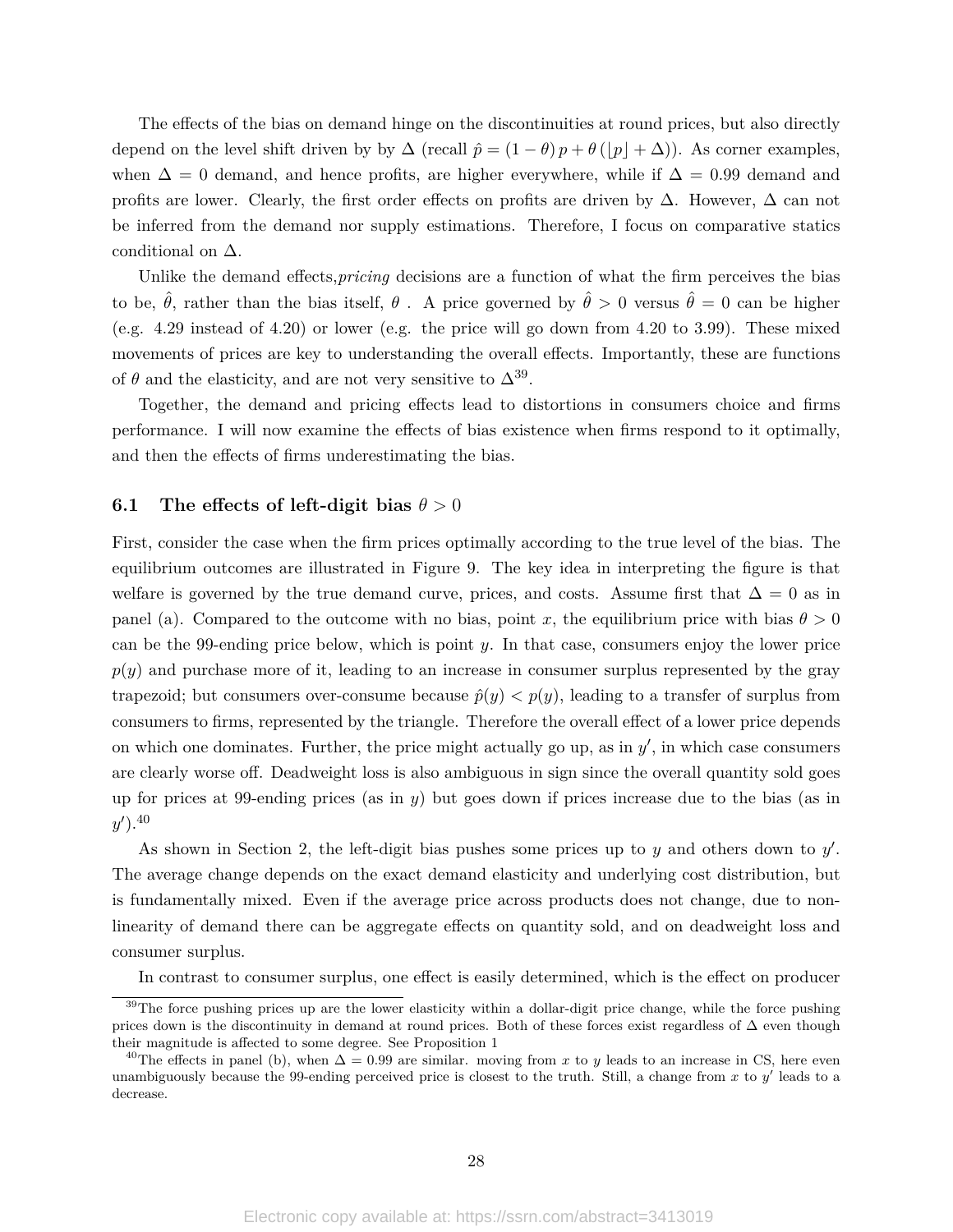The effects of the bias on demand hinge on the discontinuities at round prices, but also directly depend on the level shift driven by by $\Delta$ (recall $\hat{p} = (1-\theta)\,p + \theta\,(\lfloor p \rfloor + \Delta)$). As corner examples, when $\Delta = 0$ demand, and hence profits, are higher everywhere, while if $\Delta = 0.99$ demand and profits are lower. Clearly, the first order effects on profits are driven by $\Delta$. However, $\Delta$ can not be inferred from the demand nor supply estimations. Therefore, I focus on comparative statics conditional on $\Delta$.

Unlike the demand effects,*pricing* decisions are a function of what the firm perceives the bias to be, $\hat{\theta}$, rather than the bias itself, $\theta$ . A price governed by $\hat{\theta} > 0$ versus $\hat{\theta} = 0$ can be higher (e.g. 4.29 instead of 4.20) or lower (e.g. the price will go down from 4.20 to 3.99). These mixed movements of prices are key to understanding the overall effects. Importantly, these are functions of $\theta$ and the elasticity, and are not very sensitive to $\Delta$[39].

Together, the demand and pricing effects lead to distortions in consumers choice and firms performance. I will now examine the effects of bias existence when firms respond to it optimally, and then the effects of firms underestimating the bias.

### 6.1 The effects of left-digit bias $\theta > 0$

First, consider the case when the firm prices optimally according to the true level of the bias. The equilibrium outcomes are illustrated in Figure 9. The key idea in interpreting the figure is that welfare is governed by the true demand curve, prices, and costs. Assume first that $\Delta = 0$ as in panel (a). Compared to the outcome with no bias, point $x$, the equilibrium price with bias $\theta > 0$ can be the 99-ending price below, which is point $y$. In that case, consumers enjoy the lower price $p(y)$ and purchase more of it, leading to an increase in consumer surplus represented by the gray trapezoid; but consumers over-consume because $\hat{p}(y) < p(y)$, leading to a transfer of surplus from consumers to firms, represented by the triangle. Therefore the overall effect of a lower price depends on which one dominates. Further, the price might actually go up, as in $y'$, in which case consumers are clearly worse off. Deadweight loss is also ambiguous in sign since the overall quantity sold goes up for prices at 99-ending prices (as in $y$) but goes down if prices increase due to the bias (as in $y'$).[40]

As shown in Section 2, the left-digit bias pushes some prices up to $y$ and others down to $y'$. The average change depends on the exact demand elasticity and underlying cost distribution, but is fundamentally mixed. Even if the average price across products does not change, due to non-linearity of demand there can be aggregate effects on quantity sold, and on deadweight loss and consumer surplus.

In contrast to consumer surplus, one effect is easily determined, which is the effect on producer

---

[39] The force pushing prices up are the lower elasticity within a dollar-digit price change, while the force pushing prices down is the discontinuity in demand at round prices. Both of these forces exist regardless of $\Delta$ even though their magnitude is affected to some degree. See Proposition 1

[40] The effects in panel (b), when $\Delta = 0.99$ are similar. moving from $x$ to $y$ leads to an increase in CS, here even unambiguously because the 99-ending perceived price is closest to the truth. Still, a change from $x$ to $y'$ leads to a decrease.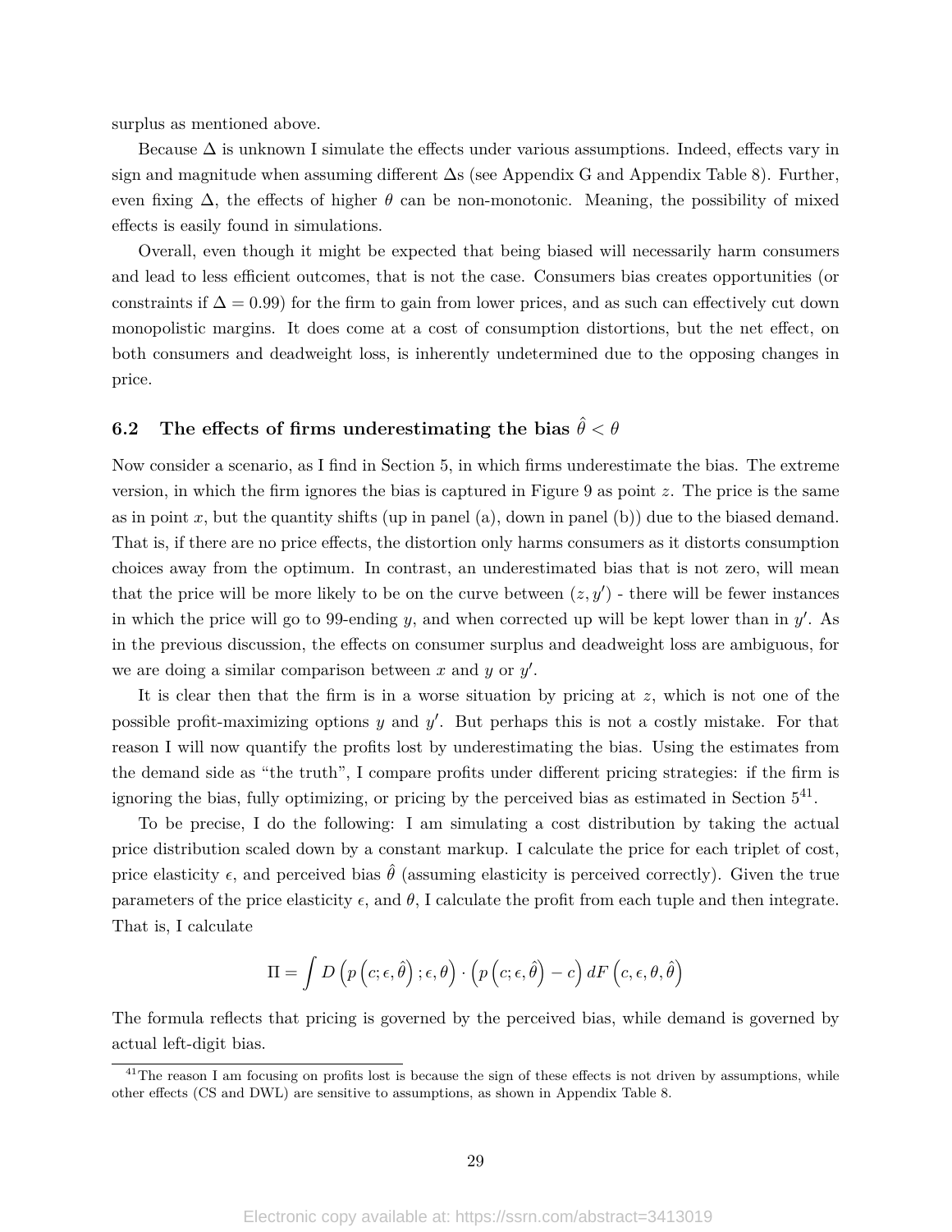surplus as mentioned above.

Because $\Delta$ is unknown I simulate the effects under various assumptions. Indeed, effects vary in sign and magnitude when assuming different $\Delta$s (see Appendix G and Appendix Table 8). Further, even fixing $\Delta$, the effects of higher $\theta$ can be non-monotonic. Meaning, the possibility of mixed effects is easily found in simulations.

Overall, even though it might be expected that being biased will necessarily harm consumers and lead to less efficient outcomes, that is not the case. Consumers bias creates opportunities (or constraints if $\Delta = 0.99$) for the firm to gain from lower prices, and as such can effectively cut down monopolistic margins. It does come at a cost of consumption distortions, but the net effect, on both consumers and deadweight loss, is inherently undetermined due to the opposing changes in price.

### 6.2 The effects of firms underestimating the bias $\hat{\theta} < \theta$

Now consider a scenario, as I find in Section 5, in which firms underestimate the bias. The extreme version, in which the firm ignores the bias is captured in Figure 9 as point $z$. The price is the same as in point $x$, but the quantity shifts (up in panel (a), down in panel (b)) due to the biased demand. That is, if there are no price effects, the distortion only harms consumers as it distorts consumption choices away from the optimum. In contrast, an underestimated bias that is not zero, will mean that the price will be more likely to be on the curve between $(z, y')$ - there will be fewer instances in which the price will go to 99-ending $y$, and when corrected up will be kept lower than in $y'$. As in the previous discussion, the effects on consumer surplus and deadweight loss are ambiguous, for we are doing a similar comparison between $x$ and $y$ or $y'$.

It is clear then that the firm is in a worse situation by pricing at $z$, which is not one of the possible profit-maximizing options $y$ and $y'$. But perhaps this is not a costly mistake. For that reason I will now quantify the profits lost by underestimating the bias. Using the estimates from the demand side as "the truth", I compare profits under different pricing strategies: if the firm is ignoring the bias, fully optimizing, or pricing by the perceived bias as estimated in Section 5[41].

To be precise, I do the following: I am simulating a cost distribution by taking the actual price distribution scaled down by a constant markup. I calculate the price for each triplet of cost, price elasticity $\epsilon$, and perceived bias $\hat{\theta}$ (assuming elasticity is perceived correctly). Given the true parameters of the price elasticity $\epsilon$, and $\theta$, I calculate the profit from each tuple and then integrate. That is, I calculate

$$\Pi = \int D\left(p\left(c; \epsilon, \hat{\theta}\right); \epsilon, \theta\right) \cdot \left(p\left(c; \epsilon, \hat{\theta}\right) - c\right) dF\left(c, \epsilon, \theta, \hat{\theta}\right)$$

The formula reflects that pricing is governed by the perceived bias, while demand is governed by actual left-digit bias.

[41]The reason I am focusing on profits lost is because the sign of these effects is not driven by assumptions, while other effects (CS and DWL) are sensitive to assumptions, as shown in Appendix Table 8.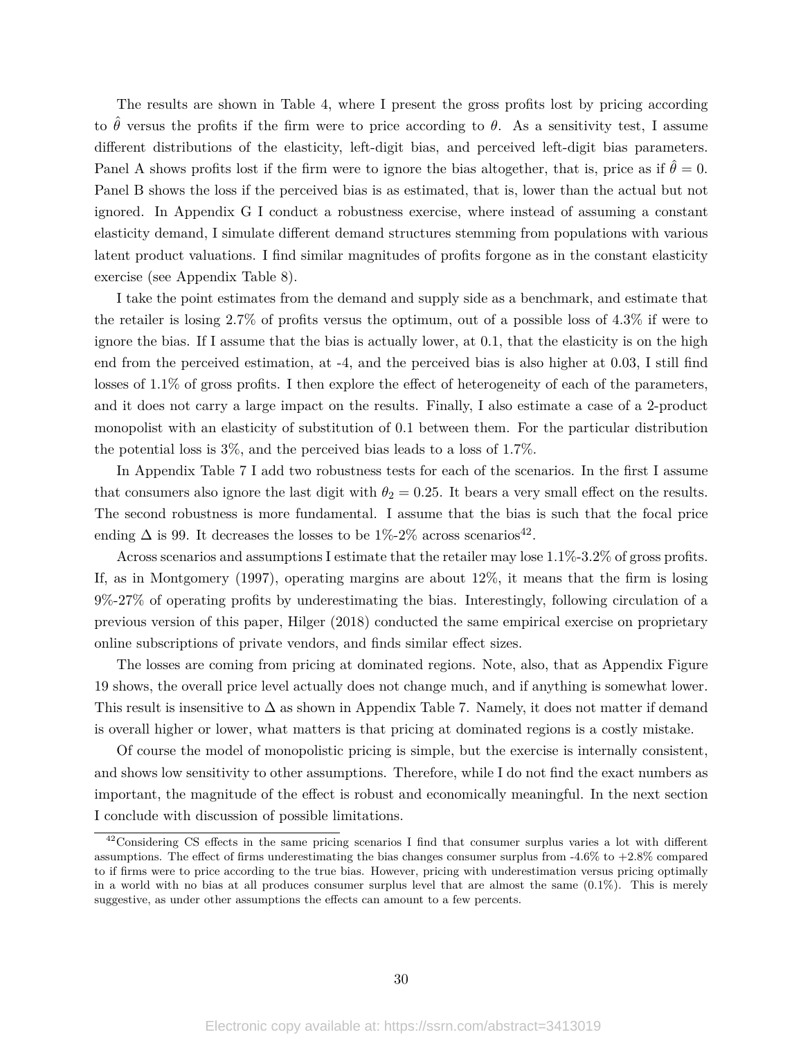The results are shown in Table 4, where I present the gross profits lost by pricing according to $\hat{\theta}$ versus the profits if the firm were to price according to $\theta$. As a sensitivity test, I assume different distributions of the elasticity, left-digit bias, and perceived left-digit bias parameters. Panel A shows profits lost if the firm were to ignore the bias altogether, that is, price as if $\hat{\theta} = 0$. Panel B shows the loss if the perceived bias is as estimated, that is, lower than the actual but not ignored. In Appendix G I conduct a robustness exercise, where instead of assuming a constant elasticity demand, I simulate different demand structures stemming from populations with various latent product valuations. I find similar magnitudes of profits forgone as in the constant elasticity exercise (see Appendix Table 8).

I take the point estimates from the demand and supply side as a benchmark, and estimate that the retailer is losing 2.7% of profits versus the optimum, out of a possible loss of 4.3% if were to ignore the bias. If I assume that the bias is actually lower, at 0.1, that the elasticity is on the high end from the perceived estimation, at -4, and the perceived bias is also higher at 0.03, I still find losses of 1.1% of gross profits. I then explore the effect of heterogeneity of each of the parameters, and it does not carry a large impact on the results. Finally, I also estimate a case of a 2-product monopolist with an elasticity of substitution of 0.1 between them. For the particular distribution the potential loss is 3%, and the perceived bias leads to a loss of 1.7%.

In Appendix Table 7 I add two robustness tests for each of the scenarios. In the first I assume that consumers also ignore the last digit with $\theta_2 = 0.25$. It bears a very small effect on the results. The second robustness is more fundamental. I assume that the bias is such that the focal price ending $\Delta$ is 99. It decreases the losses to be 1%-2% across scenarios[42].

Across scenarios and assumptions I estimate that the retailer may lose 1.1%-3.2% of gross profits. If, as in Montgomery (1997), operating margins are about 12%, it means that the firm is losing 9%-27% of operating profits by underestimating the bias. Interestingly, following circulation of a previous version of this paper, Hilger (2018) conducted the same empirical exercise on proprietary online subscriptions of private vendors, and finds similar effect sizes.

The losses are coming from pricing at dominated regions. Note, also, that as Appendix Figure 19 shows, the overall price level actually does not change much, and if anything is somewhat lower. This result is insensitive to $\Delta$ as shown in Appendix Table 7. Namely, it does not matter if demand is overall higher or lower, what matters is that pricing at dominated regions is a costly mistake.

Of course the model of monopolistic pricing is simple, but the exercise is internally consistent, and shows low sensitivity to other assumptions. Therefore, while I do not find the exact numbers as important, the magnitude of the effect is robust and economically meaningful. In the next section I conclude with discussion of possible limitations.

[42] Considering CS effects in the same pricing scenarios I find that consumer surplus varies a lot with different assumptions. The effect of firms underestimating the bias changes consumer surplus from -4.6% to +2.8% compared to if firms were to price according to the true bias. However, pricing with underestimation versus pricing optimally in a world with no bias at all produces consumer surplus level that are almost the same (0.1%). This is merely suggestive, as under other assumptions the effects can amount to a few percents.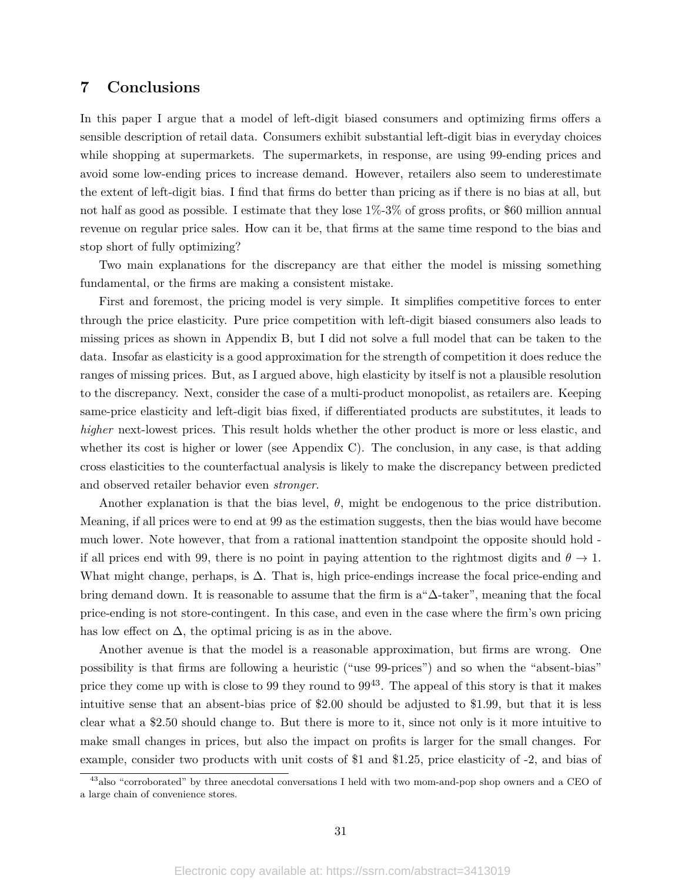## 7 Conclusions

In this paper I argue that a model of left-digit biased consumers and optimizing firms offers a sensible description of retail data. Consumers exhibit substantial left-digit bias in everyday choices while shopping at supermarkets. The supermarkets, in response, are using 99-ending prices and avoid some low-ending prices to increase demand. However, retailers also seem to underestimate the extent of left-digit bias. I find that firms do better than pricing as if there is no bias at all, but not half as good as possible. I estimate that they lose 1%-3% of gross profits, or \$60 million annual revenue on regular price sales. How can it be, that firms at the same time respond to the bias and stop short of fully optimizing?

Two main explanations for the discrepancy are that either the model is missing something fundamental, or the firms are making a consistent mistake.

First and foremost, the pricing model is very simple. It simplifies competitive forces to enter through the price elasticity. Pure price competition with left-digit biased consumers also leads to missing prices as shown in Appendix B, but I did not solve a full model that can be taken to the data. Insofar as elasticity is a good approximation for the strength of competition it does reduce the ranges of missing prices. But, as I argued above, high elasticity by itself is not a plausible resolution to the discrepancy. Next, consider the case of a multi-product monopolist, as retailers are. Keeping same-price elasticity and left-digit bias fixed, if differentiated products are substitutes, it leads to *higher* next-lowest prices. This result holds whether the other product is more or less elastic, and whether its cost is higher or lower (see Appendix C). The conclusion, in any case, is that adding cross elasticities to the counterfactual analysis is likely to make the discrepancy between predicted and observed retailer behavior even *stronger*.

Another explanation is that the bias level, $\theta$, might be endogenous to the price distribution. Meaning, if all prices were to end at 99 as the estimation suggests, then the bias would have become much lower. Note however, that from a rational inattention standpoint the opposite should hold - if all prices end with 99, there is no point in paying attention to the rightmost digits and $\theta \to 1$. What might change, perhaps, is $\Delta$. That is, high price-endings increase the focal price-ending and bring demand down. It is reasonable to assume that the firm is a "$\Delta$-taker", meaning that the focal price-ending is not store-contingent. In this case, and even in the case where the firm's own pricing has low effect on $\Delta$, the optimal pricing is as in the above.

Another avenue is that the model is a reasonable approximation, but firms are wrong. One possibility is that firms are following a heuristic ("use 99-prices") and so when the "absent-bias" price they come up with is close to 99 they round to 99[43]. The appeal of this story is that it makes intuitive sense that an absent-bias price of \$2.00 should be adjusted to \$1.99, but that it is less clear what a \$2.50 should change to. But there is more to it, since not only is it more intuitive to make small changes in prices, but also the impact on profits is larger for the small changes. For example, consider two products with unit costs of \$1 and \$1.25, price elasticity of -2, and bias of

[43] also "corroborated" by three anecdotal conversations I held with two mom-and-pop shop owners and a CEO of a large chain of convenience stores.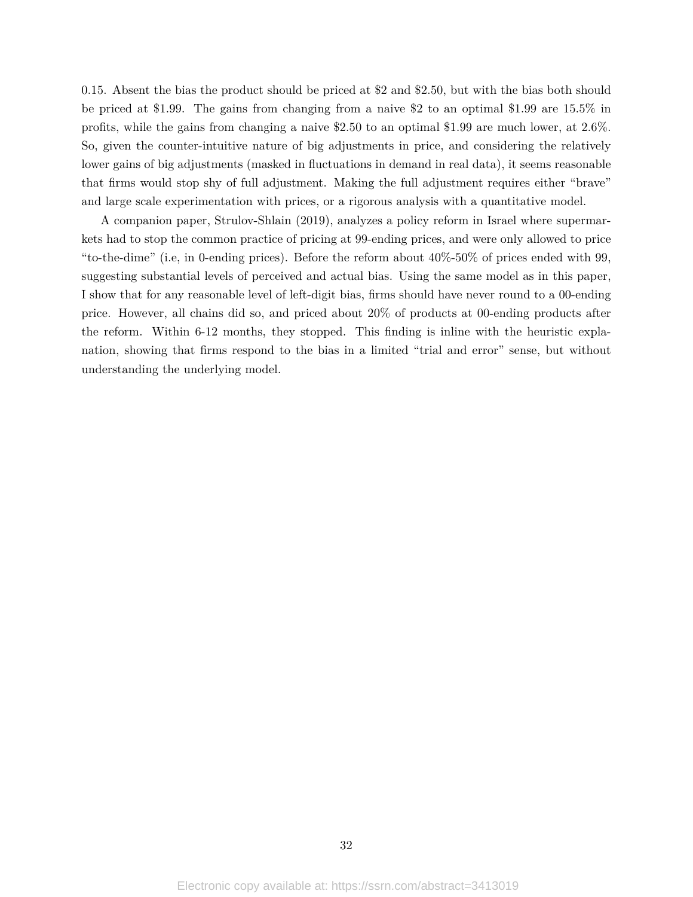0.15. Absent the bias the product should be priced at $2 and $2.50, but with the bias both should be priced at $1.99. The gains from changing from a naive $2 to an optimal $1.99 are 15.5% in profits, while the gains from changing a naive $2.50 to an optimal $1.99 are much lower, at 2.6%. So, given the counter-intuitive nature of big adjustments in price, and considering the relatively lower gains of big adjustments (masked in fluctuations in demand in real data), it seems reasonable that firms would stop shy of full adjustment. Making the full adjustment requires either "brave" and large scale experimentation with prices, or a rigorous analysis with a quantitative model.

A companion paper, Strulov-Shlain (2019), analyzes a policy reform in Israel where supermarkets had to stop the common practice of pricing at 99-ending prices, and were only allowed to price "to-the-dime" (i.e, in 0-ending prices). Before the reform about 40%-50% of prices ended with 99, suggesting substantial levels of perceived and actual bias. Using the same model as in this paper, I show that for any reasonable level of left-digit bias, firms should have never round to a 00-ending price. However, all chains did so, and priced about 20% of products at 00-ending products after the reform. Within 6-12 months, they stopped. This finding is inline with the heuristic explanation, showing that firms respond to the bias in a limited "trial and error" sense, but without understanding the underlying model.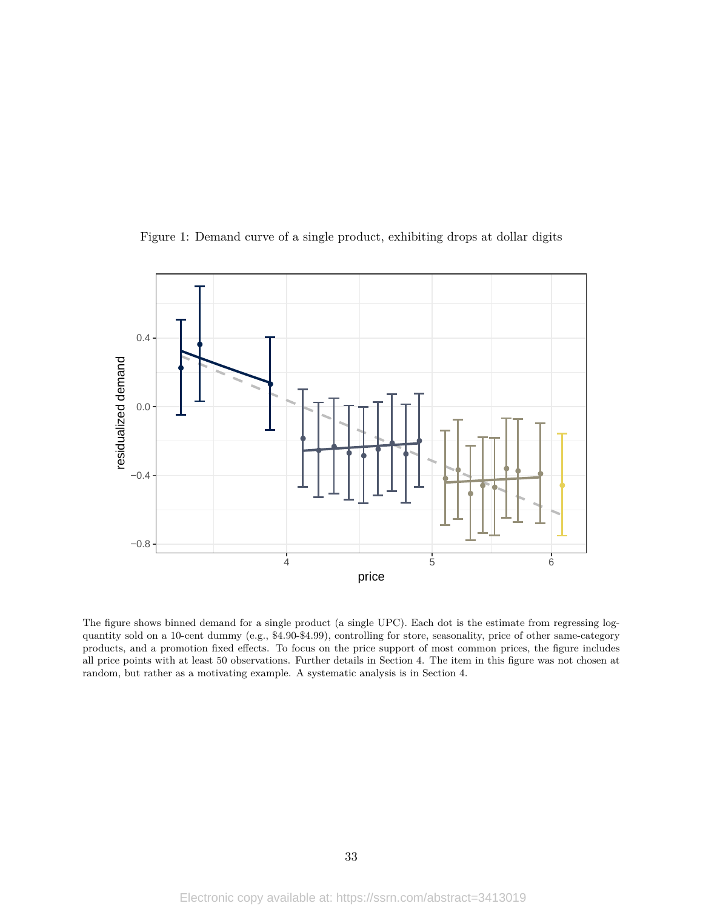Figure 1: Demand curve of a single product, exhibiting drops at dollar digits

The figure shows binned demand for a single product (a single UPC). Each dot is the estimate from regressing log-quantity sold on a 10-cent dummy (e.g., \$4.90-\$4.99), controlling for store, seasonality, price of other same-category products, and a promotion fixed effects. To focus on the price support of most common prices, the figure includes all price points with at least 50 observations. Further details in Section 4. The item in this figure was not chosen at random, but rather as a motivating example. A systematic analysis is in Section 4.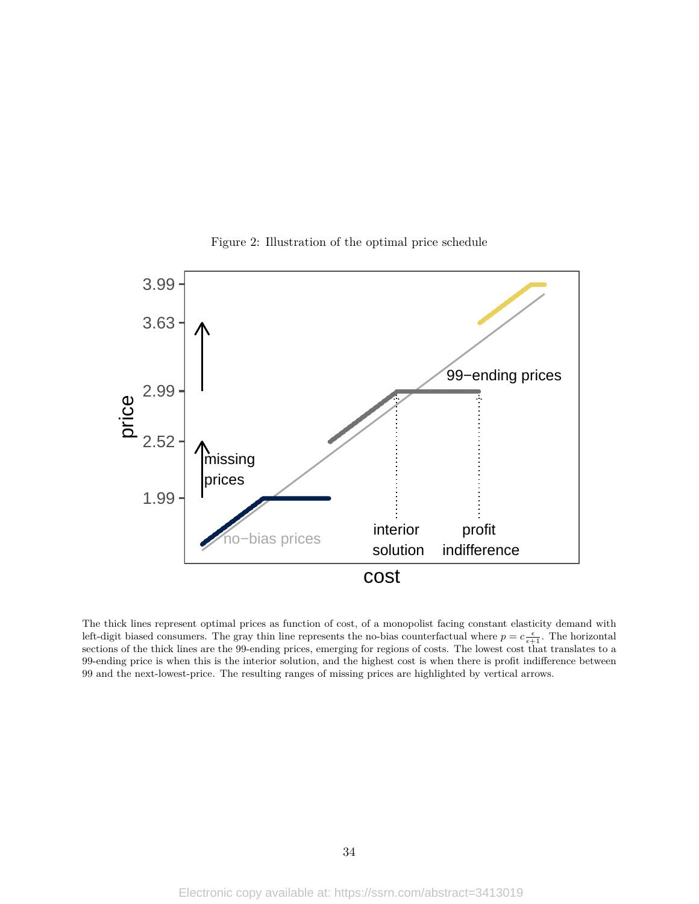Figure 2: Illustration of the optimal price schedule

The thick lines represent optimal prices as function of cost, of a monopolist facing constant elasticity demand with left-digit biased consumers. The gray thin line represents the no-bias counterfactual where $p = c\frac{\epsilon}{\epsilon+1}$. The horizontal sections of the thick lines are the 99-ending prices, emerging for regions of costs. The lowest cost that translates to a 99-ending price is when this is the interior solution, and the highest cost is when there is profit indifference between 99 and the next-lowest-price. The resulting ranges of missing prices are highlighted by vertical arrows.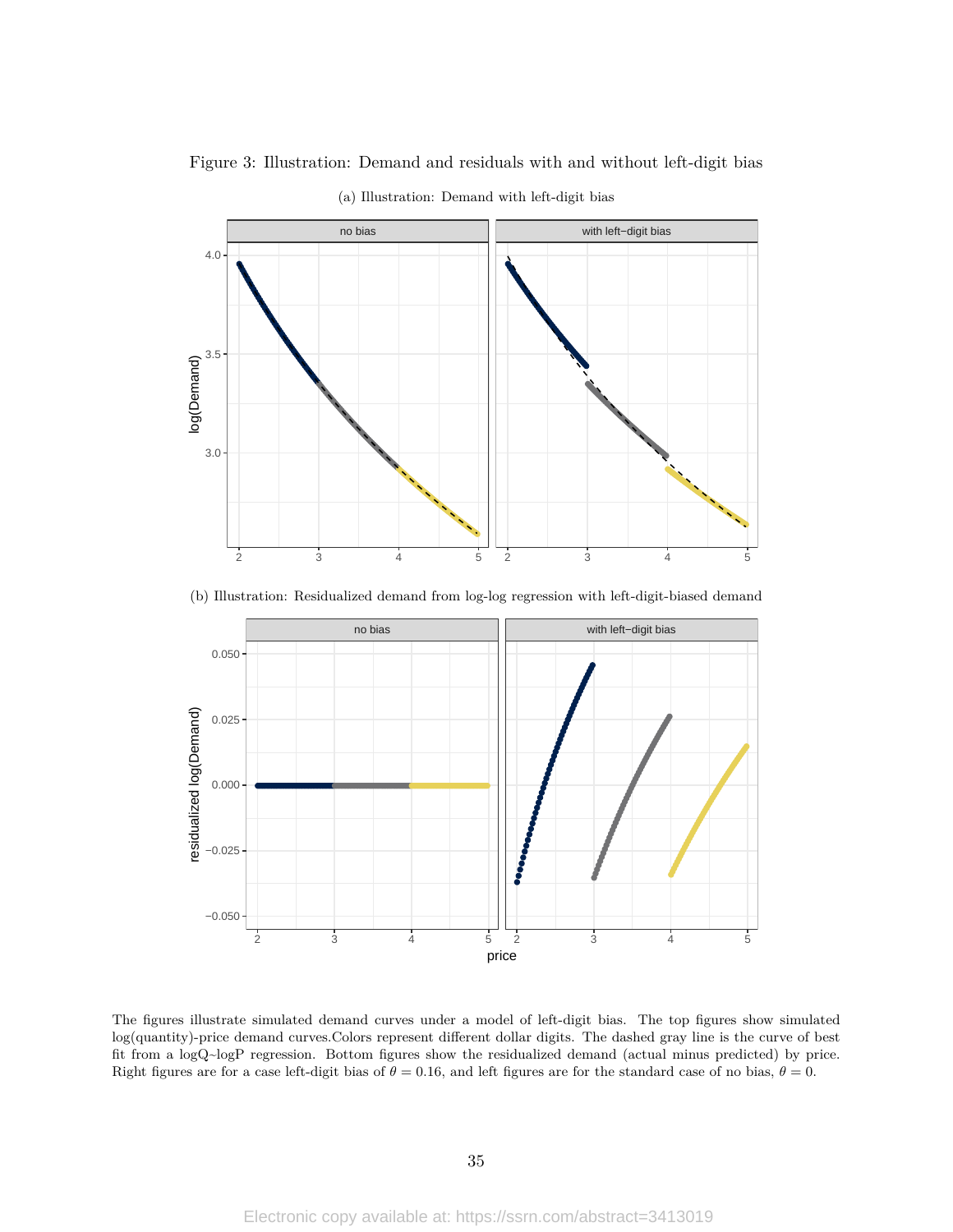Figure 3: Illustration: Demand and residuals with and without left-digit bias

(a) Illustration: Demand with left-digit bias

(b) Illustration: Residualized demand from log-log regression with left-digit-biased demand

The figures illustrate simulated demand curves under a model of left-digit bias. The top figures show simulated log(quantity)-price demand curves.Colors represent different dollar digits. The dashed gray line is the curve of best fit from a logQ~logP regression. Bottom figures show the residualized demand (actual minus predicted) by price. Right figures are for a case left-digit bias of $\theta = 0.16$, and left figures are for the standard case of no bias, $\theta = 0$.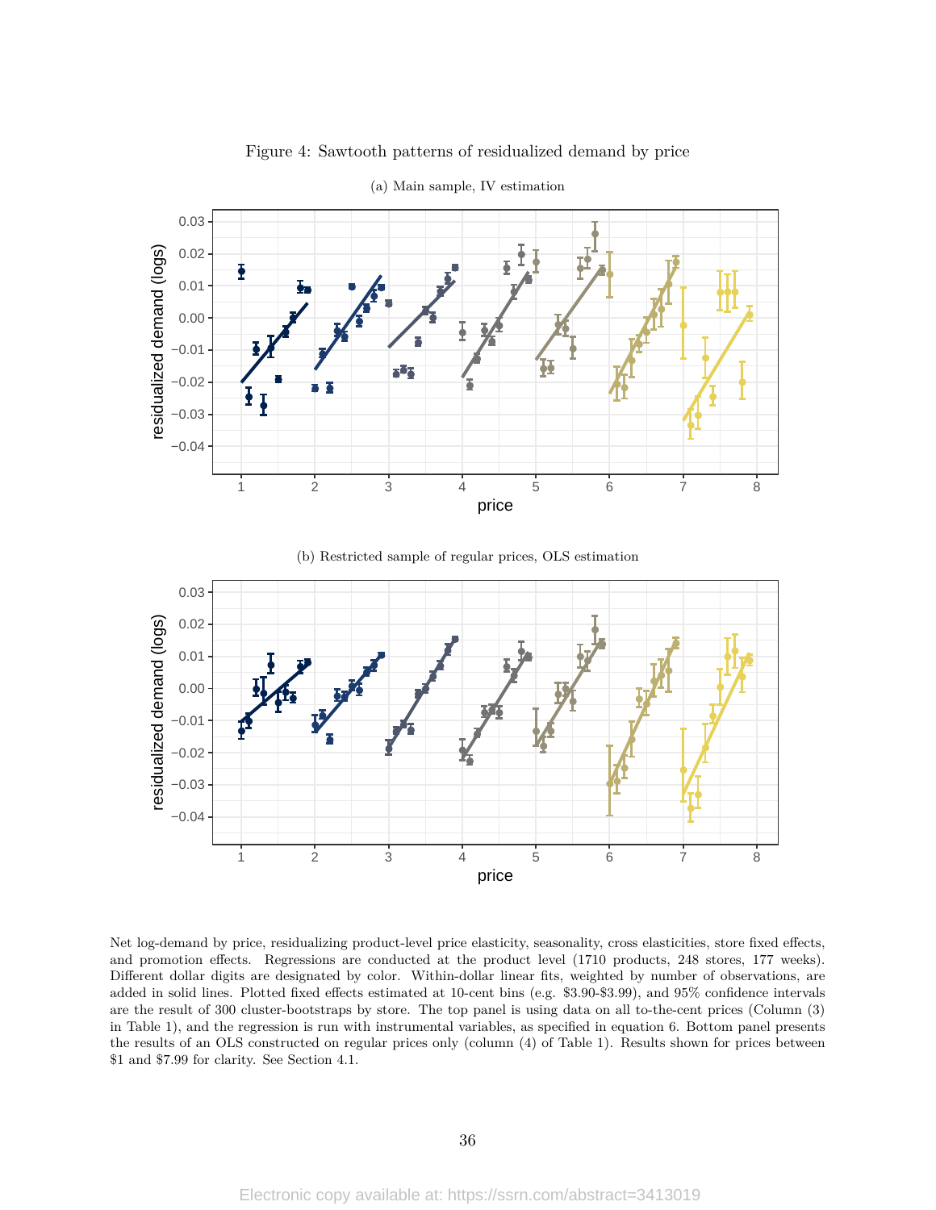Figure 4: Sawtooth patterns of residualized demand by price

(a) Main sample, IV estimation

(b) Restricted sample of regular prices, OLS estimation

Net log-demand by price, residualizing product-level price elasticity, seasonality, cross elasticities, store fixed effects, and promotion effects. Regressions are conducted at the product level (1710 products, 248 stores, 177 weeks). Different dollar digits are designated by color. Within-dollar linear fits, weighted by number of observations, are added in solid lines. Plotted fixed effects estimated at 10-cent bins (e.g. \$3.90-\$3.99), and 95% confidence intervals are the result of 300 cluster-bootstraps by store. The top panel is using data on all to-the-cent prices (Column (3) in Table 1), and the regression is run with instrumental variables, as specified in equation 6. Bottom panel presents the results of an OLS constructed on regular prices only (column (4) of Table 1). Results shown for prices between \$1 and \$7.99 for clarity. See Section 4.1.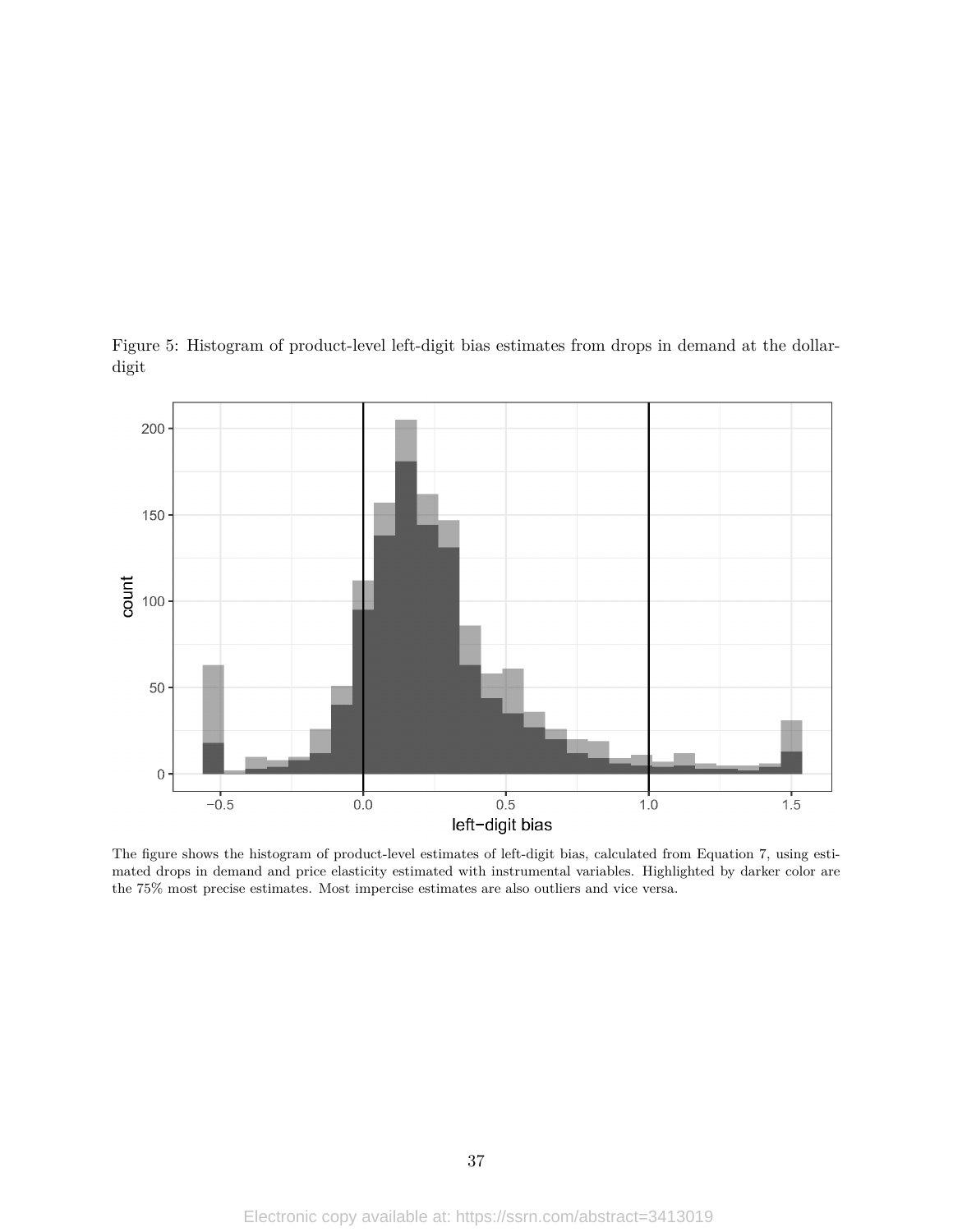Figure 5: Histogram of product-level left-digit bias estimates from drops in demand at the dollar-digit

The figure shows the histogram of product-level estimates of left-digit bias, calculated from Equation 7, using estimated drops in demand and price elasticity estimated with instrumental variables. Highlighted by darker color are the 75% most precise estimates. Most impercise estimates are also outliers and vice versa.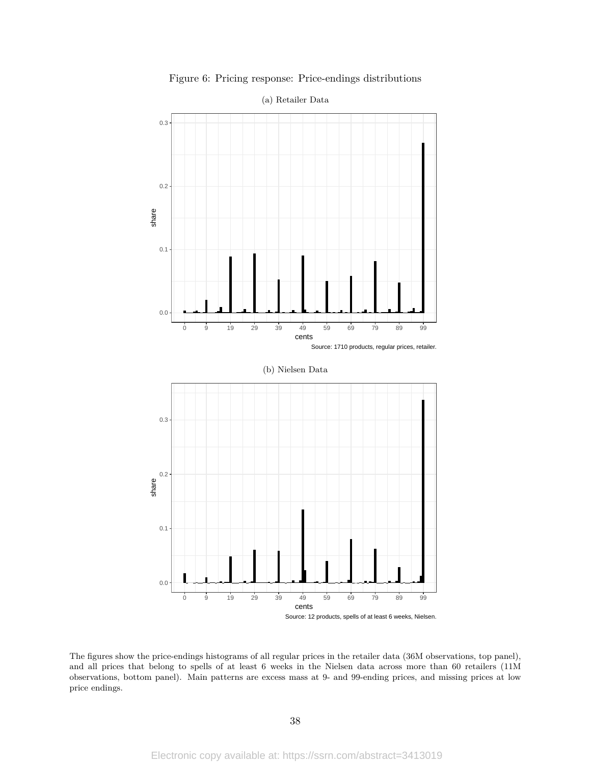Figure 6: Pricing response: Price-endings distributions

(a) Retailer Data

Source: 1710 products, regular prices, retailer.

(b) Nielsen Data

Source: 12 products, spells of at least 6 weeks, Nielsen.

The figures show the price-endings histograms of all regular prices in the retailer data (36M observations, top panel), and all prices that belong to spells of at least 6 weeks in the Nielsen data across more than 60 retailers (11M observations, bottom panel). Main patterns are excess mass at 9- and 99-ending prices, and missing prices at low price endings.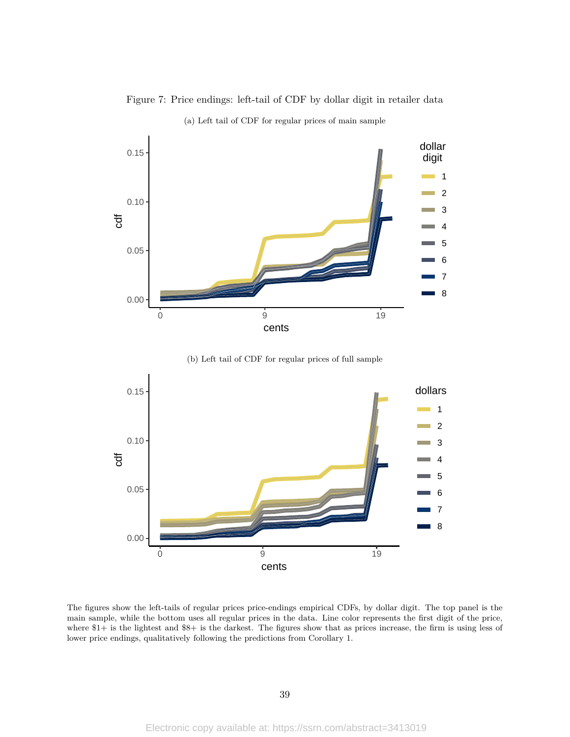Figure 7: Price endings: left-tail of CDF by dollar digit in retailer data

(a) Left tail of CDF for regular prices of main sample

(b) Left tail of CDF for regular prices of full sample

The figures show the left-tails of regular prices price-endings empirical CDFs, by dollar digit. The top panel is the main sample, while the bottom uses all regular prices in the data. Line color represents the first digit of the price, where $1+ is the lightest and $8+ is the darkest. The figures show that as prices increase, the firm is using less of lower price endings, qualitatively following the predictions from Corollary 1.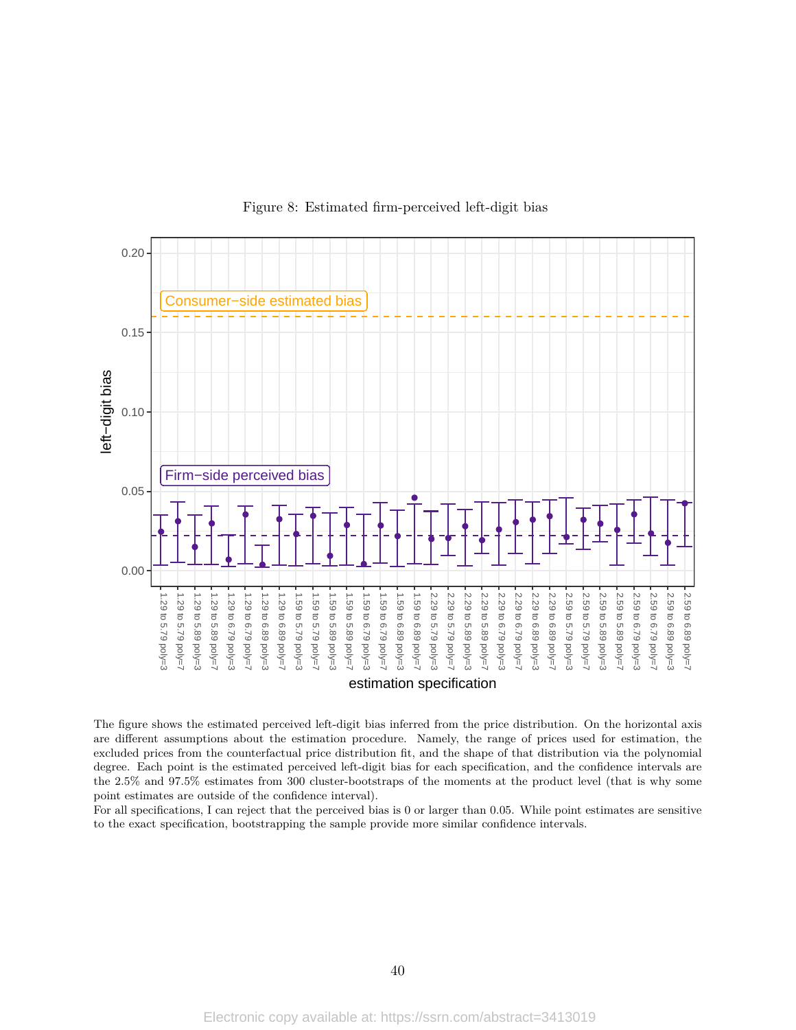Figure 8: Estimated firm-perceived left-digit bias

The figure shows the estimated perceived left-digit bias inferred from the price distribution. On the horizontal axis are different assumptions about the estimation procedure. Namely, the range of prices used for estimation, the excluded prices from the counterfactual price distribution fit, and the shape of that distribution via the polynomial degree. Each point is the estimated perceived left-digit bias for each specification, and the confidence intervals are the 2.5% and 97.5% estimates from 300 cluster-bootstraps of the moments at the product level (that is why some point estimates are outside of the confidence interval).

For all specifications, I can reject that the perceived bias is 0 or larger than 0.05. While point estimates are sensitive to the exact specification, bootstrapping the sample provide more similar confidence intervals.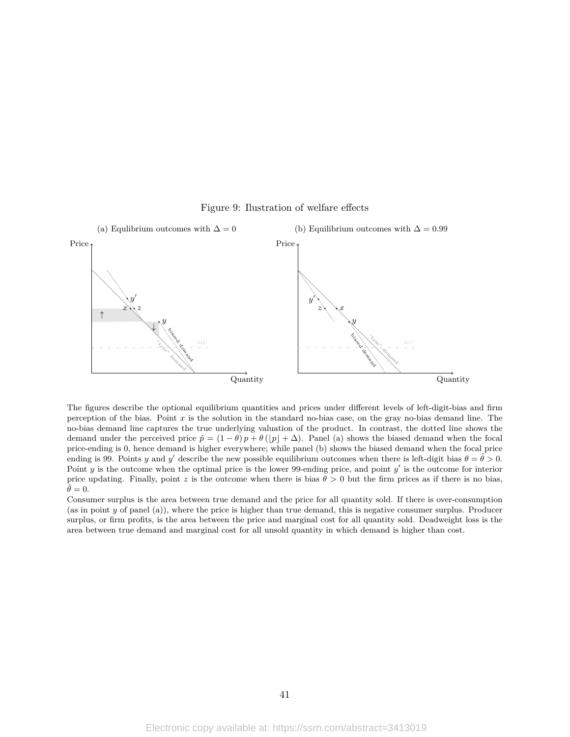Figure 9: Ilustration of welfare effects

(a) Equlibrium outcomes with $\Delta = 0$

(b) Equilibrium outcomes with $\Delta = 0.99$

The figures describe the optional equilibrium quantities and prices under different levels of left-digit-bias and firm perception of the bias. Point $x$ is the solution in the standard no-bias case, on the gray no-bias demand line. The no-bias demand line captures the true underlying valuation of the product. In contrast, the dotted line shows the demand under the perceived price $\hat{p} = (1 - \theta)\, p + \theta\, (\lfloor p \rfloor + \Delta)$. Panel (a) shows the biased demand when the focal price-ending is 0, hence demand is higher everywhere; while panel (b) shows the biased demand when the focal price ending is 99. Points $y$ and $y'$ describe the new possible equilibrium outcomes when there is left-digit bias $\theta = \hat{\theta} > 0$. Point $y$ is the outcome when the optimal price is the lower 99-ending price, and point $y'$ is the outcome for interior price updating. Finally, point $z$ is the outcome when there is bias $\theta > 0$ but the firm prices as if there is no bias, $\hat{\theta} = 0$.

Consumer surplus is the area between true demand and the price for all quantity sold. If there is over-consumption (as in point $y$ of panel (a)), where the price is higher than true demand, this is negative consumer surplus. Producer surplus, or firm profits, is the area between the price and marginal cost for all quantity sold. Deadweight loss is the area between true demand and marginal cost for all unsold quantity in which demand is higher than cost.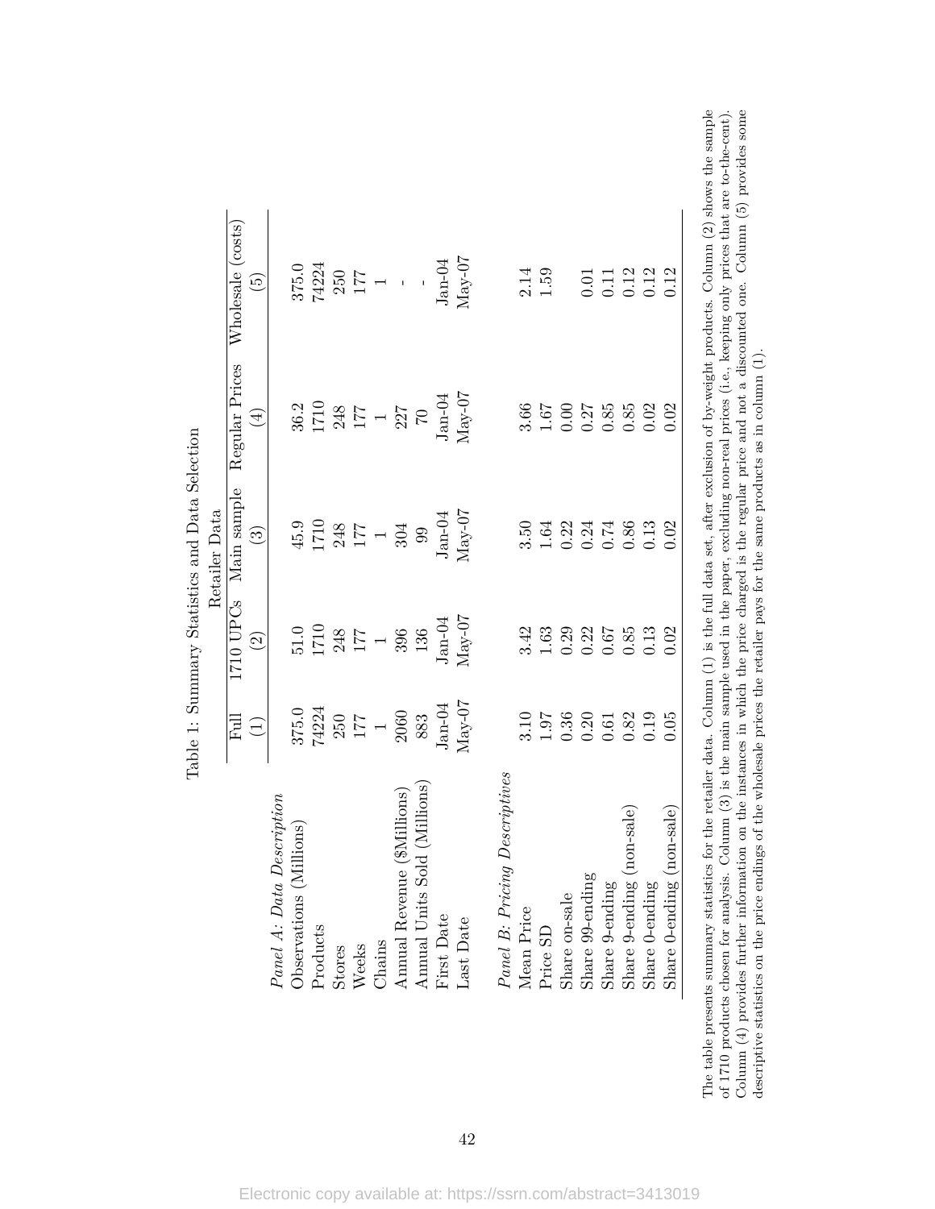Table 1: Summary Statistics and Data Selection

| | Retailer Data | | | | |
|---|---|---|---|---|---|
| | Full | 1710 UPCs | Main sample | Regular Prices | Wholesale (costs) |
| | (1) | (2) | (3) | (4) | (5) |
| *Panel A: Data Description* | | | | | |
| Observations (Millions) | 375.0 | 51.0 | 45.9 | 36.2 | 375.0 |
| Products | 74224 | 1710 | 1710 | 1710 | 74224 |
| Stores | 250 | 248 | 248 | 248 | 250 |
| Weeks | 177 | 177 | 177 | 177 | 177 |
| Chains | 1 | 1 | 1 | 1 | 1 |
| Annual Revenue ($Millions) | 2060 | 396 | 304 | 227 | - |
| Annual Units Sold (Millions) | 883 | 136 | 99 | 70 | - |
| First Date | Jan-04 | Jan-04 | Jan-04 | Jan-04 | Jan-04 |
| Last Date | May-07 | May-07 | May-07 | May-07 | May-07 |
| *Panel B: Pricing Descriptives* | | | | | |
| Mean Price | 3.10 | 3.42 | 3.50 | 3.66 | 2.14 |
| Price SD | 1.97 | 1.63 | 1.64 | 1.67 | 1.59 |
| Share on-sale | 0.36 | 0.29 | 0.22 | 0.00 | |
| Share 99-ending | 0.20 | 0.22 | 0.24 | 0.27 | 0.01 |
| Share 9-ending | 0.61 | 0.67 | 0.74 | 0.85 | 0.11 |
| Share 9-ending (non-sale) | 0.82 | 0.85 | 0.86 | 0.85 | 0.12 |
| Share 0-ending | 0.19 | 0.13 | 0.13 | 0.02 | 0.12 |
| Share 0-ending (non-sale) | 0.05 | 0.02 | 0.02 | 0.02 | 0.12 |

The table presents summary statistics for the retailer data. Column (1) is the full data set, after exclusion of by-weight products. Column (2) shows the sample of 1710 products chosen for analysis. Column (3) is the main sample used in the paper, excluding non-real prices (i.e., keeping only prices that are to-the-cent). Column (4) provides further information on the instances in which the price charged is the regular price and not a discounted one. Column (5) provides some descriptive statistics on the price endings of the wholesale prices the retailer pays for the same products as in column (1).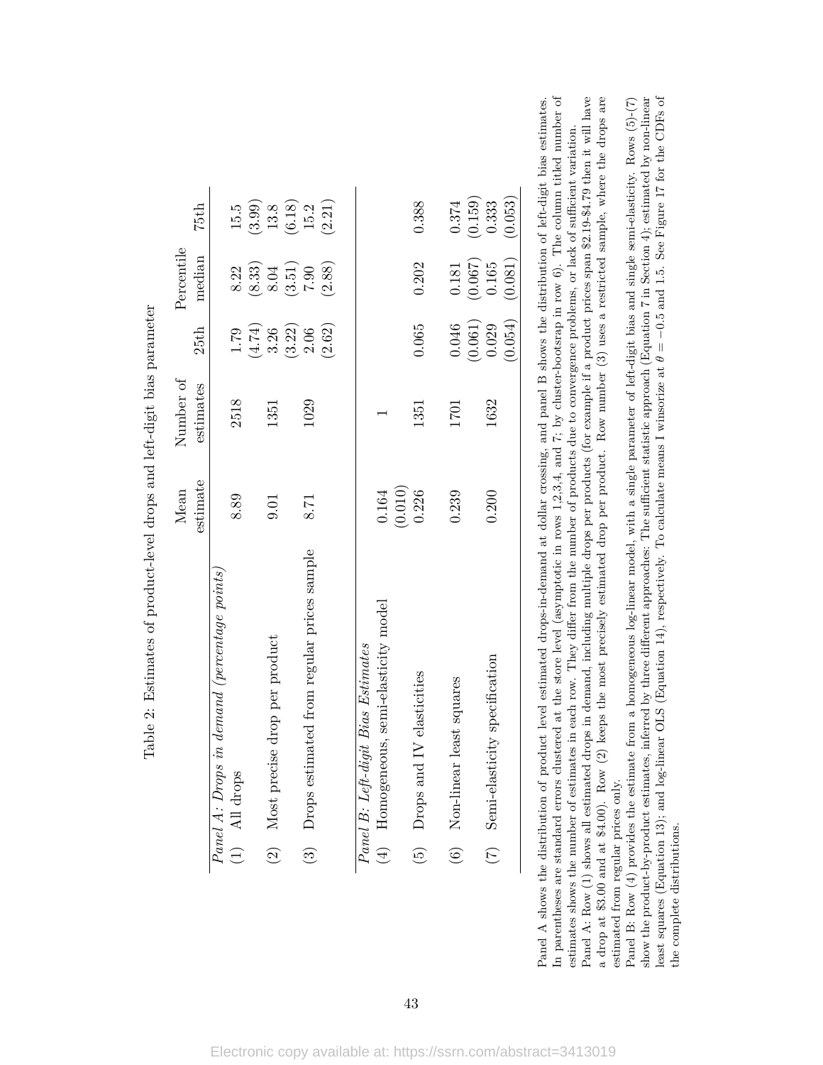Table 2: Estimates of product-level drops and left-digit bias parameter

| | Mean estimate | Number of estimates | Percentile 25th | Percentile median | Percentile 75th |
|---|---|---|---|---|---|
| *Panel A: Drops in demand (percentage points)* | | | | | |
| (1) All drops | 8.89 | 2518 | 1.79 | 8.22 | 15.5 |
| | | | (4.74) | (8.33) | (3.99) |
| (2) Most precise drop per product | 9.01 | 1351 | 3.26 | 8.04 | 13.8 |
| | | | (3.22) | (3.51) | (6.18) |
| (3) Drops estimated from regular prices sample | 8.71 | 1029 | 2.06 | 7.90 | 15.2 |
| | | | (2.62) | (2.88) | (2.21) |
| *Panel B: Left-digit Bias Estimates* | | | | | |
| (4) Homogeneous, semi-elasticity model | 0.164 | 1 | | | |
| | (0.010) | | | | |
| (5) Drops and IV elasticities | 0.226 | 1351 | 0.065 | 0.202 | 0.388 |
| (6) Non-linear least squares | 0.239 | 1701 | 0.046 | 0.181 | 0.374 |
| | | | (0.061) | (0.067) | (0.159) |
| (7) Semi-elasticity specification | 0.200 | 1632 | 0.029 | 0.165 | 0.333 |
| | | | (0.054) | (0.081) | (0.053) |

Panel A shows the distribution of product level estimated drops-in-demand at dollar crossing, and panel B shows the distribution of left-digit bias estimates. In parentheses are standard errors clustered at the store level (asymptotic in rows 1,2,3,4, and 7; by cluster-bootstrap in row 6). The column titled number of estimates shows the number of estimates in each row. They differ from the number of products due to convergence problems, or lack of sufficient variation.
Panel A: Row (1) shows all estimated drops in demand, including multiple drops per products (for example if a product prices span \$2.19-\$4.79 then it will have a drop at \$3.00 and at \$4.00). Row (2) keeps the most precisely estimated drop per product. Row number (3) uses a restricted sample, where the drops are estimated from regular prices only.
Panel B: Row (4) provides the estimate from a homogeneous log-linear model, with a single parameter of left-digit bias and single semi-elasticity. Rows (5)-(7) show the product-by-product estimates, inferred by three different approaches: The sufficient statistic approach (Equation 7 in Section 4); estimated by non-linear least squares (Equation 13); and log-linear OLS (Equation 14), respectively. To calculate means I winsorize at $\theta = -0.5$ and 1.5. See Figure 17 for the CDFs of the complete distributions.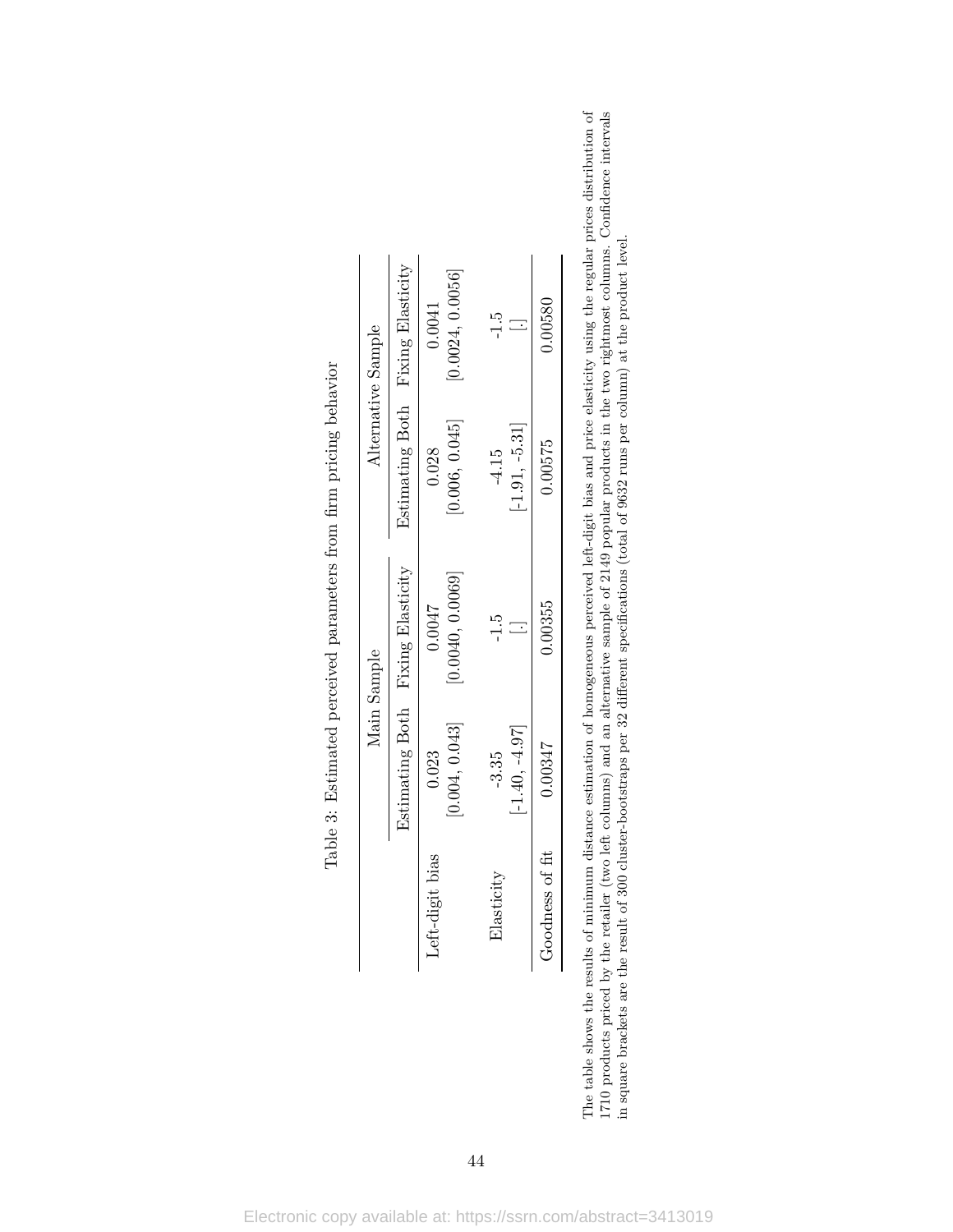Table 3: Estimated perceived parameters from firm pricing behavior

| | Main Sample | | Alternative Sample | |
|---|---|---|---|---|
| | Estimating Both | Fixing Elasticity | Estimating Both | Fixing Elasticity |
| Left-digit bias | 0.023 | 0.0047 | 0.028 | 0.0041 |
| | [0.004, 0.043] | [0.0040, 0.0069] | [0.006, 0.045] | [0.0024, 0.0056] |
| Elasticity | -3.35 | -1.5 | -4.15 | -1.5 |
| | [-1.40, -4.97] | [.] | [-1.91, -5.31] | [.] |
| Goodness of fit | 0.00347 | 0.00355 | 0.00575 | 0.00580 |

The table shows the results of minimum distance estimation of homogeneous perceived left-digit bias and price elasticity using the regular prices distribution of 1710 products priced by the retailer (two left columns) and an alternative sample of 2149 popular products in the two rightmost columns. Confidence intervals in square brackets are the result of 300 cluster-bootstraps per 32 different specifications (total of 9632 runs per column) at the product level.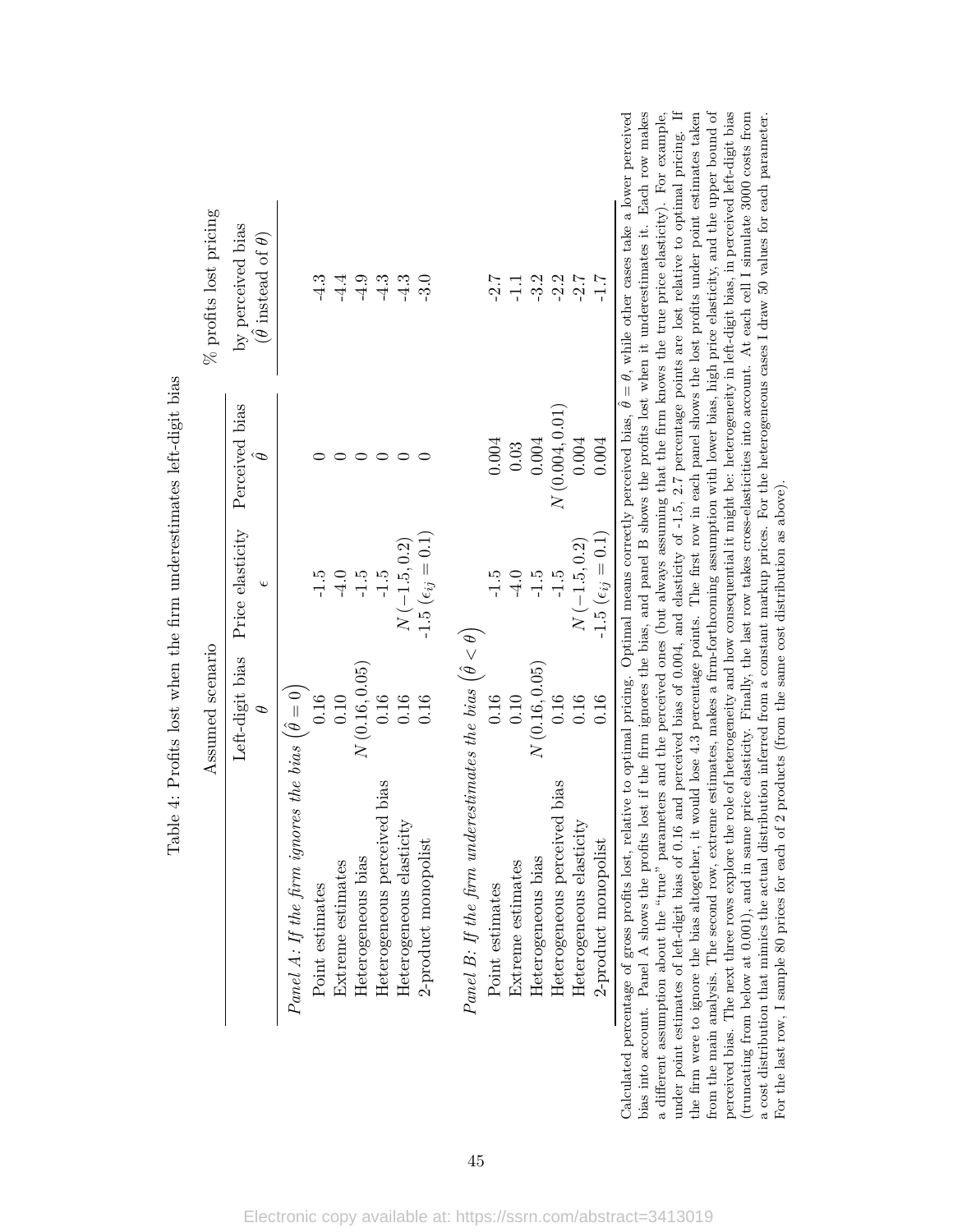Table 4: Profits lost when the firm underestimates left-digit bias

| | Assumed scenario | | | % profits lost pricing |
|---|---|---|---|---|
| | Left-digit bias $\theta$ | Price elasticity $\epsilon$ | Perceived bias $\hat{\theta}$ | by perceived bias ($\hat{\theta}$ instead of $\theta$) |
| *Panel A: If the firm ignores the bias* $\left(\hat{\theta}=0\right)$ | | | | |
| Point estimates | 0.16 | -1.5 | 0 | -4.3 |
| Extreme estimates | 0.10 | -4.0 | 0 | -4.4 |
| Heterogeneous bias | $N(0.16, 0.05)$ | -1.5 | 0 | -4.9 |
| Heterogeneous perceived bias | 0.16 | -1.5 | 0 | -4.3 |
| Heterogeneous elasticity | 0.16 | $N(-1.5, 0.2)$ | 0 | -4.3 |
| 2-product monopolist | 0.16 | -1.5 ($\epsilon_{ij}=0.1$) | 0 | -3.0 |
| *Panel B: If the firm underestimates the bias* $\left(\hat{\theta}<\theta\right)$ | | | | |
| Point estimates | 0.16 | -1.5 | 0.004 | -2.7 |
| Extreme estimates | 0.10 | -4.0 | 0.03 | -1.1 |
| Heterogeneous bias | $N(0.16, 0.05)$ | -1.5 | 0.004 | -3.2 |
| Heterogeneous perceived bias | 0.16 | -1.5 | $N(0.004, 0.01)$ | -2.2 |
| Heterogeneous elasticity | 0.16 | $N(-1.5, 0.2)$ | 0.004 | -2.7 |
| 2-product monopolist | 0.16 | -1.5 ($\epsilon_{ij}=0.1$) | 0.004 | -1.7 |

Calculated percentage of gross profits lost, relative to optimal pricing. Optimal means correctly perceived bias, $\hat{\theta}=\theta$, while other cases take a lower perceived bias into account. Panel A shows the profits lost if the firm ignores the bias, and panel B shows the profits lost when it underestimates it. Each row makes a different assumption about the "true" parameters and the perceived ones (but always assuming that the firm knows the true price elasticity). For example, under point estimates of left-digit bias of 0.16 and perceived bias of 0.004, and elasticity of -1.5, 2.7 percentage points are lost relative to optimal pricing. If the firm were to ignore the bias altogether, it would lose 4.3 percentage points. The first row in each panel shows the lost profits under point estimates taken from the main analysis. The second row, extreme estimates, makes a firm-forthcoming assumption with lower bias, high price elasticity, and the upper bound of perceived bias. The next three rows explore the role of heterogeneity and how consequential it might be: heterogeneity in left-digit bias, in perceived left-digit bias (truncating from below at 0.001), and in same price elasticity. Finally, the last row takes cross-elasticities into account. At each cell I simulate 3000 costs from a cost distribution that mimics the actual distribution inferred from a constant markup prices. For the heterogeneous cases I draw 50 values for each parameter. For the last row, I sample 80 prices for each of 2 products (from the same cost distribution as above).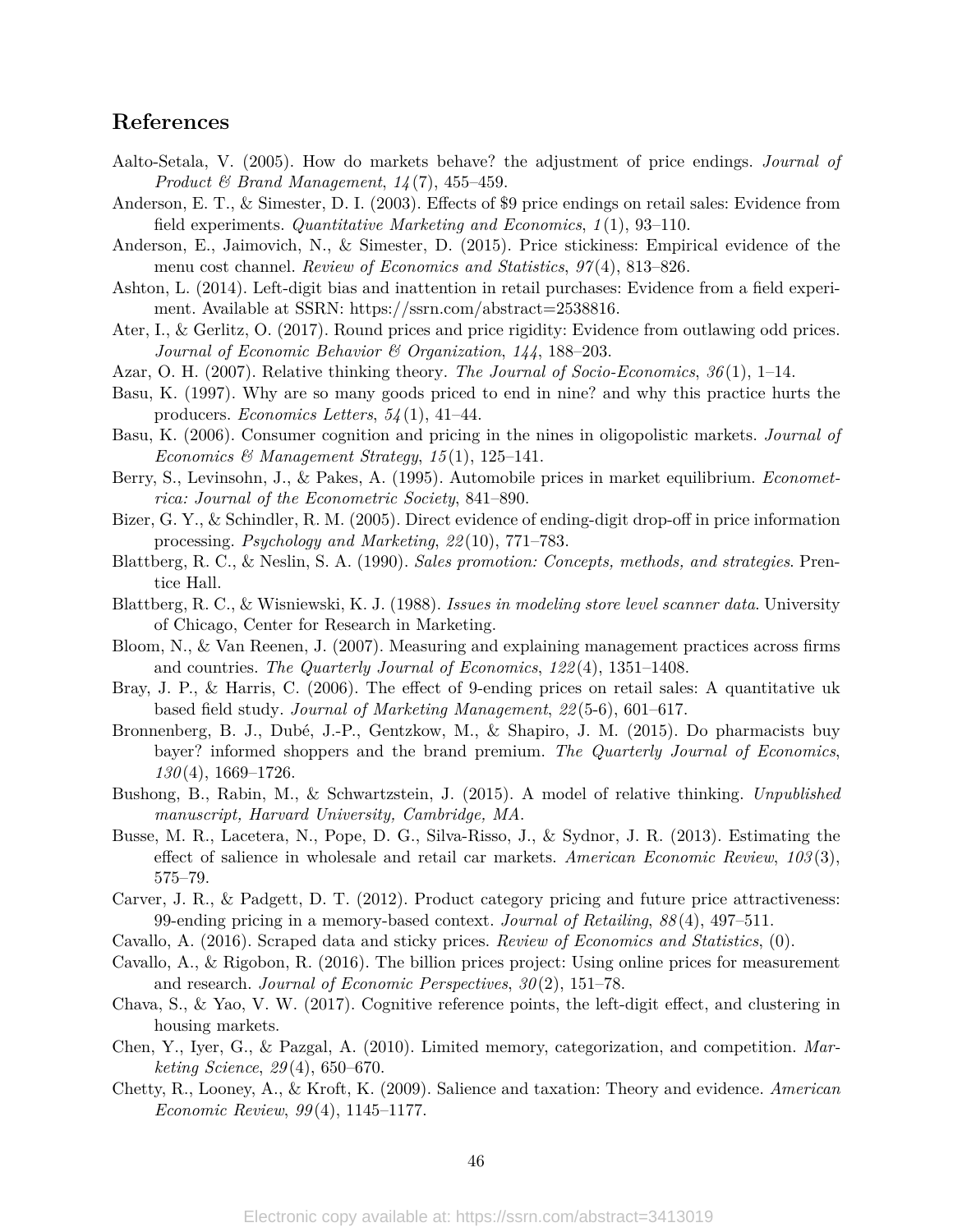## References

Aalto-Setala, V. (2005). How do markets behave? the adjustment of price endings. *Journal of Product & Brand Management*, *14*(7), 455–459.

Anderson, E. T., & Simester, D. I. (2003). Effects of $9 price endings on retail sales: Evidence from field experiments. *Quantitative Marketing and Economics*, *1*(1), 93–110.

Anderson, E., Jaimovich, N., & Simester, D. (2015). Price stickiness: Empirical evidence of the menu cost channel. *Review of Economics and Statistics*, *97*(4), 813–826.

Ashton, L. (2014). Left-digit bias and inattention in retail purchases: Evidence from a field experiment. Available at SSRN: https://ssrn.com/abstract=2538816.

Ater, I., & Gerlitz, O. (2017). Round prices and price rigidity: Evidence from outlawing odd prices. *Journal of Economic Behavior & Organization*, *144*, 188–203.

Azar, O. H. (2007). Relative thinking theory. *The Journal of Socio-Economics*, *36*(1), 1–14.

Basu, K. (1997). Why are so many goods priced to end in nine? and why this practice hurts the producers. *Economics Letters*, *54*(1), 41–44.

Basu, K. (2006). Consumer cognition and pricing in the nines in oligopolistic markets. *Journal of Economics & Management Strategy*, *15*(1), 125–141.

Berry, S., Levinsohn, J., & Pakes, A. (1995). Automobile prices in market equilibrium. *Econometrica: Journal of the Econometric Society*, 841–890.

Bizer, G. Y., & Schindler, R. M. (2005). Direct evidence of ending-digit drop-off in price information processing. *Psychology and Marketing*, *22*(10), 771–783.

Blattberg, R. C., & Neslin, S. A. (1990). *Sales promotion: Concepts, methods, and strategies*. Prentice Hall.

Blattberg, R. C., & Wisniewski, K. J. (1988). *Issues in modeling store level scanner data*. University of Chicago, Center for Research in Marketing.

Bloom, N., & Van Reenen, J. (2007). Measuring and explaining management practices across firms and countries. *The Quarterly Journal of Economics*, *122*(4), 1351–1408.

Bray, J. P., & Harris, C. (2006). The effect of 9-ending prices on retail sales: A quantitative uk based field study. *Journal of Marketing Management*, *22*(5-6), 601–617.

Bronnenberg, B. J., Dubé, J.-P., Gentzkow, M., & Shapiro, J. M. (2015). Do pharmacists buy bayer? informed shoppers and the brand premium. *The Quarterly Journal of Economics*, *130*(4), 1669–1726.

Bushong, B., Rabin, M., & Schwartzstein, J. (2015). A model of relative thinking. *Unpublished manuscript, Harvard University, Cambridge, MA*.

Busse, M. R., Lacetera, N., Pope, D. G., Silva-Risso, J., & Sydnor, J. R. (2013). Estimating the effect of salience in wholesale and retail car markets. *American Economic Review*, *103*(3), 575–79.

Carver, J. R., & Padgett, D. T. (2012). Product category pricing and future price attractiveness: 99-ending pricing in a memory-based context. *Journal of Retailing*, *88*(4), 497–511.

Cavallo, A. (2016). Scraped data and sticky prices. *Review of Economics and Statistics*, (0).

Cavallo, A., & Rigobon, R. (2016). The billion prices project: Using online prices for measurement and research. *Journal of Economic Perspectives*, *30*(2), 151–78.

Chava, S., & Yao, V. W. (2017). Cognitive reference points, the left-digit effect, and clustering in housing markets.

Chen, Y., Iyer, G., & Pazgal, A. (2010). Limited memory, categorization, and competition. *Marketing Science*, *29*(4), 650–670.

Chetty, R., Looney, A., & Kroft, K. (2009). Salience and taxation: Theory and evidence. *American Economic Review*, *99*(4), 1145–1177.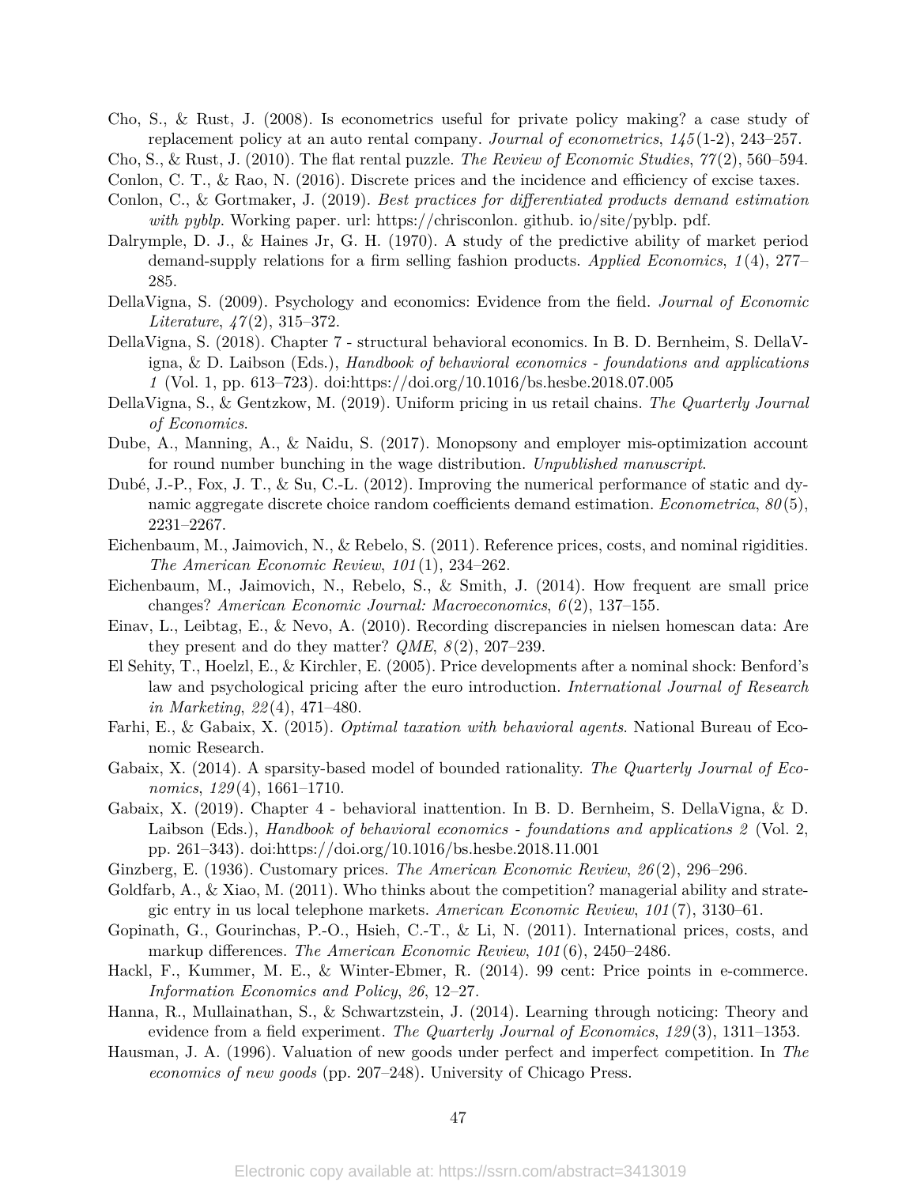Cho, S., & Rust, J. (2008). Is econometrics useful for private policy making? a case study of replacement policy at an auto rental company. *Journal of econometrics*, *145*(1-2), 243–257.

Cho, S., & Rust, J. (2010). The flat rental puzzle. *The Review of Economic Studies*, *77*(2), 560–594.

Conlon, C. T., & Rao, N. (2016). Discrete prices and the incidence and efficiency of excise taxes.

Conlon, C., & Gortmaker, J. (2019). *Best practices for differentiated products demand estimation with pyblp*. Working paper. url: https://chrisconlon. github. io/site/pyblp. pdf.

Dalrymple, D. J., & Haines Jr, G. H. (1970). A study of the predictive ability of market period demand-supply relations for a firm selling fashion products. *Applied Economics*, *1*(4), 277–285.

DellaVigna, S. (2009). Psychology and economics: Evidence from the field. *Journal of Economic Literature*, *47*(2), 315–372.

DellaVigna, S. (2018). Chapter 7 - structural behavioral economics. In B. D. Bernheim, S. DellaVigna, & D. Laibson (Eds.), *Handbook of behavioral economics - foundations and applications 1* (Vol. 1, pp. 613–723). doi:https://doi.org/10.1016/bs.hesbe.2018.07.005

DellaVigna, S., & Gentzkow, M. (2019). Uniform pricing in us retail chains. *The Quarterly Journal of Economics*.

Dube, A., Manning, A., & Naidu, S. (2017). Monopsony and employer mis-optimization account for round number bunching in the wage distribution. *Unpublished manuscript*.

Dubé, J.-P., Fox, J. T., & Su, C.-L. (2012). Improving the numerical performance of static and dynamic aggregate discrete choice random coefficients demand estimation. *Econometrica*, *80*(5), 2231–2267.

Eichenbaum, M., Jaimovich, N., & Rebelo, S. (2011). Reference prices, costs, and nominal rigidities. *The American Economic Review*, *101*(1), 234–262.

Eichenbaum, M., Jaimovich, N., Rebelo, S., & Smith, J. (2014). How frequent are small price changes? *American Economic Journal: Macroeconomics*, *6*(2), 137–155.

Einav, L., Leibtag, E., & Nevo, A. (2010). Recording discrepancies in nielsen homescan data: Are they present and do they matter? *QME*, *8*(2), 207–239.

El Sehity, T., Hoelzl, E., & Kirchler, E. (2005). Price developments after a nominal shock: Benford's law and psychological pricing after the euro introduction. *International Journal of Research in Marketing*, *22*(4), 471–480.

Farhi, E., & Gabaix, X. (2015). *Optimal taxation with behavioral agents*. National Bureau of Economic Research.

Gabaix, X. (2014). A sparsity-based model of bounded rationality. *The Quarterly Journal of Economics*, *129*(4), 1661–1710.

Gabaix, X. (2019). Chapter 4 - behavioral inattention. In B. D. Bernheim, S. DellaVigna, & D. Laibson (Eds.), *Handbook of behavioral economics - foundations and applications 2* (Vol. 2, pp. 261–343). doi:https://doi.org/10.1016/bs.hesbe.2018.11.001

Ginzberg, E. (1936). Customary prices. *The American Economic Review*, *26*(2), 296–296.

Goldfarb, A., & Xiao, M. (2011). Who thinks about the competition? managerial ability and strategic entry in us local telephone markets. *American Economic Review*, *101*(7), 3130–61.

Gopinath, G., Gourinchas, P.-O., Hsieh, C.-T., & Li, N. (2011). International prices, costs, and markup differences. *The American Economic Review*, *101*(6), 2450–2486.

Hackl, F., Kummer, M. E., & Winter-Ebmer, R. (2014). 99 cent: Price points in e-commerce. *Information Economics and Policy*, *26*, 12–27.

Hanna, R., Mullainathan, S., & Schwartzstein, J. (2014). Learning through noticing: Theory and evidence from a field experiment. *The Quarterly Journal of Economics*, *129*(3), 1311–1353.

Hausman, J. A. (1996). Valuation of new goods under perfect and imperfect competition. In *The economics of new goods* (pp. 207–248). University of Chicago Press.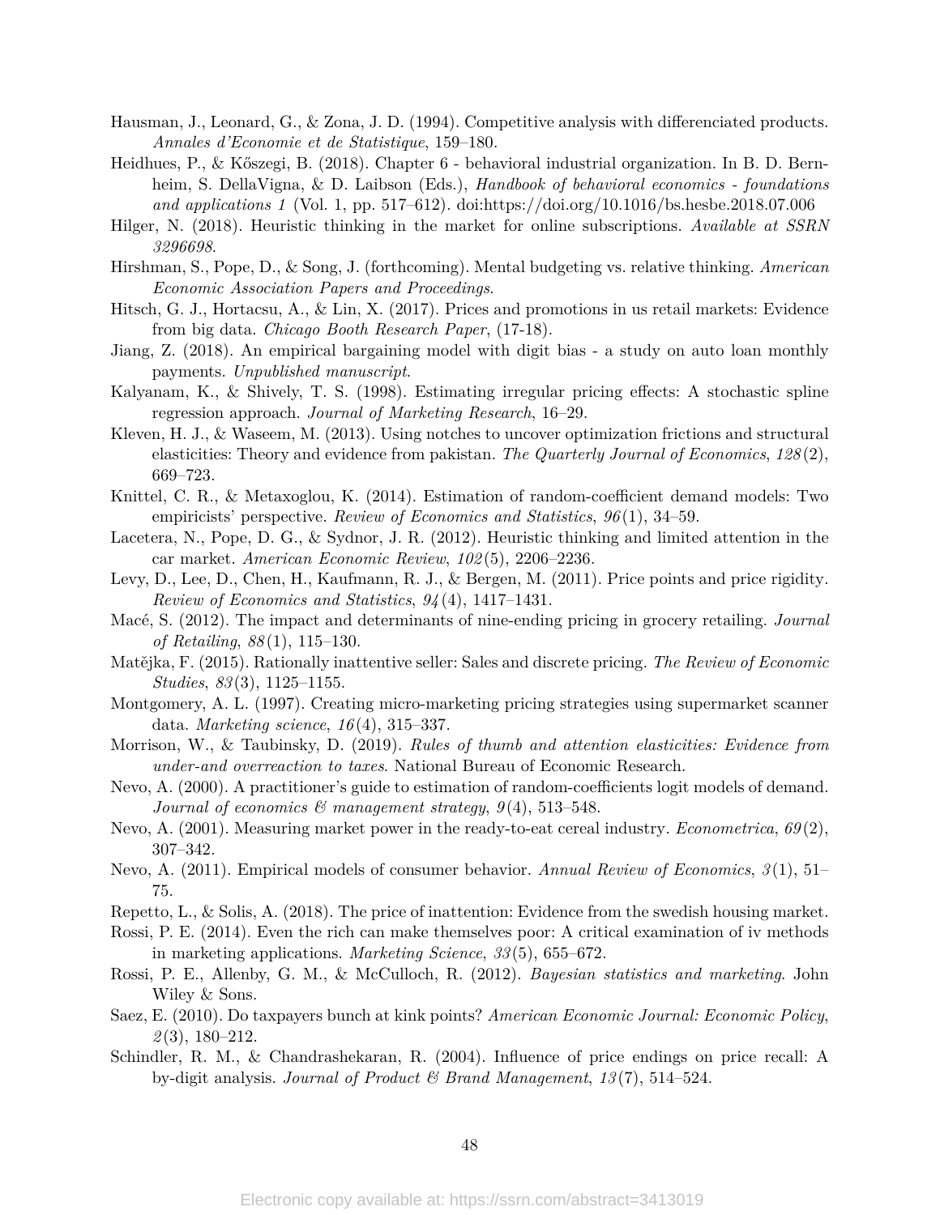Hausman, J., Leonard, G., & Zona, J. D. (1994). Competitive analysis with differenciated products. *Annales d'Economie et de Statistique*, 159–180.

Heidhues, P., & Kőszegi, B. (2018). Chapter 6 - behavioral industrial organization. In B. D. Bernheim, S. DellaVigna, & D. Laibson (Eds.), *Handbook of behavioral economics - foundations and applications 1* (Vol. 1, pp. 517–612). doi:https://doi.org/10.1016/bs.hesbe.2018.07.006

Hilger, N. (2018). Heuristic thinking in the market for online subscriptions. *Available at SSRN 3296698*.

Hirshman, S., Pope, D., & Song, J. (forthcoming). Mental budgeting vs. relative thinking. *American Economic Association Papers and Proceedings*.

Hitsch, G. J., Hortacsu, A., & Lin, X. (2017). Prices and promotions in us retail markets: Evidence from big data. *Chicago Booth Research Paper*, (17-18).

Jiang, Z. (2018). An empirical bargaining model with digit bias - a study on auto loan monthly payments. *Unpublished manuscript*.

Kalyanam, K., & Shively, T. S. (1998). Estimating irregular pricing effects: A stochastic spline regression approach. *Journal of Marketing Research*, 16–29.

Kleven, H. J., & Waseem, M. (2013). Using notches to uncover optimization frictions and structural elasticities: Theory and evidence from pakistan. *The Quarterly Journal of Economics*, *128*(2), 669–723.

Knittel, C. R., & Metaxoglou, K. (2014). Estimation of random-coefficient demand models: Two empiricists' perspective. *Review of Economics and Statistics*, *96*(1), 34–59.

Lacetera, N., Pope, D. G., & Sydnor, J. R. (2012). Heuristic thinking and limited attention in the car market. *American Economic Review*, *102*(5), 2206–2236.

Levy, D., Lee, D., Chen, H., Kaufmann, R. J., & Bergen, M. (2011). Price points and price rigidity. *Review of Economics and Statistics*, *94*(4), 1417–1431.

Macé, S. (2012). The impact and determinants of nine-ending pricing in grocery retailing. *Journal of Retailing*, *88*(1), 115–130.

Matějka, F. (2015). Rationally inattentive seller: Sales and discrete pricing. *The Review of Economic Studies*, *83*(3), 1125–1155.

Montgomery, A. L. (1997). Creating micro-marketing pricing strategies using supermarket scanner data. *Marketing science*, *16*(4), 315–337.

Morrison, W., & Taubinsky, D. (2019). *Rules of thumb and attention elasticities: Evidence from under-and overreaction to taxes*. National Bureau of Economic Research.

Nevo, A. (2000). A practitioner's guide to estimation of random-coefficients logit models of demand. *Journal of economics & management strategy*, *9*(4), 513–548.

Nevo, A. (2001). Measuring market power in the ready-to-eat cereal industry. *Econometrica*, *69*(2), 307–342.

Nevo, A. (2011). Empirical models of consumer behavior. *Annual Review of Economics*, *3*(1), 51–75.

Repetto, L., & Solis, A. (2018). The price of inattention: Evidence from the swedish housing market.

Rossi, P. E. (2014). Even the rich can make themselves poor: A critical examination of iv methods in marketing applications. *Marketing Science*, *33*(5), 655–672.

Rossi, P. E., Allenby, G. M., & McCulloch, R. (2012). *Bayesian statistics and marketing*. John Wiley & Sons.

Saez, E. (2010). Do taxpayers bunch at kink points? *American Economic Journal: Economic Policy*, *2*(3), 180–212.

Schindler, R. M., & Chandrashekaran, R. (2004). Influence of price endings on price recall: A by-digit analysis. *Journal of Product & Brand Management*, *13*(7), 514–524.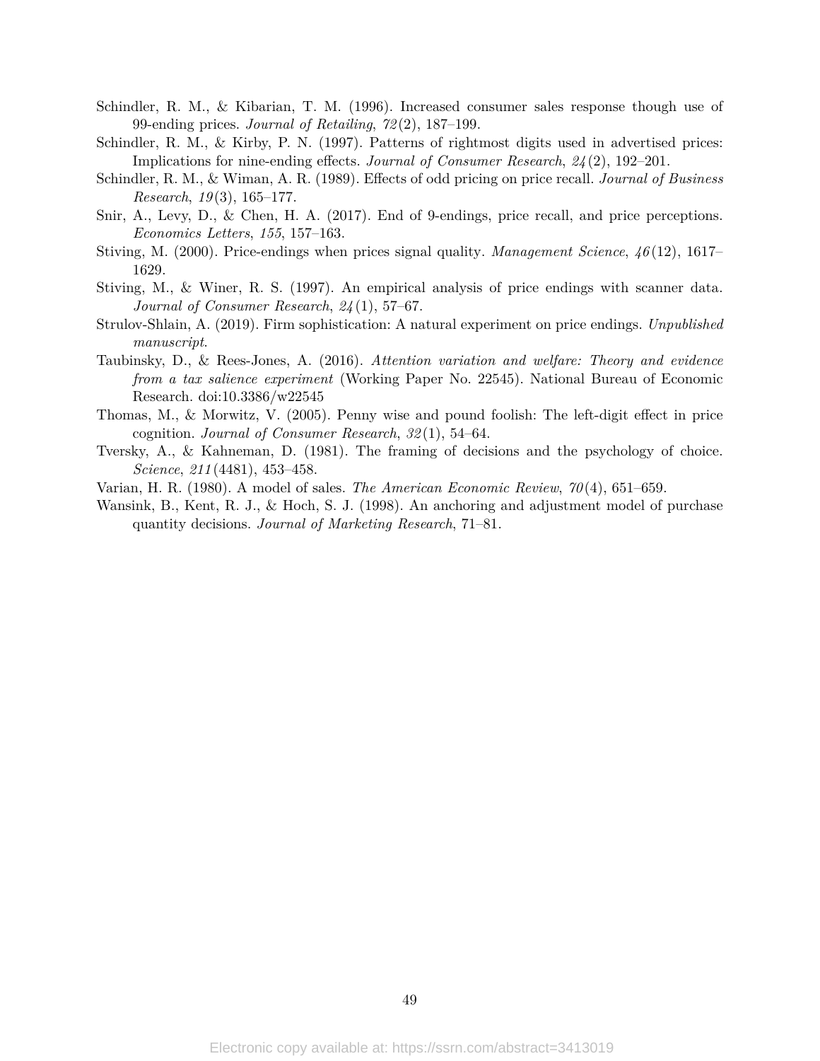Schindler, R. M., & Kibarian, T. M. (1996). Increased consumer sales response though use of 99-ending prices. *Journal of Retailing*, *72*(2), 187–199.

Schindler, R. M., & Kirby, P. N. (1997). Patterns of rightmost digits used in advertised prices: Implications for nine-ending effects. *Journal of Consumer Research*, *24*(2), 192–201.

Schindler, R. M., & Wiman, A. R. (1989). Effects of odd pricing on price recall. *Journal of Business Research*, *19*(3), 165–177.

Snir, A., Levy, D., & Chen, H. A. (2017). End of 9-endings, price recall, and price perceptions. *Economics Letters*, *155*, 157–163.

Stiving, M. (2000). Price-endings when prices signal quality. *Management Science*, *46*(12), 1617–1629.

Stiving, M., & Winer, R. S. (1997). An empirical analysis of price endings with scanner data. *Journal of Consumer Research*, *24*(1), 57–67.

Strulov-Shlain, A. (2019). Firm sophistication: A natural experiment on price endings. *Unpublished manuscript*.

Taubinsky, D., & Rees-Jones, A. (2016). *Attention variation and welfare: Theory and evidence from a tax salience experiment* (Working Paper No. 22545). National Bureau of Economic Research. doi:10.3386/w22545

Thomas, M., & Morwitz, V. (2005). Penny wise and pound foolish: The left-digit effect in price cognition. *Journal of Consumer Research*, *32*(1), 54–64.

Tversky, A., & Kahneman, D. (1981). The framing of decisions and the psychology of choice. *Science*, *211*(4481), 453–458.

Varian, H. R. (1980). A model of sales. *The American Economic Review*, *70*(4), 651–659.

Wansink, B., Kent, R. J., & Hoch, S. J. (1998). An anchoring and adjustment model of purchase quantity decisions. *Journal of Marketing Research*, 71–81.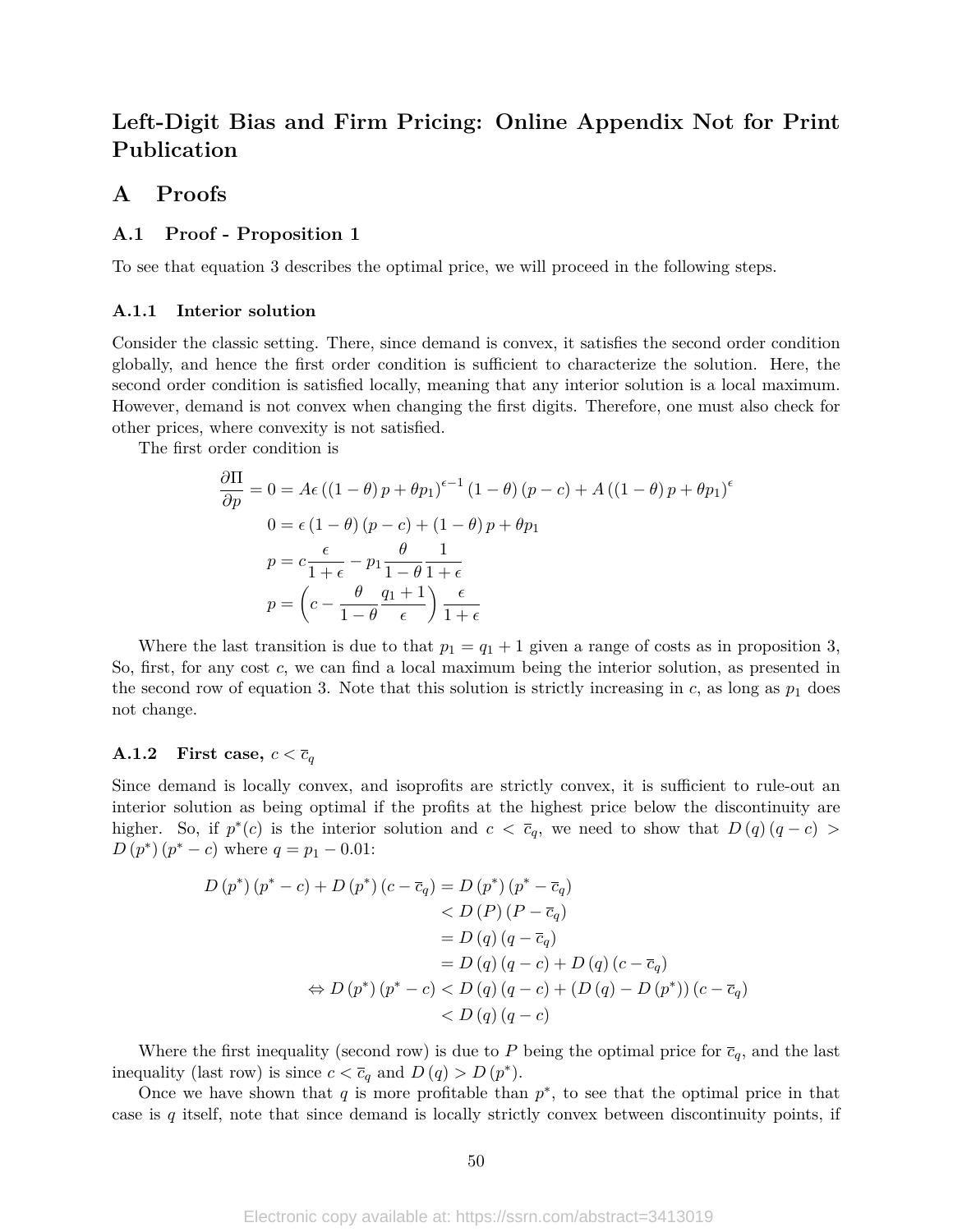# Left-Digit Bias and Firm Pricing: Online Appendix Not for Print Publication

## A Proofs

### A.1 Proof - Proposition 1

To see that equation 3 describes the optimal price, we will proceed in the following steps.

#### A.1.1 Interior solution

Consider the classic setting. There, since demand is convex, it satisfies the second order condition globally, and hence the first order condition is sufficient to characterize the solution. Here, the second order condition is satisfied locally, meaning that any interior solution is a local maximum. However, demand is not convex when changing the first digits. Therefore, one must also check for other prices, where convexity is not satisfied.

The first order condition is

$$
\begin{aligned}
\frac{\partial \Pi}{\partial p} = 0 &= A\epsilon\left((1-\theta)\,p + \theta p_1\right)^{\epsilon-1}(1-\theta)\,(p-c) + A\left((1-\theta)\,p+\theta p_1\right)^{\epsilon} \\
0 &= \epsilon\,(1-\theta)\,(p-c) + (1-\theta)\,p + \theta p_1 \\
p &= c\frac{\epsilon}{1+\epsilon} - p_1\frac{\theta}{1-\theta}\frac{1}{1+\epsilon} \\
p &= \left(c - \frac{\theta}{1-\theta}\frac{q_1+1}{\epsilon}\right)\frac{\epsilon}{1+\epsilon}
\end{aligned}
$$

Where the last transition is due to that $p_1 = q_1 + 1$ given a range of costs as in proposition 3, So, first, for any cost $c$, we can find a local maximum being the interior solution, as presented in the second row of equation 3. Note that this solution is strictly increasing in $c$, as long as $p_1$ does not change.

#### A.1.2 First case, $c < \overline{c}_q$

Since demand is locally convex, and isoprofits are strictly convex, it is sufficient to rule-out an interior solution as being optimal if the profits at the highest price below the discontinuity are higher. So, if $p^*(c)$ is the interior solution and $c < \overline{c}_q$, we need to show that $D(q)(q-c) > D(p^*)(p^*-c)$ where $q = p_1 - 0.01$:

$$
\begin{aligned}
D(p^*)(p^*-c) + D(p^*)(c-\overline{c}_q) &= D(p^*)(p^*-\overline{c}_q) \\
&< D(P)(P-\overline{c}_q) \\
&= D(q)(q-\overline{c}_q) \\
&= D(q)(q-c) + D(q)(c-\overline{c}_q) \\
\Leftrightarrow D(p^*)(p^*-c) &< D(q)(q-c) + (D(q)-D(p^*))(c-\overline{c}_q) \\
&< D(q)(q-c)
\end{aligned}
$$

Where the first inequality (second row) is due to $P$ being the optimal price for $\overline{c}_q$, and the last inequality (last row) is since $c < \overline{c}_q$ and $D(q) > D(p^*)$.

Once we have shown that $q$ is more profitable than $p^*$, to see that the optimal price in that case is $q$ itself, note that since demand is locally strictly convex between discontinuity points, if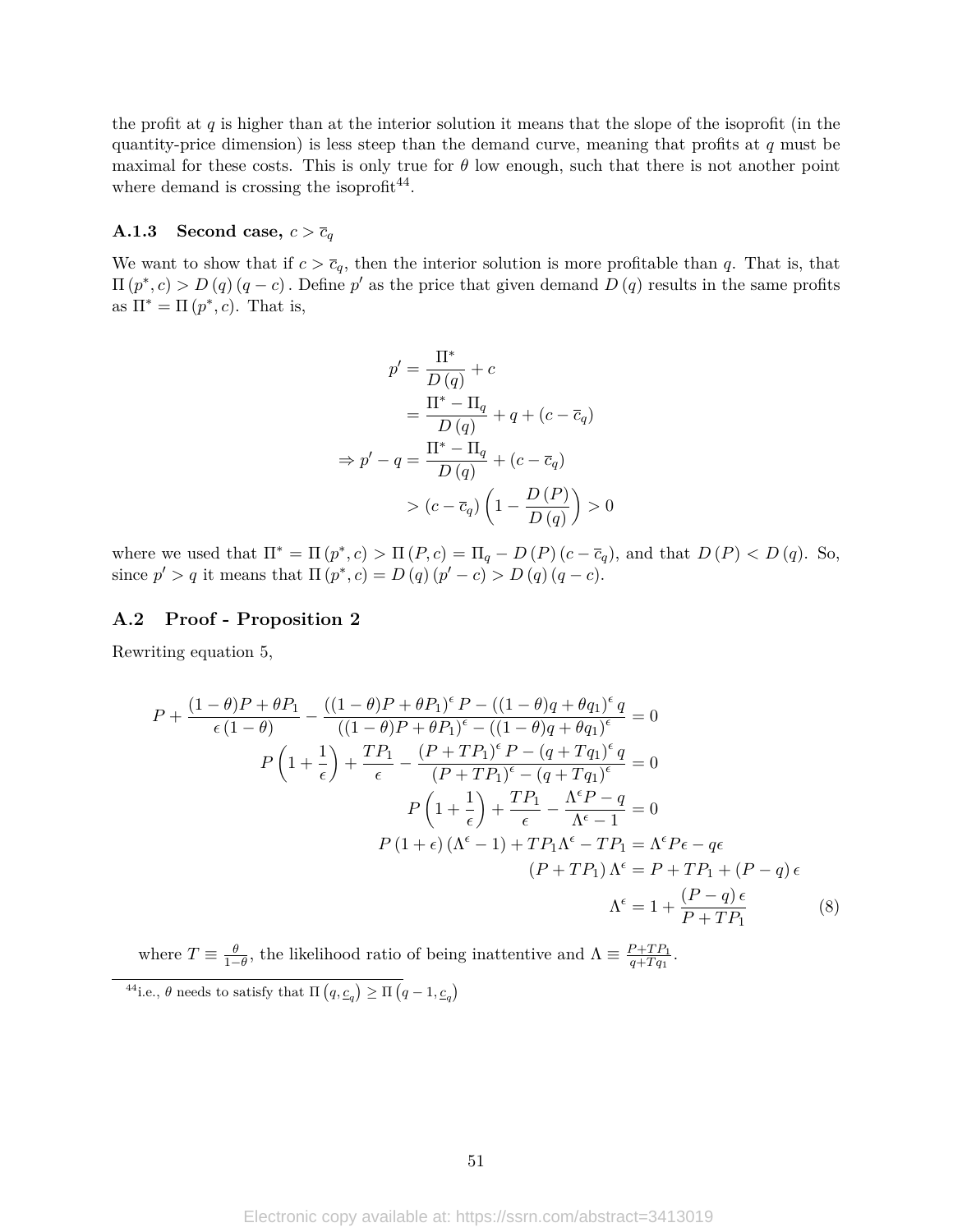the profit at $q$ is higher than at the interior solution it means that the slope of the isoprofit (in the quantity-price dimension) is less steep than the demand curve, meaning that profits at $q$ must be maximal for these costs. This is only true for $\theta$ low enough, such that there is not another point where demand is crossing the isoprofit[44].

### A.1.3 Second case, $c > \overline{c}_q$

We want to show that if $c > \overline{c}_q$, then the interior solution is more profitable than $q$. That is, that $\Pi(p^*, c) > D(q)(q - c)$. Define $p'$ as the price that given demand $D(q)$ results in the same profits as $\Pi^* = \Pi(p^*, c)$. That is,

$$
\begin{aligned}
p' &= \frac{\Pi^*}{D(q)} + c \\
&= \frac{\Pi^* - \Pi_q}{D(q)} + q + (c - \overline{c}_q) \\
\Rightarrow p' - q &= \frac{\Pi^* - \Pi_q}{D(q)} + (c - \overline{c}_q) \\
&> (c - \overline{c}_q)\left(1 - \frac{D(P)}{D(q)}\right) > 0
\end{aligned}
$$

where we used that $\Pi^* = \Pi(p^*, c) > \Pi(P, c) = \Pi_q - D(P)(c - \overline{c}_q)$, and that $D(P) < D(q)$. So, since $p' > q$ it means that $\Pi(p^*, c) = D(q)(p' - c) > D(q)(q - c)$.

## A.2 Proof - Proposition 2

Rewriting equation 5,

$$
\begin{aligned}
P + \frac{(1-\theta)P + \theta P_1}{\epsilon(1-\theta)} - \frac{((1-\theta)P + \theta P_1)^\epsilon P - ((1-\theta)q + \theta q_1)^\epsilon q}{((1-\theta)P + \theta P_1)^\epsilon - ((1-\theta)q + \theta q_1)^\epsilon} &= 0 \\
P\left(1 + \frac{1}{\epsilon}\right) + \frac{TP_1}{\epsilon} - \frac{(P + TP_1)^\epsilon P - (q + Tq_1)^\epsilon q}{(P + TP_1)^\epsilon - (q + Tq_1)^\epsilon} &= 0 \\
P\left(1 + \frac{1}{\epsilon}\right) + \frac{TP_1}{\epsilon} - \frac{\Lambda^\epsilon P - q}{\Lambda^\epsilon - 1} &= 0 \\
P(1+\epsilon)(\Lambda^\epsilon - 1) + TP_1\Lambda^\epsilon - TP_1 &= \Lambda^\epsilon P\epsilon - q\epsilon \\
(P + TP_1)\Lambda^\epsilon &= P + TP_1 + (P - q)\epsilon \\
\Lambda^\epsilon &= 1 + \frac{(P - q)\epsilon}{P + TP_1} \qquad (8)
\end{aligned}
$$

where $T \equiv \frac{\theta}{1-\theta}$, the likelihood ratio of being inattentive and $\Lambda \equiv \frac{P + TP_1}{q + Tq_1}$.

[44] i.e., $\theta$ needs to satisfy that $\Pi\left(q, \underline{c}_q\right) \geq \Pi\left(q - 1, \underline{c}_q\right)$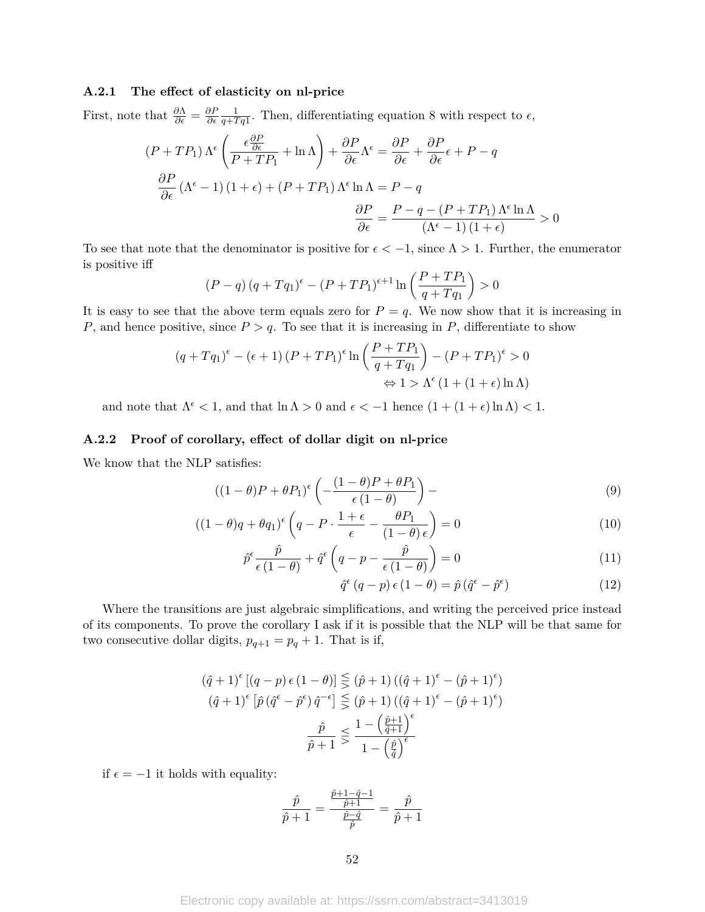### A.2.1 The effect of elasticity on nl-price

First, note that $\frac{\partial \Lambda}{\partial \epsilon} = \frac{\partial P}{\partial \epsilon}\frac{1}{q+Tq1}$. Then, differentiating equation 8 with respect to $\epsilon$,

$$
\begin{aligned}
&(P + TP_1)\Lambda^{\epsilon}\left(\frac{\epsilon\frac{\partial P}{\partial \epsilon}}{P+TP_1} + \ln\Lambda\right) + \frac{\partial P}{\partial \epsilon}\Lambda^{\epsilon} = \frac{\partial P}{\partial \epsilon} + \frac{\partial P}{\partial \epsilon}\epsilon + P - q \\
&\frac{\partial P}{\partial \epsilon}\left(\Lambda^{\epsilon} - 1\right)(1+\epsilon) + (P+TP_1)\Lambda^{\epsilon}\ln\Lambda = P - q \\
&\qquad\qquad\qquad\qquad \frac{\partial P}{\partial \epsilon} = \frac{P - q - (P+TP_1)\Lambda^{\epsilon}\ln\Lambda}{\left(\Lambda^{\epsilon}-1\right)(1+\epsilon)} > 0
\end{aligned}
$$

To see that note that the denominator is positive for $\epsilon < -1$, since $\Lambda > 1$. Further, the enumerator is positive iff

$$
(P-q)(q+Tq_1)^{\epsilon} - (P+TP_1)^{\epsilon+1}\ln\left(\frac{P+TP_1}{q+Tq_1}\right) > 0
$$

It is easy to see that the above term equals zero for $P = q$. We now show that it is increasing in $P$, and hence positive, since $P > q$. To see that it is increasing in $P$, differentiate to show

$$
\begin{aligned}
(q+Tq_1)^{\epsilon} - (\epsilon+1)(P+TP_1)^{\epsilon}\ln\left(\frac{P+TP_1}{q+Tq_1}\right) - (P+TP_1)^{\epsilon} > 0 \\
\Leftrightarrow 1 > \Lambda^{\epsilon}\left(1 + (1+\epsilon)\ln\Lambda\right)
\end{aligned}
$$

and note that $\Lambda^{\epsilon} < 1$, and that $\ln\Lambda > 0$ and $\epsilon < -1$ hence $(1 + (1+\epsilon)\ln\Lambda) < 1$.

### A.2.2 Proof of corollary, effect of dollar digit on nl-price

We know that the NLP satisfies:

$$
((1-\theta)P + \theta P_1)^{\epsilon}\left(-\frac{(1-\theta)P + \theta P_1}{\epsilon(1-\theta)}\right) - \tag{9}
$$

$$
((1-\theta)q + \theta q_1)^{\epsilon}\left(q - P\cdot\frac{1+\epsilon}{\epsilon} - \frac{\theta P_1}{(1-\theta)\epsilon}\right) = 0 \tag{10}
$$

$$
\hat{p}^{\epsilon}\frac{\hat{p}}{\epsilon(1-\theta)} + \hat{q}^{\epsilon}\left(q - p - \frac{\hat{p}}{\epsilon(1-\theta)}\right) = 0 \tag{11}
$$

$$
\hat{q}^{\epsilon}(q-p)\epsilon(1-\theta) = \hat{p}\left(\hat{q}^{\epsilon} - \hat{p}^{\epsilon}\right) \tag{12}
$$

Where the transitions are just algebraic simplifications, and writing the perceived price instead of its components. To prove the corollary I ask if it is possible that the NLP will be that same for two consecutive dollar digits, $p_{q+1} = p_q + 1$. That is if,

$$
\begin{aligned}
(\hat{q}+1)^{\epsilon}\left[(q-p)\epsilon(1-\theta)\right] &\lesseqgtr (\hat{p}+1)\left((\hat{q}+1)^{\epsilon} - (\hat{p}+1)^{\epsilon}\right) \\
(\hat{q}+1)^{\epsilon}\left[\hat{p}\left(\hat{q}^{\epsilon} - \hat{p}^{\epsilon}\right)\hat{q}^{-\epsilon}\right] &\lesseqgtr (\hat{p}+1)\left((\hat{q}+1)^{\epsilon} - (\hat{p}+1)^{\epsilon}\right) \\
\frac{\hat{p}}{\hat{p}+1} &\lesseqgtr \frac{1 - \left(\frac{\hat{p}+1}{\hat{q}+1}\right)^{\epsilon}}{1 - \left(\frac{\hat{p}}{\hat{q}}\right)^{\epsilon}}
\end{aligned}
$$

if $\epsilon = -1$ it holds with equality:

$$
\frac{\hat{p}}{\hat{p}+1} = \frac{\frac{\hat{p}+1-\hat{q}-1}{\hat{p}+1}}{\frac{\hat{p}-\hat{q}}{\hat{p}}} = \frac{\hat{p}}{\hat{p}+1}
$$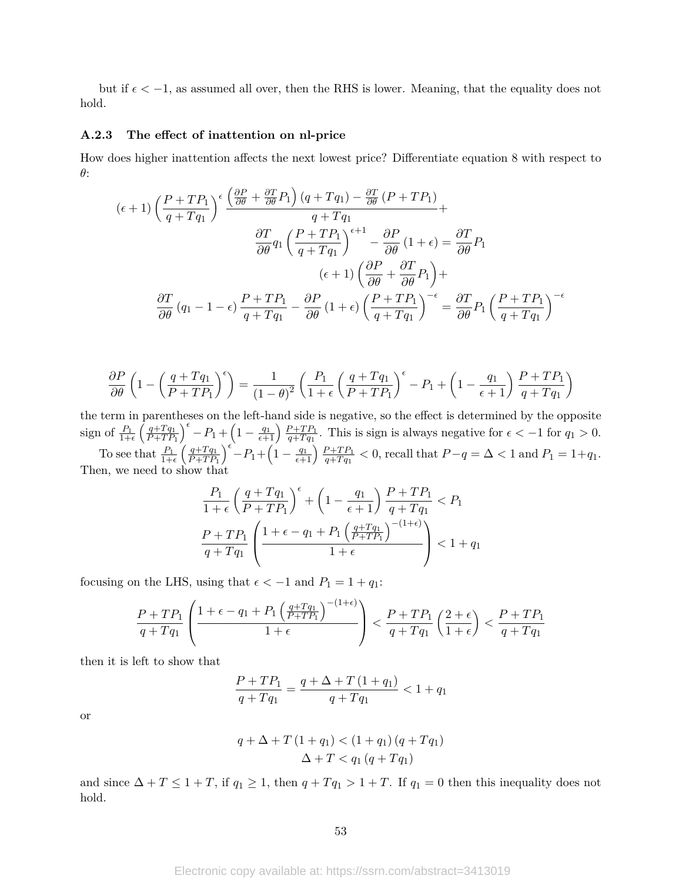but if $\epsilon < -1$, as assumed all over, then the RHS is lower. Meaning, that the equality does not hold.

### A.2.3 The effect of inattention on nl-price

How does higher inattention affects the next lowest price? Differentiate equation 8 with respect to $\theta$:

$$(\epsilon+1)\left(\frac{P+TP_1}{q+Tq_1}\right)^{\epsilon}\frac{\left(\frac{\partial P}{\partial\theta}+\frac{\partial T}{\partial\theta}P_1\right)(q+Tq_1)-\frac{\partial T}{\partial\theta}(P+TP_1)}{q+Tq_1}+$$

$$\frac{\partial T}{\partial\theta}q_1\left(\frac{P+TP_1}{q+Tq_1}\right)^{\epsilon+1}-\frac{\partial P}{\partial\theta}(1+\epsilon)=\frac{\partial T}{\partial\theta}P_1$$

$$(\epsilon+1)\left(\frac{\partial P}{\partial\theta}+\frac{\partial T}{\partial\theta}P_1\right)+$$

$$\frac{\partial T}{\partial\theta}(q_1-1-\epsilon)\frac{P+TP_1}{q+Tq_1}-\frac{\partial P}{\partial\theta}(1+\epsilon)\left(\frac{P+TP_1}{q+Tq_1}\right)^{-\epsilon}=\frac{\partial T}{\partial\theta}P_1\left(\frac{P+TP_1}{q+Tq_1}\right)^{-\epsilon}$$

$$\frac{\partial P}{\partial\theta}\left(1-\left(\frac{q+Tq_1}{P+TP_1}\right)^{\epsilon}\right)=\frac{1}{(1-\theta)^2}\left(\frac{P_1}{1+\epsilon}\left(\frac{q+Tq_1}{P+TP_1}\right)^{\epsilon}-P_1+\left(1-\frac{q_1}{\epsilon+1}\right)\frac{P+TP_1}{q+Tq_1}\right)$$

the term in parentheses on the left-hand side is negative, so the effect is determined by the opposite sign of $\frac{P_1}{1+\epsilon}\left(\frac{q+Tq_1}{P+TP_1}\right)^{\epsilon}-P_1+\left(1-\frac{q_1}{\epsilon+1}\right)\frac{P+TP_1}{q+Tq_1}$. This is sign is always negative for $\epsilon<-1$ for $q_1>0$.

To see that $\frac{P_1}{1+\epsilon}\left(\frac{q+Tq_1}{P+TP_1}\right)^{\epsilon}-P_1+\left(1-\frac{q_1}{\epsilon+1}\right)\frac{P+TP_1}{q+Tq_1}<0$, recall that $P-q=\Delta<1$ and $P_1=1+q_1$. Then, we need to show that

$$\frac{P_1}{1+\epsilon}\left(\frac{q+Tq_1}{P+TP_1}\right)^{\epsilon}+\left(1-\frac{q_1}{\epsilon+1}\right)\frac{P+TP_1}{q+Tq_1}<P_1$$

$$\frac{P+TP_1}{q+Tq_1}\left(\frac{1+\epsilon-q_1+P_1\left(\frac{q+Tq_1}{P+TP_1}\right)^{-(1+\epsilon)}}{1+\epsilon}\right)<1+q_1$$

focusing on the LHS, using that $\epsilon<-1$ and $P_1=1+q_1$:

$$\frac{P+TP_1}{q+Tq_1}\left(\frac{1+\epsilon-q_1+P_1\left(\frac{q+Tq_1}{P+TP_1}\right)^{-(1+\epsilon)}}{1+\epsilon}\right)<\frac{P+TP_1}{q+Tq_1}\left(\frac{2+\epsilon}{1+\epsilon}\right)<\frac{P+TP_1}{q+Tq_1}$$

then it is left to show that

$$\frac{P+TP_1}{q+Tq_1}=\frac{q+\Delta+T(1+q_1)}{q+Tq_1}<1+q_1$$

or

$$q+\Delta+T(1+q_1)<(1+q_1)(q+Tq_1)$$

$$\Delta+T<q_1(q+Tq_1)$$

and since $\Delta+T\leq 1+T$, if $q_1\geq 1$, then $q+Tq_1>1+T$. If $q_1=0$ then this inequality does not hold.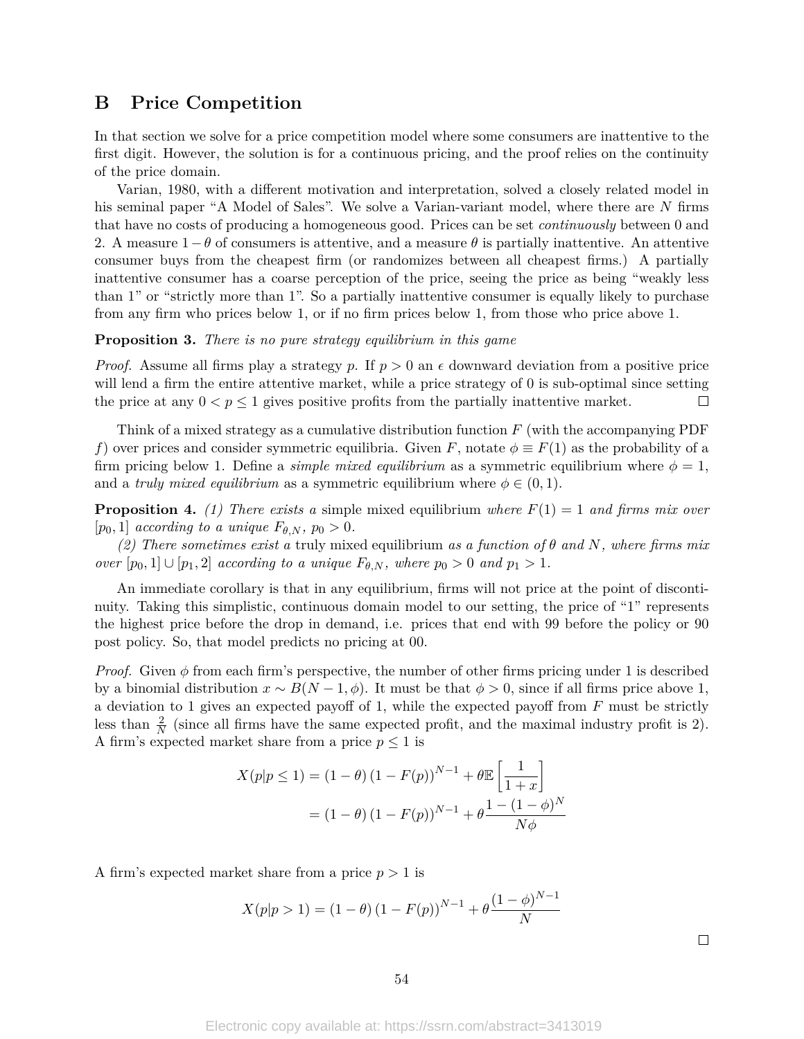## B Price Competition

In that section we solve for a price competition model where some consumers are inattentive to the first digit. However, the solution is for a continuous pricing, and the proof relies on the continuity of the price domain.

Varian, 1980, with a different motivation and interpretation, solved a closely related model in his seminal paper "A Model of Sales". We solve a Varian-variant model, where there are $N$ firms that have no costs of producing a homogeneous good. Prices can be set *continuously* between 0 and 2. A measure $1-\theta$ of consumers is attentive, and a measure $\theta$ is partially inattentive. An attentive consumer buys from the cheapest firm (or randomizes between all cheapest firms.) A partially inattentive consumer has a coarse perception of the price, seeing the price as being "weakly less than 1" or "strictly more than 1". So a partially inattentive consumer is equally likely to purchase from any firm who prices below 1, or if no firm prices below 1, from those who price above 1.

**Proposition 3.** *There is no pure strategy equilibrium in this game*

*Proof.* Assume all firms play a strategy $p$. If $p > 0$ an $\epsilon$ downward deviation from a positive price will lend a firm the entire attentive market, while a price strategy of 0 is sub-optimal since setting the price at any $0 < p \leq 1$ gives positive profits from the partially inattentive market. □

Think of a mixed strategy as a cumulative distribution function $F$ (with the accompanying PDF $f$) over prices and consider symmetric equilibria. Given $F$, notate $\phi \equiv F(1)$ as the probability of a firm pricing below 1. Define a *simple mixed equilibrium* as a symmetric equilibrium where $\phi = 1$, and a *truly mixed equilibrium* as a symmetric equilibrium where $\phi \in (0,1)$.

**Proposition 4.** *(1) There exists a* simple mixed equilibrium *where $F(1) = 1$ and firms mix over $[p_0, 1]$ according to a unique $F_{\theta,N}$, $p_0 > 0$.*

*(2) There sometimes exist a* truly mixed equilibrium *as a function of $\theta$ and $N$, where firms mix over $[p_0, 1] \cup [p_1, 2]$ according to a unique $F_{\theta,N}$, where $p_0 > 0$ and $p_1 > 1$.*

An immediate corollary is that in any equilibrium, firms will not price at the point of discontinuity. Taking this simplistic, continuous domain model to our setting, the price of "1" represents the highest price before the drop in demand, i.e. prices that end with 99 before the policy or 90 post policy. So, that model predicts no pricing at 00.

*Proof.* Given $\phi$ from each firm's perspective, the number of other firms pricing under 1 is described by a binomial distribution $x \sim B(N-1, \phi)$. It must be that $\phi > 0$, since if all firms price above 1, a deviation to 1 gives an expected payoff of 1, while the expected payoff from $F$ must be strictly less than $\frac{2}{N}$ (since all firms have the same expected profit, and the maximal industry profit is 2). A firm's expected market share from a price $p \leq 1$ is

$$
\begin{aligned}
X(p|p \leq 1) &= (1-\theta)(1-F(p))^{N-1} + \theta \mathbb{E}\left[\frac{1}{1+x}\right] \\
&= (1-\theta)(1-F(p))^{N-1} + \theta \frac{1-(1-\phi)^N}{N\phi}
\end{aligned}
$$

A firm's expected market share from a price $p > 1$ is

$$
X(p|p > 1) = (1-\theta)(1-F(p))^{N-1} + \theta \frac{(1-\phi)^{N-1}}{N}
$$

□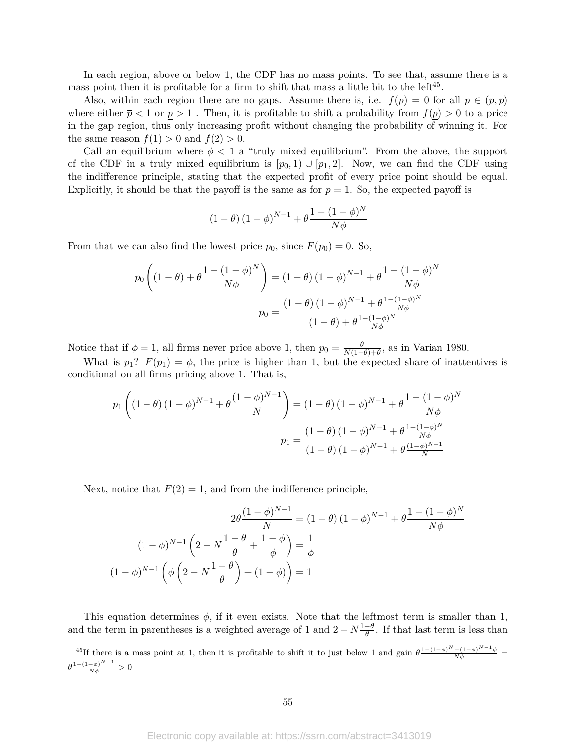In each region, above or below 1, the CDF has no mass points. To see that, assume there is a mass point then it is profitable for a firm to shift that mass a little bit to the left[45].

Also, within each region there are no gaps. Assume there is, i.e. $f(p) = 0$ for all $p \in (\underline{p}, \overline{p})$ where either $\overline{p} < 1$ or $\underline{p} > 1$ . Then, it is profitable to shift a probability from $f(\underline{p}) > 0$ to a price in the gap region, thus only increasing profit without changing the probability of winning it. For the same reason $f(1) > 0$ and $f(2) > 0$.

Call an equilibrium where $\phi < 1$ a "truly mixed equilibrium". From the above, the support of the CDF in a truly mixed equilibrium is $[p_0, 1) \cup [p_1, 2]$. Now, we can find the CDF using the indifference principle, stating that the expected profit of every price point should be equal. Explicitly, it should be that the payoff is the same as for $p = 1$. So, the expected payoff is

$$(1-\theta)(1-\phi)^{N-1} + \theta \frac{1-(1-\phi)^N}{N\phi}$$

From that we can also find the lowest price $p_0$, since $F(p_0) = 0$. So,

$$p_0 \left( (1-\theta) + \theta \frac{1-(1-\phi)^N}{N\phi} \right) = (1-\theta)(1-\phi)^{N-1} + \theta \frac{1-(1-\phi)^N}{N\phi}$$

$$p_0 = \frac{(1-\theta)(1-\phi)^{N-1} + \theta \frac{1-(1-\phi)^N}{N\phi}}{(1-\theta) + \theta \frac{1-(1-\phi)^N}{N\phi}}$$

Notice that if $\phi = 1$, all firms never price above 1, then $p_0 = \frac{\theta}{N(1-\theta)+\theta}$, as in Varian 1980.

What is $p_1$? $F(p_1) = \phi$, the price is higher than 1, but the expected share of inattentives is conditional on all firms pricing above 1. That is,

$$p_1 \left( (1-\theta)(1-\phi)^{N-1} + \theta \frac{(1-\phi)^{N-1}}{N} \right) = (1-\theta)(1-\phi)^{N-1} + \theta \frac{1-(1-\phi)^N}{N\phi}$$

$$p_1 = \frac{(1-\theta)(1-\phi)^{N-1} + \theta \frac{1-(1-\phi)^N}{N\phi}}{(1-\theta)(1-\phi)^{N-1} + \theta \frac{(1-\phi)^{N-1}}{N}}$$

Next, notice that $F(2) = 1$, and from the indifference principle,

$$2\theta \frac{(1-\phi)^{N-1}}{N} = (1-\theta)(1-\phi)^{N-1} + \theta \frac{1-(1-\phi)^N}{N\phi}$$

$$(1-\phi)^{N-1} \left( 2 - N\frac{1-\theta}{\theta} + \frac{1-\phi}{\phi} \right) = \frac{1}{\phi}$$

$$(1-\phi)^{N-1} \left( \phi \left( 2 - N\frac{1-\theta}{\theta} \right) + (1-\phi) \right) = 1$$

This equation determines $\phi$, if it even exists. Note that the leftmost term is smaller than 1, and the term in parentheses is a weighted average of 1 and $2 - N\frac{1-\theta}{\theta}$. If that last term is less than

[45] If there is a mass point at 1, then it is profitable to shift it to just below 1 and gain $\theta \frac{1-(1-\phi)^N-(1-\phi)^{N-1}\phi}{N\phi} = \theta \frac{1-(1-\phi)^{N-1}}{N\phi} > 0$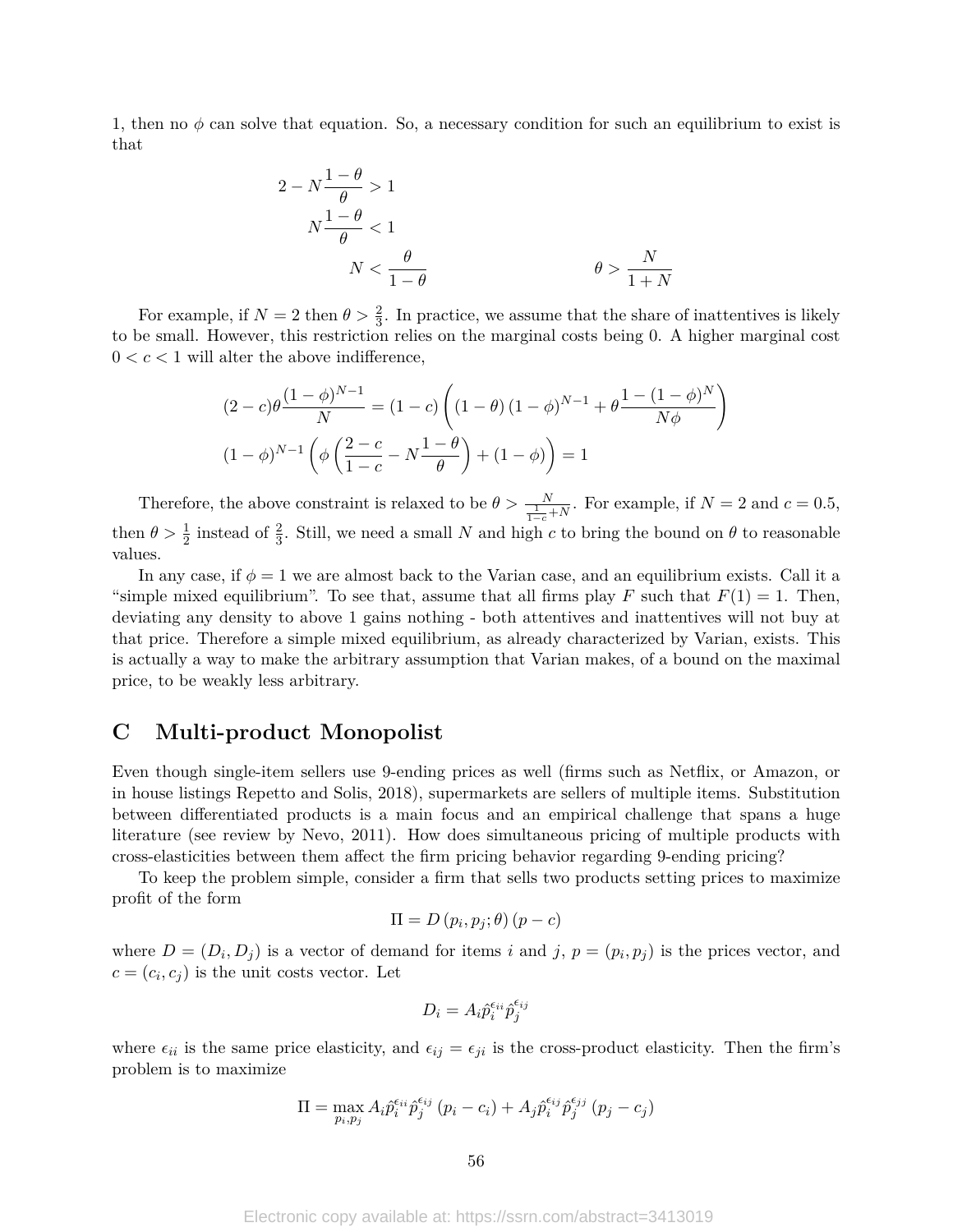1, then no $\phi$ can solve that equation. So, a necessary condition for such an equilibrium to exist is that

$$
\begin{aligned}
2 - N\frac{1-\theta}{\theta} &> 1 \\
N\frac{1-\theta}{\theta} &< 1 \\
N &< \frac{\theta}{1-\theta} \qquad\qquad \theta > \frac{N}{1+N}
\end{aligned}
$$

For example, if $N = 2$ then $\theta > \frac{2}{3}$. In practice, we assume that the share of inattentives is likely to be small. However, this restriction relies on the marginal costs being 0. A higher marginal cost $0 < c < 1$ will alter the above indifference,

$$
\begin{aligned}
(2-c)\theta\frac{(1-\phi)^{N-1}}{N} &= (1-c)\left((1-\theta)(1-\phi)^{N-1} + \theta\frac{1-(1-\phi)^{N}}{N\phi}\right) \\
(1-\phi)^{N-1}\left(\phi\left(\frac{2-c}{1-c} - N\frac{1-\theta}{\theta}\right) + (1-\phi)\right) &= 1
\end{aligned}
$$

Therefore, the above constraint is relaxed to be $\theta > \frac{N}{\frac{1}{1-c}+N}$. For example, if $N = 2$ and $c = 0.5$, then $\theta > \frac{1}{2}$ instead of $\frac{2}{3}$. Still, we need a small $N$ and high $c$ to bring the bound on $\theta$ to reasonable values.

In any case, if $\phi = 1$ we are almost back to the Varian case, and an equilibrium exists. Call it a "simple mixed equilibrium". To see that, assume that all firms play $F$ such that $F(1) = 1$. Then, deviating any density to above 1 gains nothing - both attentives and inattentives will not buy at that price. Therefore a simple mixed equilibrium, as already characterized by Varian, exists. This is actually a way to make the arbitrary assumption that Varian makes, of a bound on the maximal price, to be weakly less arbitrary.

# C Multi-product Monopolist

Even though single-item sellers use 9-ending prices as well (firms such as Netflix, or Amazon, or in house listings Repetto and Solis, 2018), supermarkets are sellers of multiple items. Substitution between differentiated products is a main focus and an empirical challenge that spans a huge literature (see review by Nevo, 2011). How does simultaneous pricing of multiple products with cross-elasticities between them affect the firm pricing behavior regarding 9-ending pricing?

To keep the problem simple, consider a firm that sells two products setting prices to maximize profit of the form

$$
\Pi = D(p_i, p_j; \theta)(p - c)
$$

where $D = (D_i, D_j)$ is a vector of demand for items $i$ and $j$, $p = (p_i, p_j)$ is the prices vector, and $c = (c_i, c_j)$ is the unit costs vector. Let

$$
D_i = A_i \hat{p}_i^{\epsilon_{ii}} \hat{p}_j^{\epsilon_{ij}}
$$

where $\epsilon_{ii}$ is the same price elasticity, and $\epsilon_{ij} = \epsilon_{ji}$ is the cross-product elasticity. Then the firm's problem is to maximize

$$
\Pi = \max_{p_i, p_j} A_i \hat{p}_i^{\epsilon_{ii}} \hat{p}_j^{\epsilon_{ij}} (p_i - c_i) + A_j \hat{p}_i^{\epsilon_{ij}} \hat{p}_j^{\epsilon_{jj}} (p_j - c_j)
$$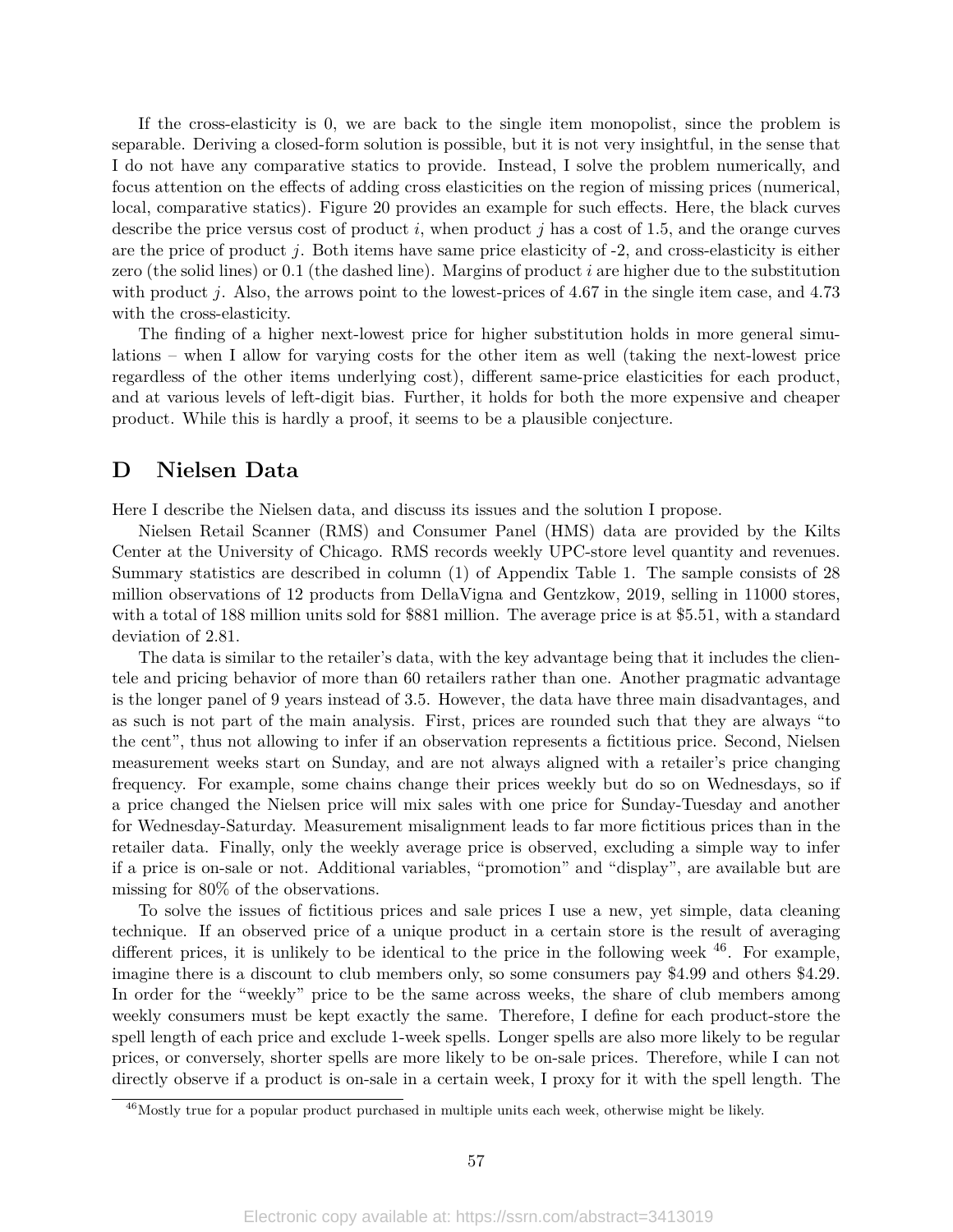If the cross-elasticity is 0, we are back to the single item monopolist, since the problem is separable. Deriving a closed-form solution is possible, but it is not very insightful, in the sense that I do not have any comparative statics to provide. Instead, I solve the problem numerically, and focus attention on the effects of adding cross elasticities on the region of missing prices (numerical, local, comparative statics). Figure 20 provides an example for such effects. Here, the black curves describe the price versus cost of product $i$, when product $j$ has a cost of 1.5, and the orange curves are the price of product $j$. Both items have same price elasticity of -2, and cross-elasticity is either zero (the solid lines) or 0.1 (the dashed line). Margins of product $i$ are higher due to the substitution with product $j$. Also, the arrows point to the lowest-prices of 4.67 in the single item case, and 4.73 with the cross-elasticity.

The finding of a higher next-lowest price for higher substitution holds in more general simulations – when I allow for varying costs for the other item as well (taking the next-lowest price regardless of the other items underlying cost), different same-price elasticities for each product, and at various levels of left-digit bias. Further, it holds for both the more expensive and cheaper product. While this is hardly a proof, it seems to be a plausible conjecture.

# D Nielsen Data

Here I describe the Nielsen data, and discuss its issues and the solution I propose.

Nielsen Retail Scanner (RMS) and Consumer Panel (HMS) data are provided by the Kilts Center at the University of Chicago. RMS records weekly UPC-store level quantity and revenues. Summary statistics are described in column (1) of Appendix Table 1. The sample consists of 28 million observations of 12 products from DellaVigna and Gentzkow, 2019, selling in 11000 stores, with a total of 188 million units sold for \$881 million. The average price is at \$5.51, with a standard deviation of 2.81.

The data is similar to the retailer's data, with the key advantage being that it includes the clientele and pricing behavior of more than 60 retailers rather than one. Another pragmatic advantage is the longer panel of 9 years instead of 3.5. However, the data have three main disadvantages, and as such is not part of the main analysis. First, prices are rounded such that they are always "to the cent", thus not allowing to infer if an observation represents a fictitious price. Second, Nielsen measurement weeks start on Sunday, and are not always aligned with a retailer's price changing frequency. For example, some chains change their prices weekly but do so on Wednesdays, so if a price changed the Nielsen price will mix sales with one price for Sunday-Tuesday and another for Wednesday-Saturday. Measurement misalignment leads to far more fictitious prices than in the retailer data. Finally, only the weekly average price is observed, excluding a simple way to infer if a price is on-sale or not. Additional variables, "promotion" and "display", are available but are missing for 80% of the observations.

To solve the issues of fictitious prices and sale prices I use a new, yet simple, data cleaning technique. If an observed price of a unique product in a certain store is the result of averaging different prices, it is unlikely to be identical to the price in the following week [46]. For example, imagine there is a discount to club members only, so some consumers pay \$4.99 and others \$4.29. In order for the "weekly" price to be the same across weeks, the share of club members among weekly consumers must be kept exactly the same. Therefore, I define for each product-store the spell length of each price and exclude 1-week spells. Longer spells are also more likely to be regular prices, or conversely, shorter spells are more likely to be on-sale prices. Therefore, while I can not directly observe if a product is on-sale in a certain week, I proxy for it with the spell length. The

[46] Mostly true for a popular product purchased in multiple units each week, otherwise might be likely.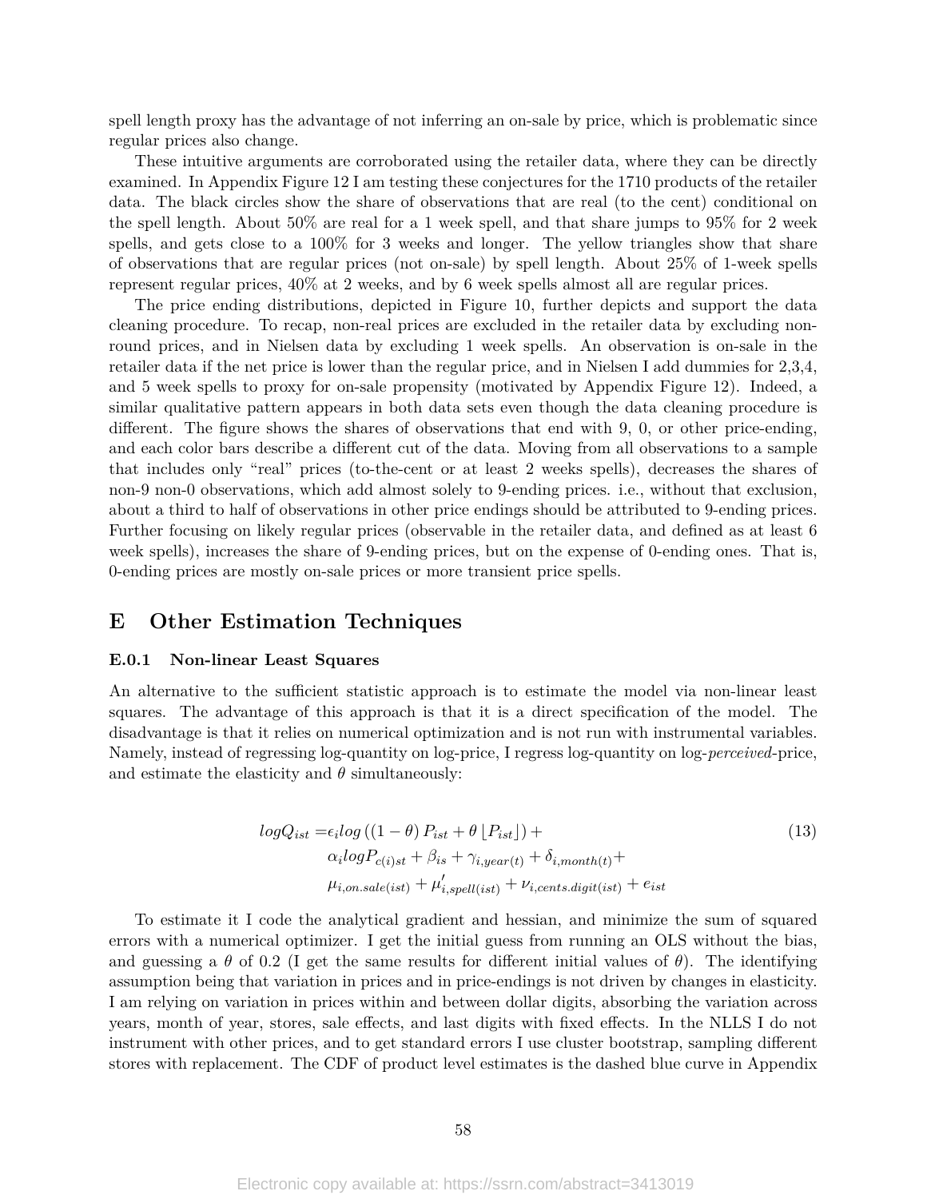spell length proxy has the advantage of not inferring an on-sale by price, which is problematic since regular prices also change.

These intuitive arguments are corroborated using the retailer data, where they can be directly examined. In Appendix Figure 12 I am testing these conjectures for the 1710 products of the retailer data. The black circles show the share of observations that are real (to the cent) conditional on the spell length. About 50% are real for a 1 week spell, and that share jumps to 95% for 2 week spells, and gets close to a 100% for 3 weeks and longer. The yellow triangles show that share of observations that are regular prices (not on-sale) by spell length. About 25% of 1-week spells represent regular prices, 40% at 2 weeks, and by 6 week spells almost all are regular prices.

The price ending distributions, depicted in Figure 10, further depicts and support the data cleaning procedure. To recap, non-real prices are excluded in the retailer data by excluding non-round prices, and in Nielsen data by excluding 1 week spells. An observation is on-sale in the retailer data if the net price is lower than the regular price, and in Nielsen I add dummies for 2,3,4, and 5 week spells to proxy for on-sale propensity (motivated by Appendix Figure 12). Indeed, a similar qualitative pattern appears in both data sets even though the data cleaning procedure is different. The figure shows the shares of observations that end with 9, 0, or other price-ending, and each color bars describe a different cut of the data. Moving from all observations to a sample that includes only "real" prices (to-the-cent or at least 2 weeks spells), decreases the shares of non-9 non-0 observations, which add almost solely to 9-ending prices. i.e., without that exclusion, about a third to half of observations in other price endings should be attributed to 9-ending prices. Further focusing on likely regular prices (observable in the retailer data, and defined as at least 6 week spells), increases the share of 9-ending prices, but on the expense of 0-ending ones. That is, 0-ending prices are mostly on-sale prices or more transient price spells.

# E Other Estimation Techniques

### E.0.1 Non-linear Least Squares

An alternative to the sufficient statistic approach is to estimate the model via non-linear least squares. The advantage of this approach is that it is a direct specification of the model. The disadvantage is that it relies on numerical optimization and is not run with instrumental variables. Namely, instead of regressing log-quantity on log-price, I regress log-quantity on log-*perceived*-price, and estimate the elasticity and $\theta$ simultaneously:

$$
\begin{aligned}
logQ_{ist} = &\epsilon_i log\left(\left(1-\theta\right)P_{ist} + \theta\left\lfloor P_{ist}\right\rfloor\right) + \\
&\alpha_i logP_{c(i)st} + \beta_{is} + \gamma_{i,year(t)} + \delta_{i,month(t)} + \\
&\mu_{i,on.sale(ist)} + \mu'_{i,spell(ist)} + \nu_{i,cents.digit(ist)} + e_{ist}
\end{aligned} \tag{13}
$$

To estimate it I code the analytical gradient and hessian, and minimize the sum of squared errors with a numerical optimizer. I get the initial guess from running an OLS without the bias, and guessing a $\theta$ of 0.2 (I get the same results for different initial values of $\theta$). The identifying assumption being that variation in prices and in price-endings is not driven by changes in elasticity. I am relying on variation in prices within and between dollar digits, absorbing the variation across years, month of year, stores, sale effects, and last digits with fixed effects. In the NLLS I do not instrument with other prices, and to get standard errors I use cluster bootstrap, sampling different stores with replacement. The CDF of product level estimates is the dashed blue curve in Appendix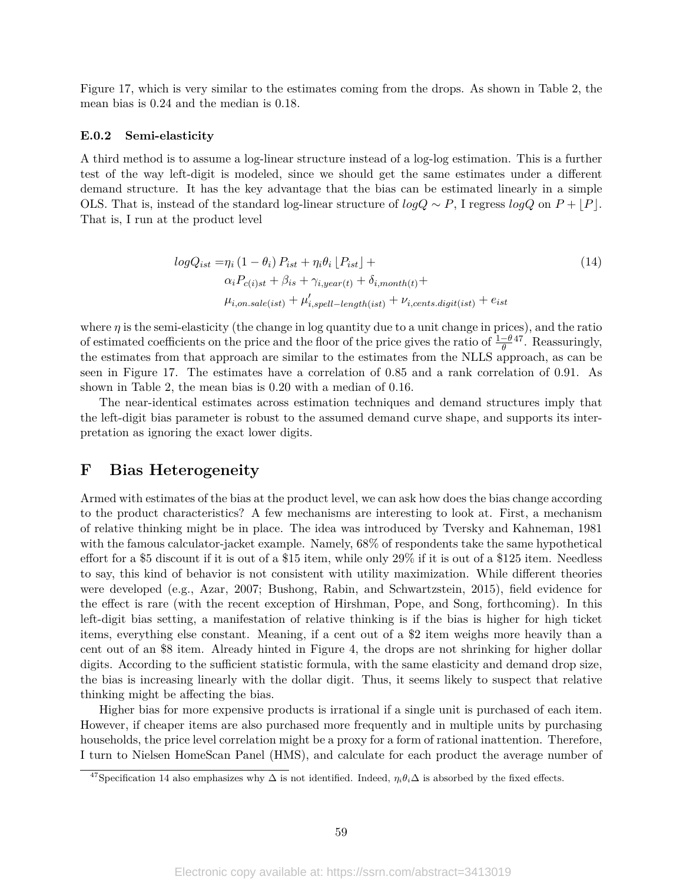Figure 17, which is very similar to the estimates coming from the drops. As shown in Table 2, the mean bias is 0.24 and the median is 0.18.

### E.0.2 Semi-elasticity

A third method is to assume a log-linear structure instead of a log-log estimation. This is a further test of the way left-digit is modeled, since we should get the same estimates under a different demand structure. It has the key advantage that the bias can be estimated linearly in a simple OLS. That is, instead of the standard log-linear structure of $logQ \sim P$, I regress $logQ$ on $P + \lfloor P \rfloor$. That is, I run at the product level

$$
\begin{aligned}
logQ_{ist} =& \eta_i \left(1-\theta_i\right) P_{ist} + \eta_i \theta_i \left\lfloor P_{ist} \right\rfloor + \\
& \alpha_i P_{c(i)st} + \beta_{is} + \gamma_{i,year(t)} + \delta_{i,month(t)} + \\
& \mu_{i,on.sale(ist)} + \mu'_{i,spell-length(ist)} + \nu_{i,cents.digit(ist)} + e_{ist}
\end{aligned} \tag{14}
$$

where $\eta$ is the semi-elasticity (the change in log quantity due to a unit change in prices), and the ratio of estimated coefficients on the price and the floor of the price gives the ratio of $\frac{1-\theta}{\theta}$[47]. Reassuringly, the estimates from that approach are similar to the estimates from the NLLS approach, as can be seen in Figure 17. The estimates have a correlation of 0.85 and a rank correlation of 0.91. As shown in Table 2, the mean bias is 0.20 with a median of 0.16.

The near-identical estimates across estimation techniques and demand structures imply that the left-digit bias parameter is robust to the assumed demand curve shape, and supports its interpretation as ignoring the exact lower digits.

## F Bias Heterogeneity

Armed with estimates of the bias at the product level, we can ask how does the bias change according to the product characteristics? A few mechanisms are interesting to look at. First, a mechanism of relative thinking might be in place. The idea was introduced by Tversky and Kahneman, 1981 with the famous calculator-jacket example. Namely, 68% of respondents take the same hypothetical effort for a \$5 discount if it is out of a \$15 item, while only 29% if it is out of a \$125 item. Needless to say, this kind of behavior is not consistent with utility maximization. While different theories were developed (e.g., Azar, 2007; Bushong, Rabin, and Schwartzstein, 2015), field evidence for the effect is rare (with the recent exception of Hirshman, Pope, and Song, forthcoming). In this left-digit bias setting, a manifestation of relative thinking is if the bias is higher for high ticket items, everything else constant. Meaning, if a cent out of a \$2 item weighs more heavily than a cent out of an \$8 item. Already hinted in Figure 4, the drops are not shrinking for higher dollar digits. According to the sufficient statistic formula, with the same elasticity and demand drop size, the bias is increasing linearly with the dollar digit. Thus, it seems likely to suspect that relative thinking might be affecting the bias.

Higher bias for more expensive products is irrational if a single unit is purchased of each item. However, if cheaper items are also purchased more frequently and in multiple units by purchasing households, the price level correlation might be a proxy for a form of rational inattention. Therefore, I turn to Nielsen HomeScan Panel (HMS), and calculate for each product the average number of

[47] Specification 14 also emphasizes why $\Delta$ is not identified. Indeed, $\eta_i \theta_i \Delta$ is absorbed by the fixed effects.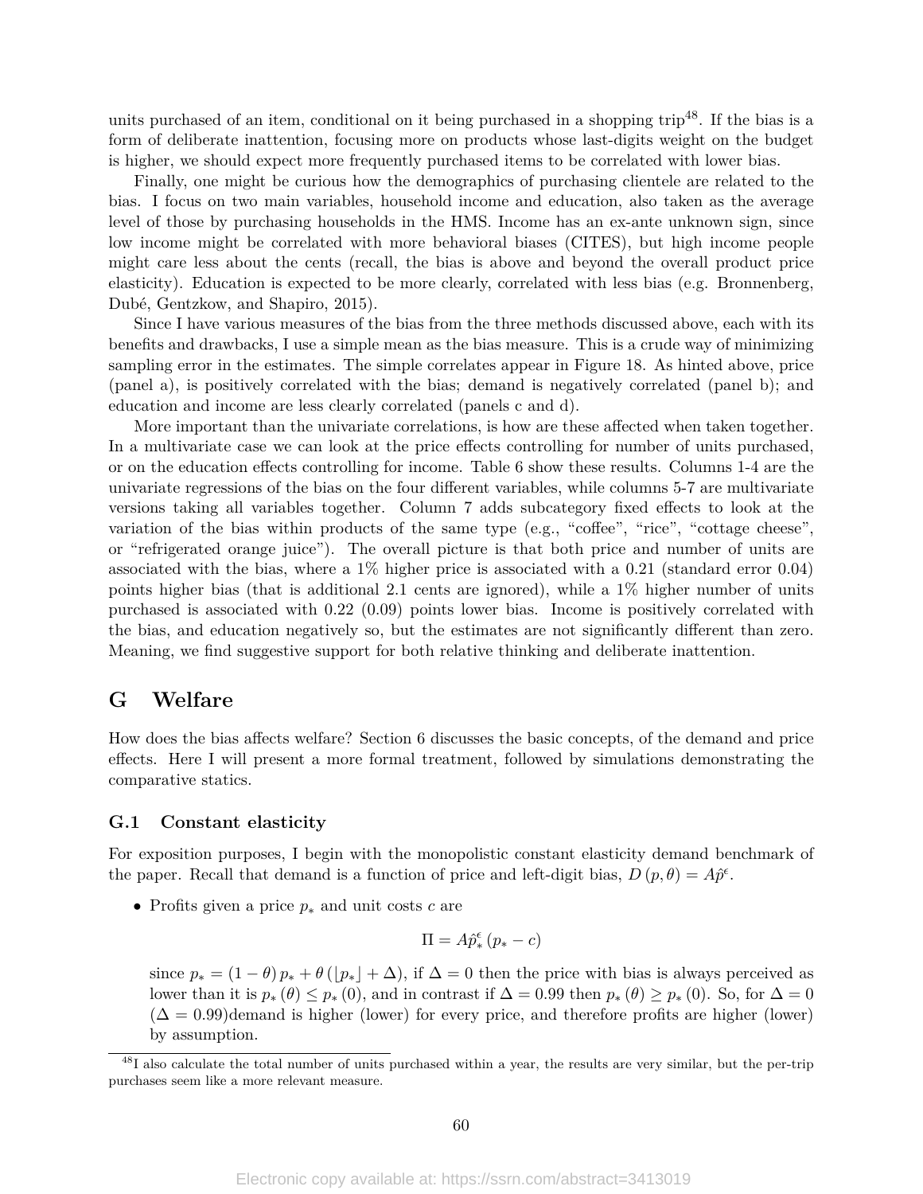units purchased of an item, conditional on it being purchased in a shopping trip[48]. If the bias is a form of deliberate inattention, focusing more on products whose last-digits weight on the budget is higher, we should expect more frequently purchased items to be correlated with lower bias.

Finally, one might be curious how the demographics of purchasing clientele are related to the bias. I focus on two main variables, household income and education, also taken as the average level of those by purchasing households in the HMS. Income has an ex-ante unknown sign, since low income might be correlated with more behavioral biases (CITES), but high income people might care less about the cents (recall, the bias is above and beyond the overall product price elasticity). Education is expected to be more clearly, correlated with less bias (e.g. Bronnenberg, Dubé, Gentzkow, and Shapiro, 2015).

Since I have various measures of the bias from the three methods discussed above, each with its benefits and drawbacks, I use a simple mean as the bias measure. This is a crude way of minimizing sampling error in the estimates. The simple correlates appear in Figure 18. As hinted above, price (panel a), is positively correlated with the bias; demand is negatively correlated (panel b); and education and income are less clearly correlated (panels c and d).

More important than the univariate correlations, is how are these affected when taken together. In a multivariate case we can look at the price effects controlling for number of units purchased, or on the education effects controlling for income. Table 6 show these results. Columns 1-4 are the univariate regressions of the bias on the four different variables, while columns 5-7 are multivariate versions taking all variables together. Column 7 adds subcategory fixed effects to look at the variation of the bias within products of the same type (e.g., "coffee", "rice", "cottage cheese", or "refrigerated orange juice"). The overall picture is that both price and number of units are associated with the bias, where a 1% higher price is associated with a 0.21 (standard error 0.04) points higher bias (that is additional 2.1 cents are ignored), while a 1% higher number of units purchased is associated with 0.22 (0.09) points lower bias. Income is positively correlated with the bias, and education negatively so, but the estimates are not significantly different than zero. Meaning, we find suggestive support for both relative thinking and deliberate inattention.

# G Welfare

How does the bias affects welfare? Section 6 discusses the basic concepts, of the demand and price effects. Here I will present a more formal treatment, followed by simulations demonstrating the comparative statics.

## G.1 Constant elasticity

For exposition purposes, I begin with the monopolistic constant elasticity demand benchmark of the paper. Recall that demand is a function of price and left-digit bias, $D(p, \theta) = A\hat{p}^{\epsilon}$.

- Profits given a price $p_*$ and unit costs $c$ are

$$\Pi = A\hat{p}_*^{\epsilon}(p_* - c)$$

  since $p_* = (1-\theta)p_* + \theta(\lfloor p_* \rfloor + \Delta)$, if $\Delta = 0$ then the price with bias is always perceived as lower than it is $p_*(\theta) \leq p_*(0)$, and in contrast if $\Delta = 0.99$ then $p_*(\theta) \geq p_*(0)$. So, for $\Delta = 0$ ($\Delta = 0.99$)demand is higher (lower) for every price, and therefore profits are higher (lower) by assumption.

[48] I also calculate the total number of units purchased within a year, the results are very similar, but the per-trip purchases seem like a more relevant measure.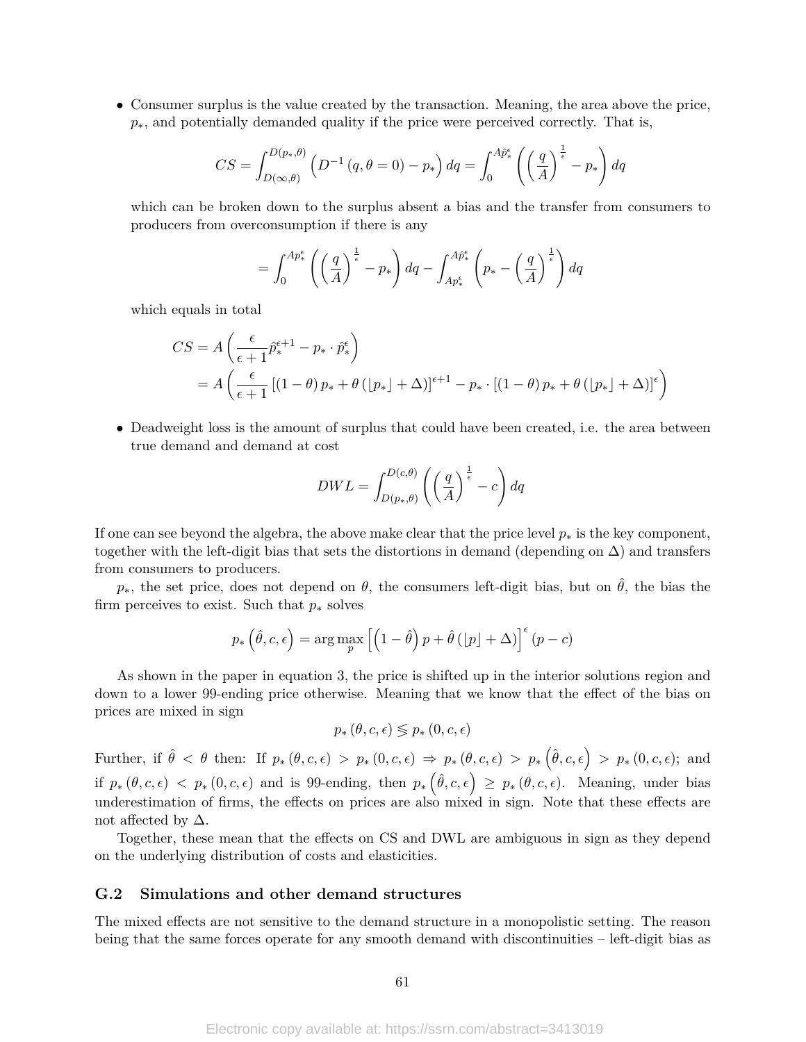- Consumer surplus is the value created by the transaction. Meaning, the area above the price, $p_*$, and potentially demanded quality if the price were perceived correctly. That is,

$$CS = \int_{D(\infty,\theta)}^{D(p_*,\theta)} \left( D^{-1}(q, \theta = 0) - p_* \right) dq = \int_0^{A\hat{p}_*^{\epsilon}} \left( \left( \frac{q}{A} \right)^{\frac{1}{\epsilon}} - p_* \right) dq$$

which can be broken down to the surplus absent a bias and the transfer from consumers to producers from overconsumption if there is any

$$= \int_0^{Ap_*^{\epsilon}} \left( \left( \frac{q}{A} \right)^{\frac{1}{\epsilon}} - p_* \right) dq - \int_{Ap_*^{\epsilon}}^{A\hat{p}_*^{\epsilon}} \left( p_* - \left( \frac{q}{A} \right)^{\frac{1}{\epsilon}} \right) dq$$

which equals in total

$$\begin{aligned} CS &= A \left( \frac{\epsilon}{\epsilon + 1} \hat{p}_*^{\epsilon+1} - p_* \cdot \hat{p}_*^{\epsilon} \right) \\ &= A \left( \frac{\epsilon}{\epsilon + 1} \left[ (1 - \theta) p_* + \theta (\lfloor p_* \rfloor + \Delta) \right]^{\epsilon+1} - p_* \cdot \left[ (1 - \theta) p_* + \theta (\lfloor p_* \rfloor + \Delta) \right]^{\epsilon} \right) \end{aligned}$$

- Deadweight loss is the amount of surplus that could have been created, i.e. the area between true demand and demand at cost

$$DWL = \int_{D(p_*,\theta)}^{D(c,\theta)} \left( \left( \frac{q}{A} \right)^{\frac{1}{\epsilon}} - c \right) dq$$

If one can see beyond the algebra, the above make clear that the price level $p_*$ is the key component, together with the left-digit bias that sets the distortions in demand (depending on $\Delta$) and transfers from consumers to producers.

$p_*$, the set price, does not depend on $\theta$, the consumers left-digit bias, but on $\hat{\theta}$, the bias the firm perceives to exist. Such that $p_*$ solves

$$p_* \left( \hat{\theta}, c, \epsilon \right) = \arg\max_p \left[ \left( 1 - \hat{\theta} \right) p + \hat{\theta} (\lfloor p \rfloor + \Delta) \right]^{\epsilon} (p - c)$$

As shown in the paper in equation 3, the price is shifted up in the interior solutions region and down to a lower 99-ending price otherwise. Meaning that we know that the effect of the bias on prices are mixed in sign

$$p_* (\theta, c, \epsilon) \lesseqgtr p_* (0, c, \epsilon)$$

Further, if $\hat{\theta} < \theta$ then: If $p_* (\theta, c, \epsilon) > p_* (0, c, \epsilon) \Rightarrow p_* (\theta, c, \epsilon) > p_* \left( \hat{\theta}, c, \epsilon \right) > p_* (0, c, \epsilon)$; and if $p_* (\theta, c, \epsilon) < p_* (0, c, \epsilon)$ and is 99-ending, then $p_* \left( \hat{\theta}, c, \epsilon \right) \geq p_* (\theta, c, \epsilon)$. Meaning, under bias underestimation of firms, the effects on prices are also mixed in sign. Note that these effects are not affected by $\Delta$.

Together, these mean that the effects on CS and DWL are ambiguous in sign as they depend on the underlying distribution of costs and elasticities.

### G.2 Simulations and other demand structures

The mixed effects are not sensitive to the demand structure in a monopolistic setting. The reason being that the same forces operate for any smooth demand with discontinuities – left-digit bias as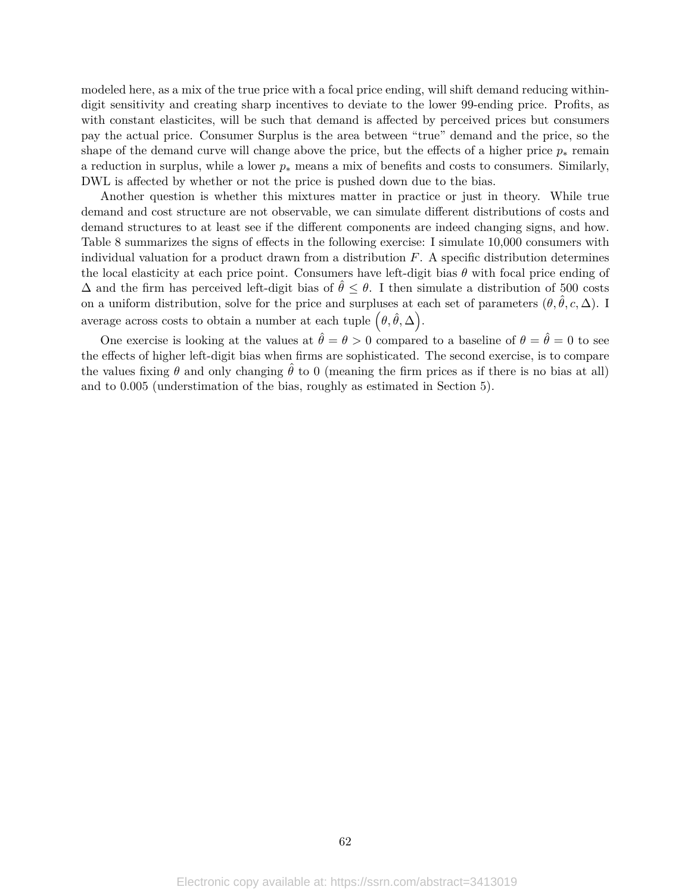modeled here, as a mix of the true price with a focal price ending, will shift demand reducing within-digit sensitivity and creating sharp incentives to deviate to the lower 99-ending price. Profits, as with constant elasticites, will be such that demand is affected by perceived prices but consumers pay the actual price. Consumer Surplus is the area between "true" demand and the price, so the shape of the demand curve will change above the price, but the effects of a higher price $p_*$ remain a reduction in surplus, while a lower $p_*$ means a mix of benefits and costs to consumers. Similarly, DWL is affected by whether or not the price is pushed down due to the bias.

Another question is whether this mixtures matter in practice or just in theory. While true demand and cost structure are not observable, we can simulate different distributions of costs and demand structures to at least see if the different components are indeed changing signs, and how. Table 8 summarizes the signs of effects in the following exercise: I simulate 10,000 consumers with individual valuation for a product drawn from a distribution $F$. A specific distribution determines the local elasticity at each price point. Consumers have left-digit bias $\theta$ with focal price ending of $\Delta$ and the firm has perceived left-digit bias of $\hat{\theta} \leq \theta$. I then simulate a distribution of 500 costs on a uniform distribution, solve for the price and surpluses at each set of parameters $(\theta, \hat{\theta}, c, \Delta)$. I average across costs to obtain a number at each tuple $\left(\theta, \hat{\theta}, \Delta\right)$.

One exercise is looking at the values at $\hat{\theta} = \theta > 0$ compared to a baseline of $\theta = \hat{\theta} = 0$ to see the effects of higher left-digit bias when firms are sophisticated. The second exercise, is to compare the values fixing $\theta$ and only changing $\hat{\theta}$ to 0 (meaning the firm prices as if there is no bias at all) and to 0.005 (understimation of the bias, roughly as estimated in Section 5).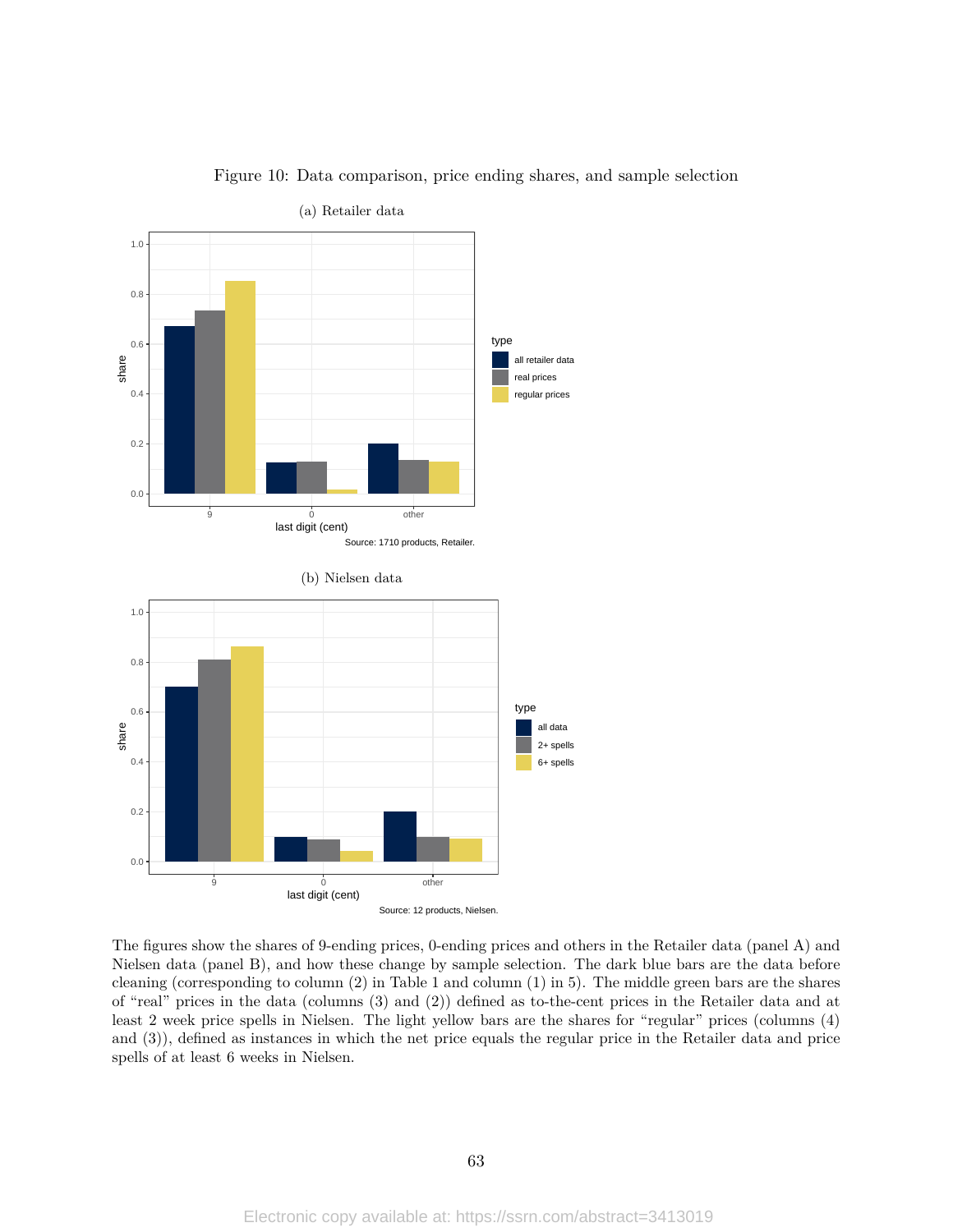Figure 10: Data comparison, price ending shares, and sample selection

(a) Retailer data

Source: 1710 products, Retailer.

(b) Nielsen data

Source: 12 products, Nielsen.

The figures show the shares of 9-ending prices, 0-ending prices and others in the Retailer data (panel A) and Nielsen data (panel B), and how these change by sample selection. The dark blue bars are the data before cleaning (corresponding to column (2) in Table 1 and column (1) in 5). The middle green bars are the shares of "real" prices in the data (columns (3) and (2)) defined as to-the-cent prices in the Retailer data and at least 2 week price spells in Nielsen. The light yellow bars are the shares for "regular" prices (columns (4) and (3)), defined as instances in which the net price equals the regular price in the Retailer data and price spells of at least 6 weeks in Nielsen.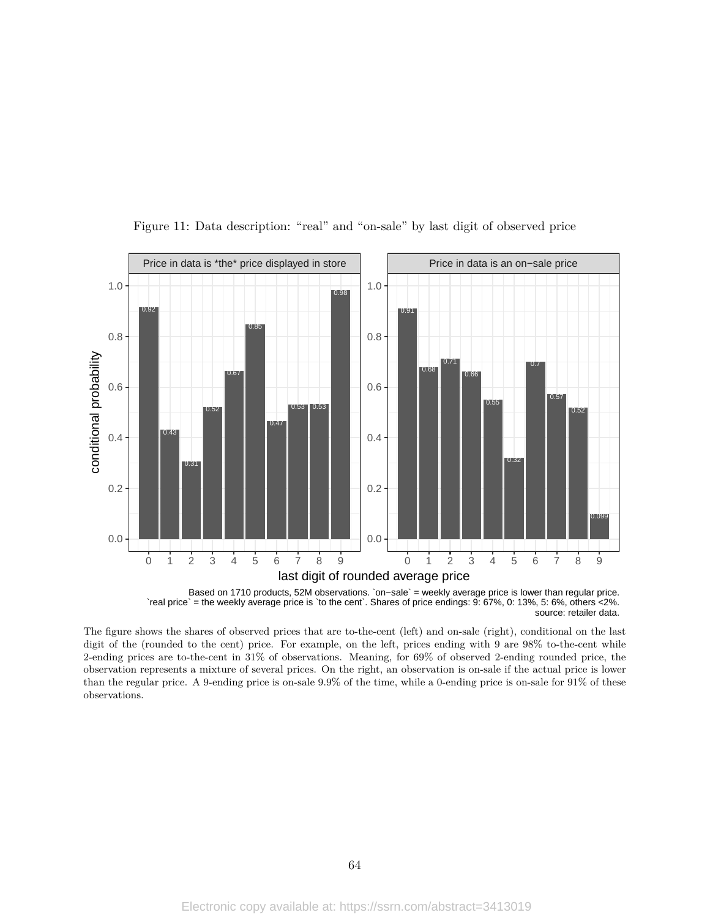Figure 11: Data description: "real" and "on-sale" by last digit of observed price

Based on 1710 products, 52M observations. `on−sale` = weekly average price is lower than regular price. `real price` = the weekly average price is `to the cent`. Shares of price endings: 9: 67%, 0: 13%, 5: 6%, others <2%. source: retailer data.

The figure shows the shares of observed prices that are to-the-cent (left) and on-sale (right), conditional on the last digit of the (rounded to the cent) price. For example, on the left, prices ending with 9 are 98% to-the-cent while 2-ending prices are to-the-cent in 31% of observations. Meaning, for 69% of observed 2-ending rounded price, the observation represents a mixture of several prices. On the right, an observation is on-sale if the actual price is lower than the regular price. A 9-ending price is on-sale 9.9% of the time, while a 0-ending price is on-sale for 91% of these observations.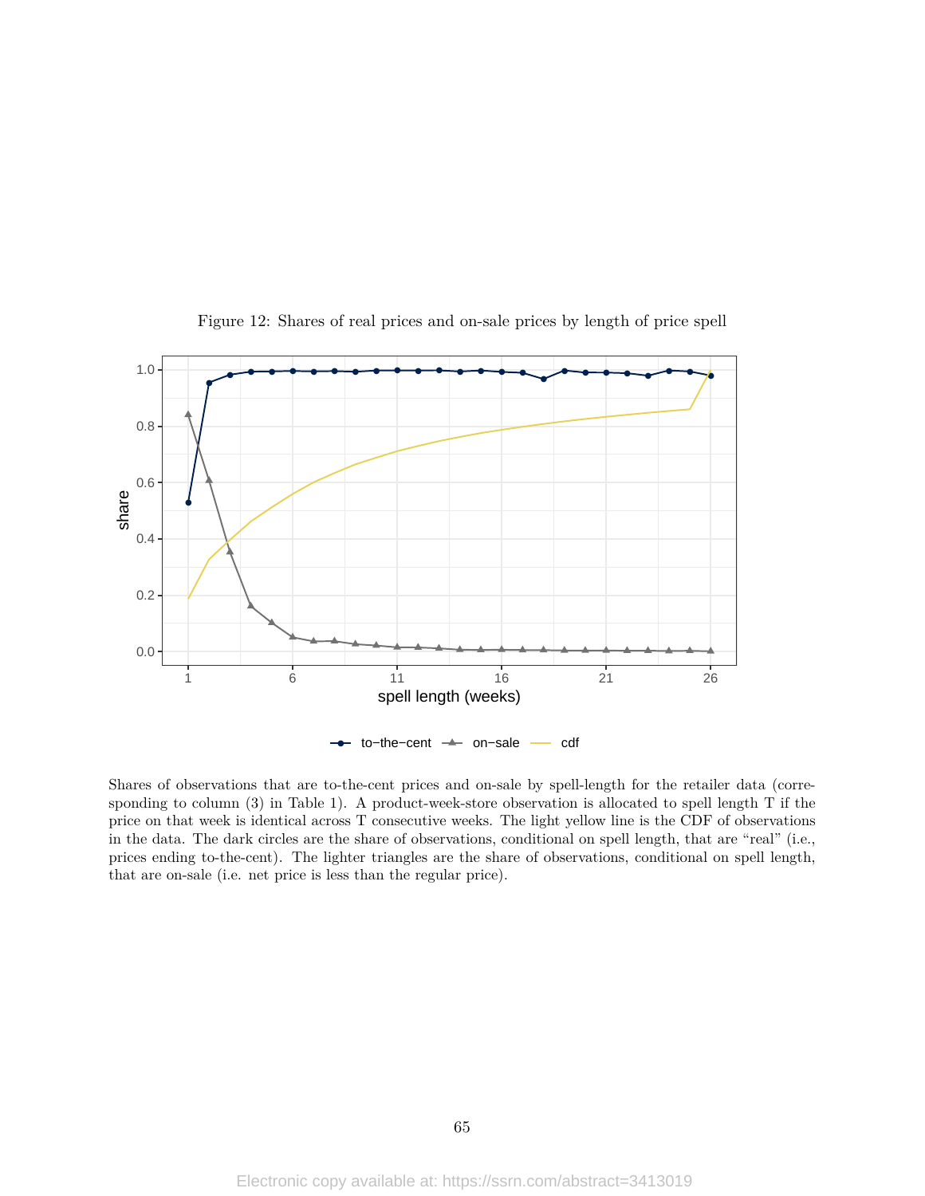Figure 12: Shares of real prices and on-sale prices by length of price spell

Shares of observations that are to-the-cent prices and on-sale by spell-length for the retailer data (corresponding to column (3) in Table 1). A product-week-store observation is allocated to spell length T if the price on that week is identical across T consecutive weeks. The light yellow line is the CDF of observations in the data. The dark circles are the share of observations, conditional on spell length, that are "real" (i.e., prices ending to-the-cent). The lighter triangles are the share of observations, conditional on spell length, that are on-sale (i.e. net price is less than the regular price).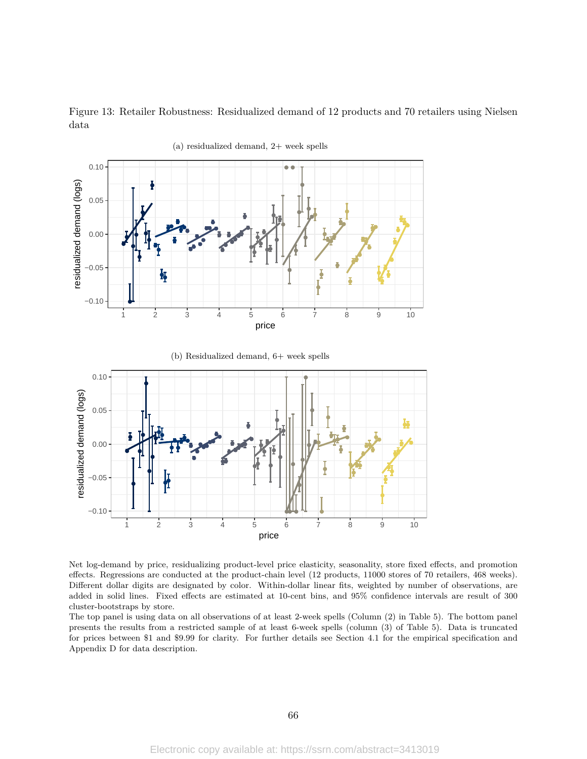Figure 13: Retailer Robustness: Residualized demand of 12 products and 70 retailers using Nielsen data

(a) residualized demand, 2+ week spells

(b) Residualized demand, 6+ week spells

Net log-demand by price, residualizing product-level price elasticity, seasonality, store fixed effects, and promotion effects. Regressions are conducted at the product-chain level (12 products, 11000 stores of 70 retailers, 468 weeks). Different dollar digits are designated by color. Within-dollar linear fits, weighted by number of observations, are added in solid lines. Fixed effects are estimated at 10-cent bins, and 95% confidence intervals are result of 300 cluster-bootstraps by store.

The top panel is using data on all observations of at least 2-week spells (Column (2) in Table 5). The bottom panel presents the results from a restricted sample of at least 6-week spells (column (3) of Table 5). Data is truncated for prices between \$1 and \$9.99 for clarity. For further details see Section 4.1 for the empirical specification and Appendix D for data description.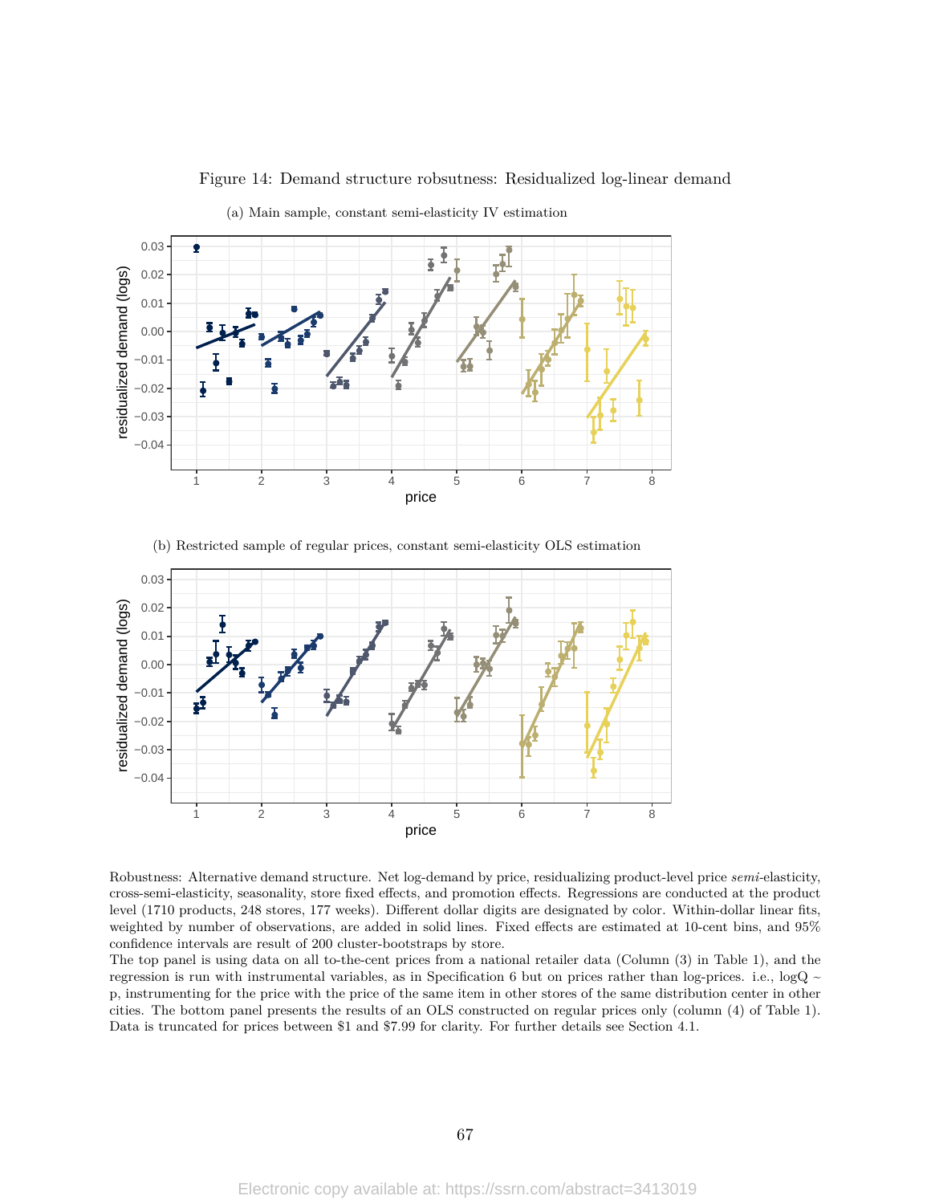Figure 14: Demand structure robsutness: Residualized log-linear demand

(a) Main sample, constant semi-elasticity IV estimation

(b) Restricted sample of regular prices, constant semi-elasticity OLS estimation

Robustness: Alternative demand structure. Net log-demand by price, residualizing product-level price *semi*-elasticity, cross-semi-elasticity, seasonality, store fixed effects, and promotion effects. Regressions are conducted at the product level (1710 products, 248 stores, 177 weeks). Different dollar digits are designated by color. Within-dollar linear fits, weighted by number of observations, are added in solid lines. Fixed effects are estimated at 10-cent bins, and 95% confidence intervals are result of 200 cluster-bootstraps by store.
The top panel is using data on all to-the-cent prices from a national retailer data (Column (3) in Table 1), and the regression is run with instrumental variables, as in Specification 6 but on prices rather than log-prices. i.e., logQ ∼ p, instrumenting for the price with the price of the same item in other stores of the same distribution center in other cities. The bottom panel presents the results of an OLS constructed on regular prices only (column (4) of Table 1). Data is truncated for prices between $1 and $7.99 for clarity. For further details see Section 4.1.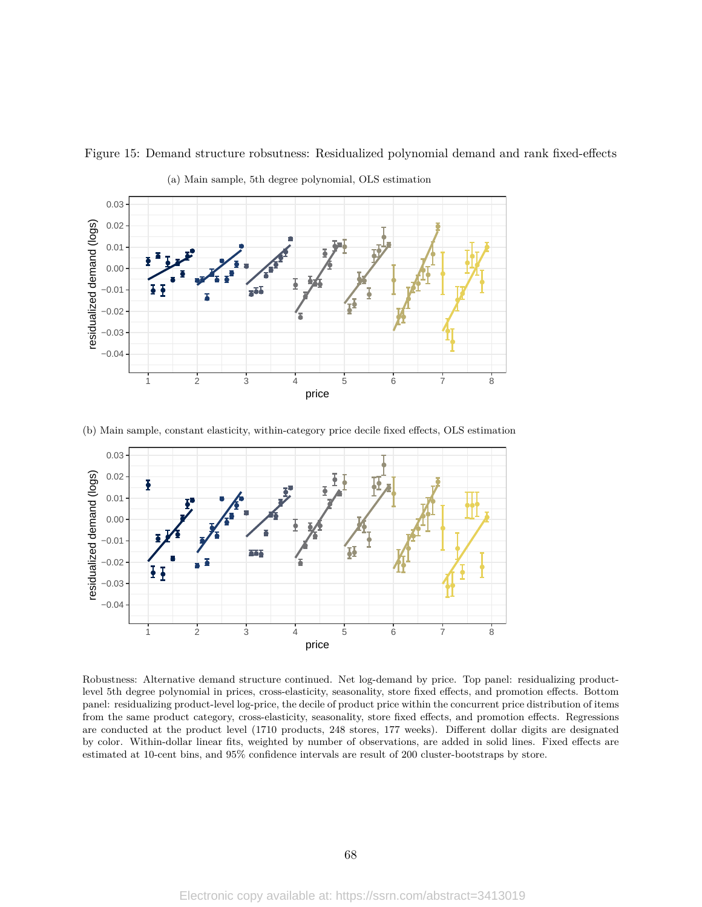Figure 15: Demand structure robsutness: Residualized polynomial demand and rank fixed-effects

(a) Main sample, 5th degree polynomial, OLS estimation

(b) Main sample, constant elasticity, within-category price decile fixed effects, OLS estimation

Robustness: Alternative demand structure continued. Net log-demand by price. Top panel: residualizing product-level 5th degree polynomial in prices, cross-elasticity, seasonality, store fixed effects, and promotion effects. Bottom panel: residualizing product-level log-price, the decile of product price within the concurrent price distribution of items from the same product category, cross-elasticity, seasonality, store fixed effects, and promotion effects. Regressions are conducted at the product level (1710 products, 248 stores, 177 weeks). Different dollar digits are designated by color. Within-dollar linear fits, weighted by number of observations, are added in solid lines. Fixed effects are estimated at 10-cent bins, and 95% confidence intervals are result of 200 cluster-bootstraps by store.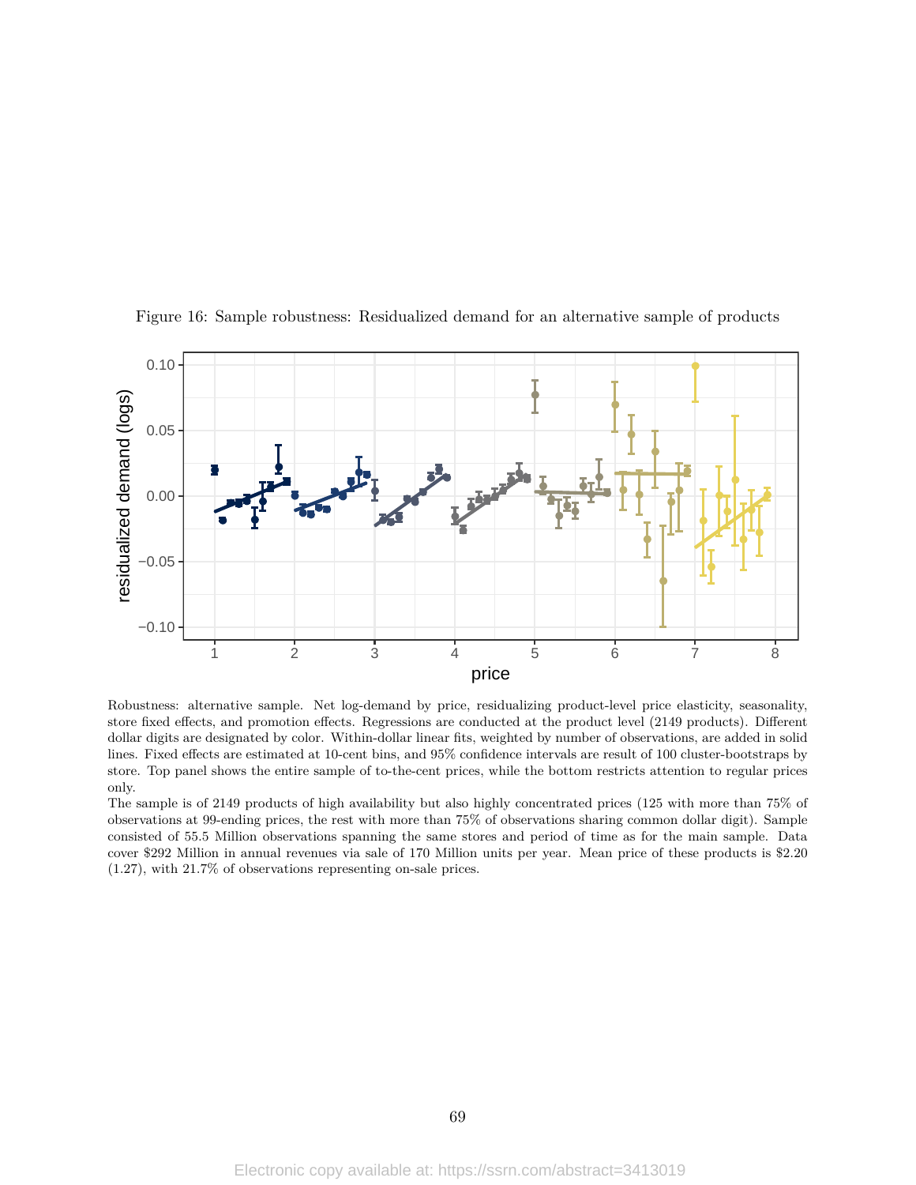Figure 16: Sample robustness: Residualized demand for an alternative sample of products

Robustness: alternative sample. Net log-demand by price, residualizing product-level price elasticity, seasonality, store fixed effects, and promotion effects. Regressions are conducted at the product level (2149 products). Different dollar digits are designated by color. Within-dollar linear fits, weighted by number of observations, are added in solid lines. Fixed effects are estimated at 10-cent bins, and 95% confidence intervals are result of 100 cluster-bootstraps by store. Top panel shows the entire sample of to-the-cent prices, while the bottom restricts attention to regular prices only.

The sample is of 2149 products of high availability but also highly concentrated prices (125 with more than 75% of observations at 99-ending prices, the rest with more than 75% of observations sharing common dollar digit). Sample consisted of 55.5 Million observations spanning the same stores and period of time as for the main sample. Data cover $292 Million in annual revenues via sale of 170 Million units per year. Mean price of these products is $2.20 (1.27), with 21.7% of observations representing on-sale prices.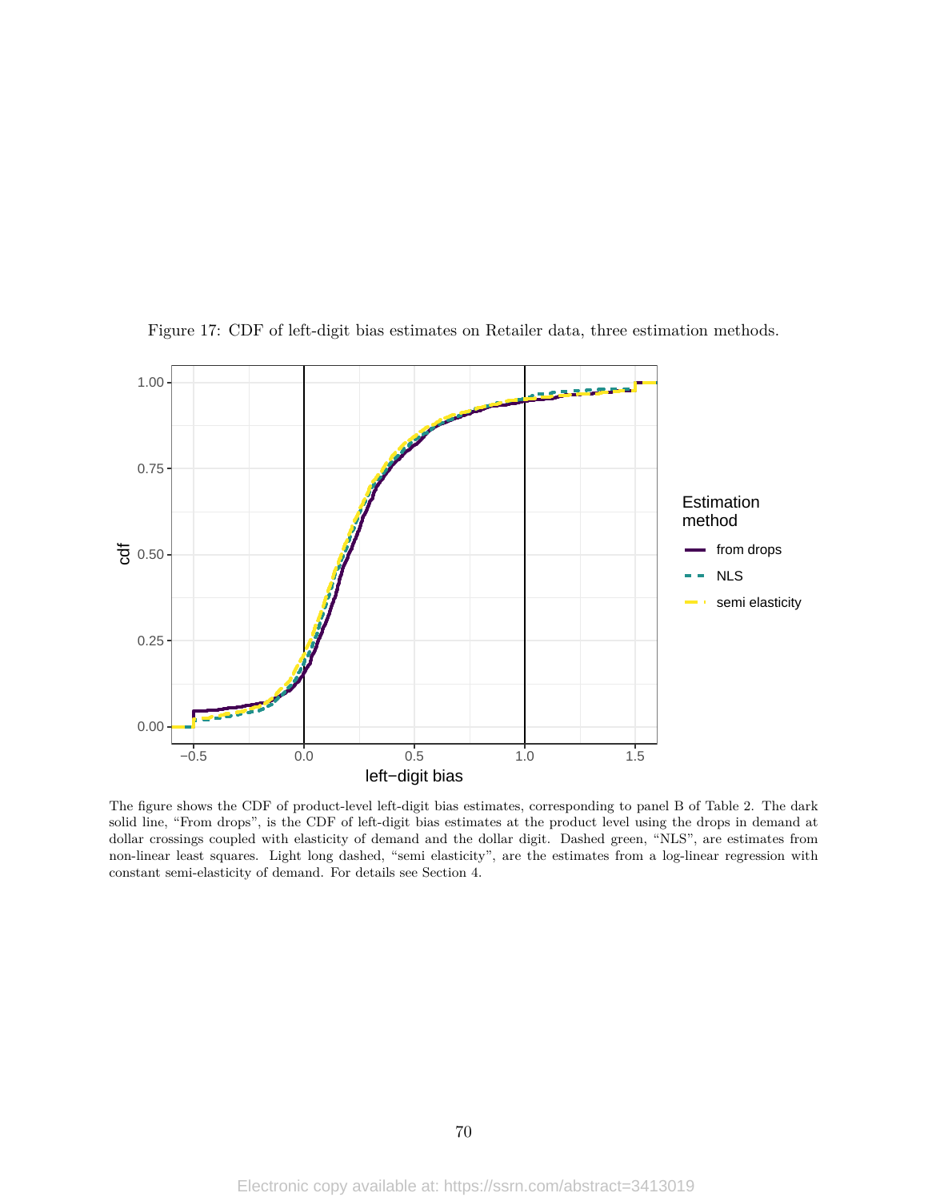Figure 17: CDF of left-digit bias estimates on Retailer data, three estimation methods.

The figure shows the CDF of product-level left-digit bias estimates, corresponding to panel B of Table 2. The dark solid line, "From drops", is the CDF of left-digit bias estimates at the product level using the drops in demand at dollar crossings coupled with elasticity of demand and the dollar digit. Dashed green, "NLS", are estimates from non-linear least squares. Light long dashed, "semi elasticity", are the estimates from a log-linear regression with constant semi-elasticity of demand. For details see Section 4.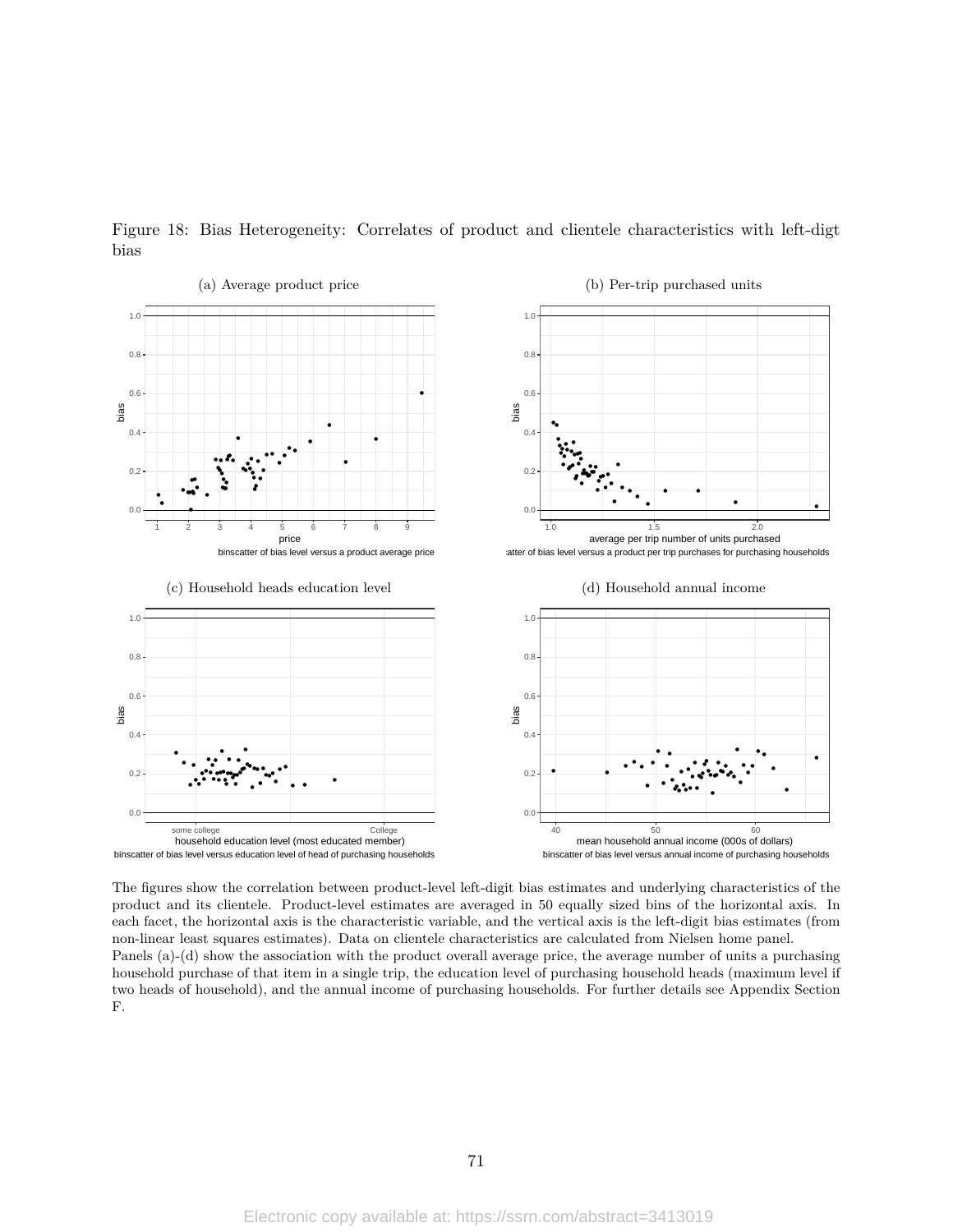Figure 18: Bias Heterogeneity: Correlates of product and clientele characteristics with left-digt bias

(a) Average product price

binscatter of bias level versus a product average price

(b) Per-trip purchased units

atter of bias level versus a product per trip purchases for purchasing households

(c) Household heads education level

binscatter of bias level versus education level of head of purchasing households

(d) Household annual income

binscatter of bias level versus annual income of purchasing households

The figures show the correlation between product-level left-digit bias estimates and underlying characteristics of the product and its clientele. Product-level estimates are averaged in 50 equally sized bins of the horizontal axis. In each facet, the horizontal axis is the characteristic variable, and the vertical axis is the left-digit bias estimates (from non-linear least squares estimates). Data on clientele characteristics are calculated from Nielsen home panel.
Panels (a)-(d) show the association with the product overall average price, the average number of units a purchasing household purchase of that item in a single trip, the education level of purchasing household heads (maximum level if two heads of household), and the annual income of purchasing households. For further details see Appendix Section F.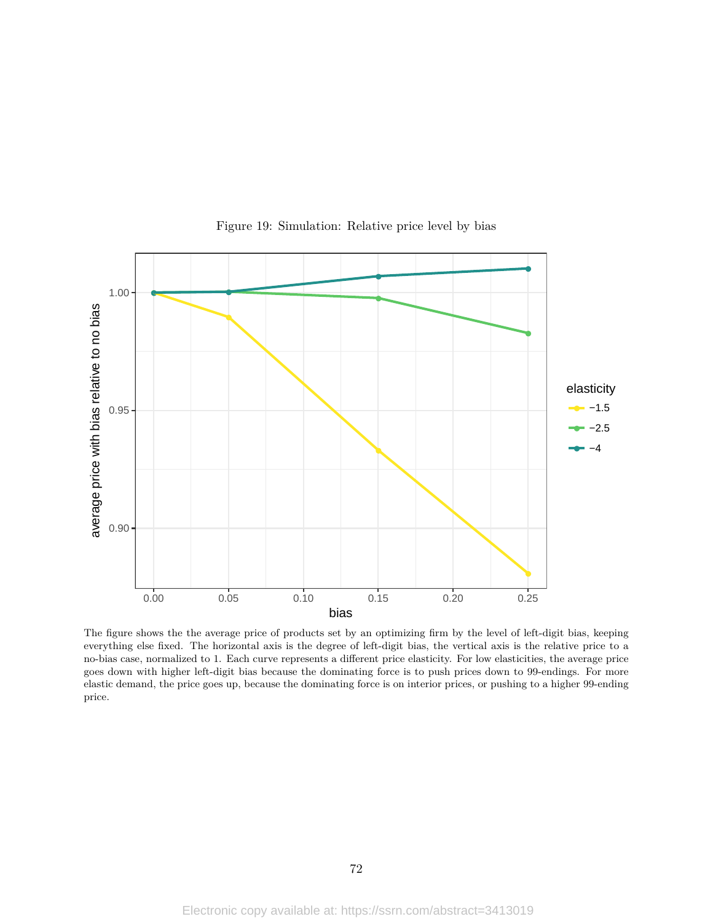Figure 19: Simulation: Relative price level by bias

The figure shows the the average price of products set by an optimizing firm by the level of left-digit bias, keeping everything else fixed. The horizontal axis is the degree of left-digit bias, the vertical axis is the relative price to a no-bias case, normalized to 1. Each curve represents a different price elasticity. For low elasticities, the average price goes down with higher left-digit bias because the dominating force is to push prices down to 99-endings. For more elastic demand, the price goes up, because the dominating force is on interior prices, or pushing to a higher 99-ending price.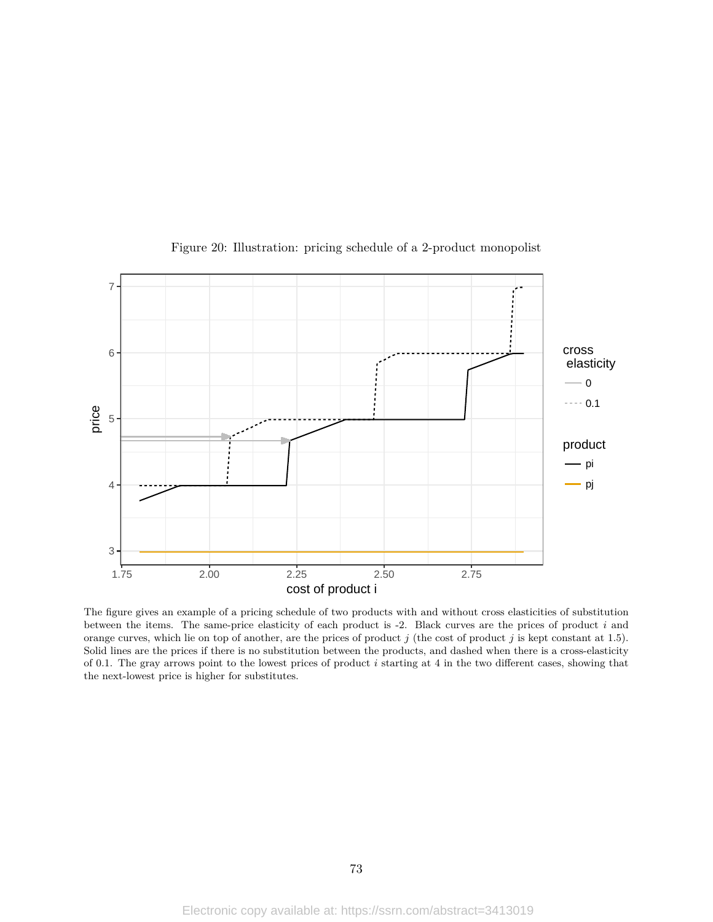Figure 20: Illustration: pricing schedule of a 2-product monopolist

The figure gives an example of a pricing schedule of two products with and without cross elasticities of substitution between the items. The same-price elasticity of each product is -2. Black curves are the prices of product $i$ and orange curves, which lie on top of another, are the prices of product $j$ (the cost of product $j$ is kept constant at 1.5). Solid lines are the prices if there is no substitution between the products, and dashed when there is a cross-elasticity of 0.1. The gray arrows point to the lowest prices of product $i$ starting at 4 in the two different cases, showing that the next-lowest price is higher for substitutes.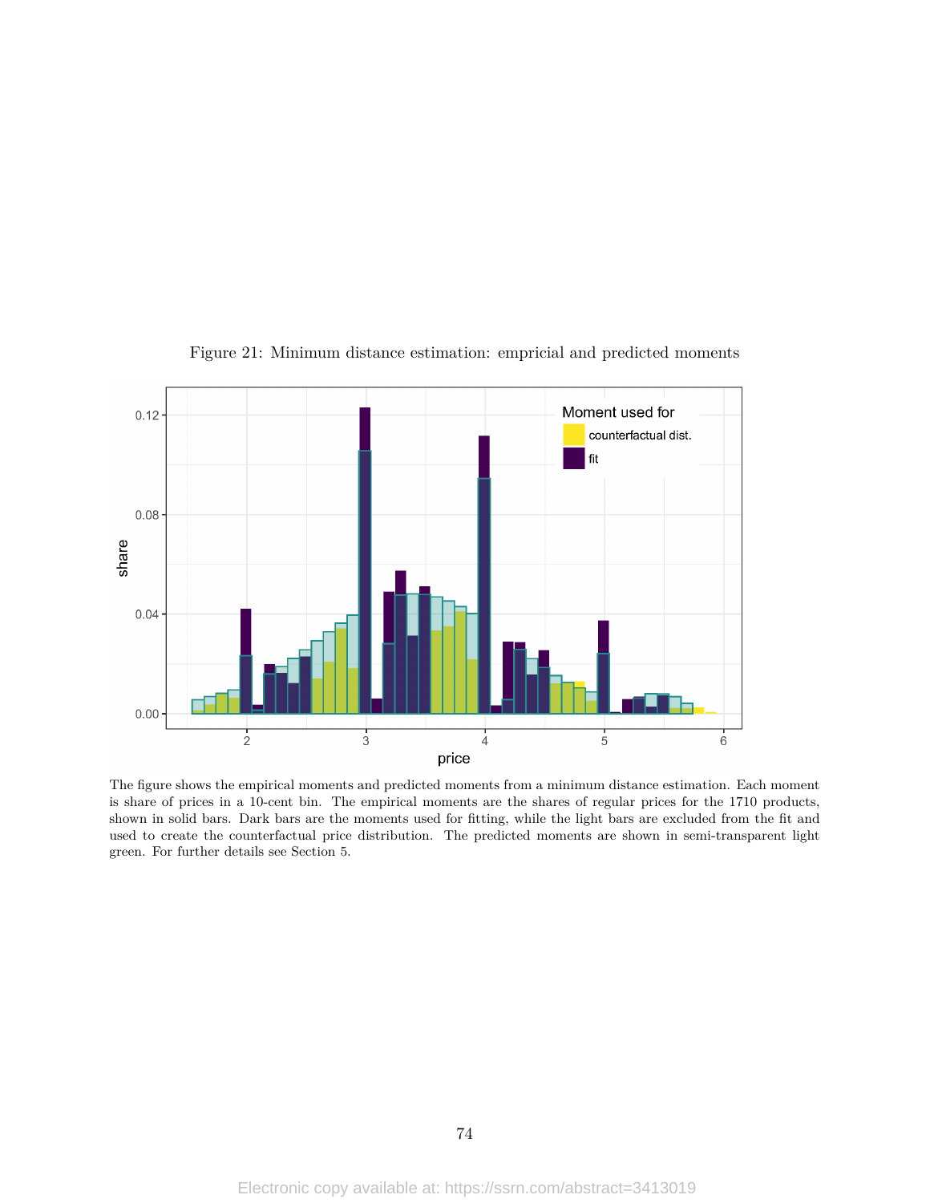Figure 21: Minimum distance estimation: empricial and predicted moments

The figure shows the empirical moments and predicted moments from a minimum distance estimation. Each moment is share of prices in a 10-cent bin. The empirical moments are the shares of regular prices for the 1710 products, shown in solid bars. Dark bars are the moments used for fitting, while the light bars are excluded from the fit and used to create the counterfactual price distribution. The predicted moments are shown in semi-transparent light green. For further details see Section 5.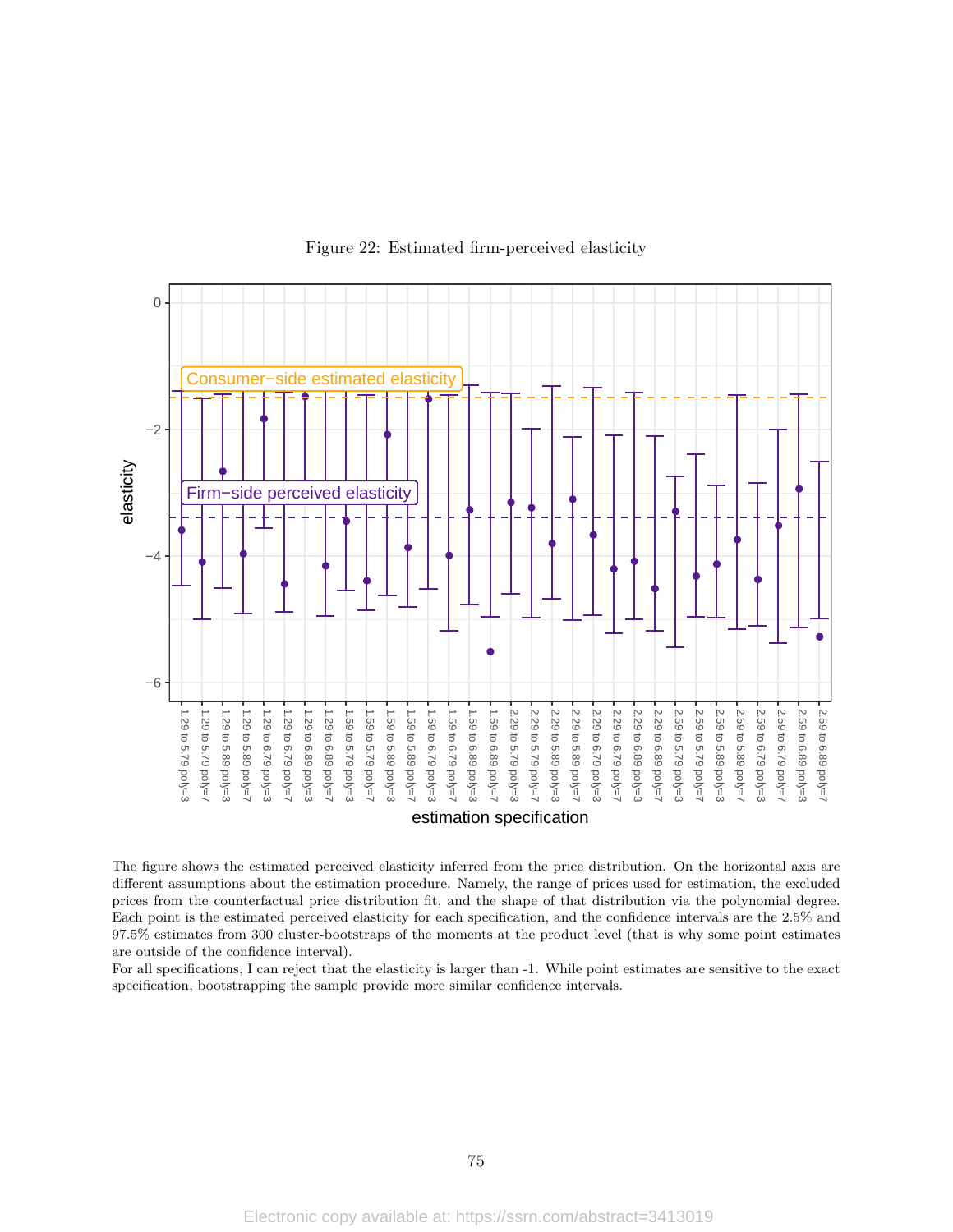Figure 22: Estimated firm-perceived elasticity

The figure shows the estimated perceived elasticity inferred from the price distribution. On the horizontal axis are different assumptions about the estimation procedure. Namely, the range of prices used for estimation, the excluded prices from the counterfactual price distribution fit, and the shape of that distribution via the polynomial degree. Each point is the estimated perceived elasticity for each specification, and the confidence intervals are the 2.5% and 97.5% estimates from 300 cluster-bootstraps of the moments at the product level (that is why some point estimates are outside of the confidence interval).
For all specifications, I can reject that the elasticity is larger than -1. While point estimates are sensitive to the exact specification, bootstrapping the sample provide more similar confidence intervals.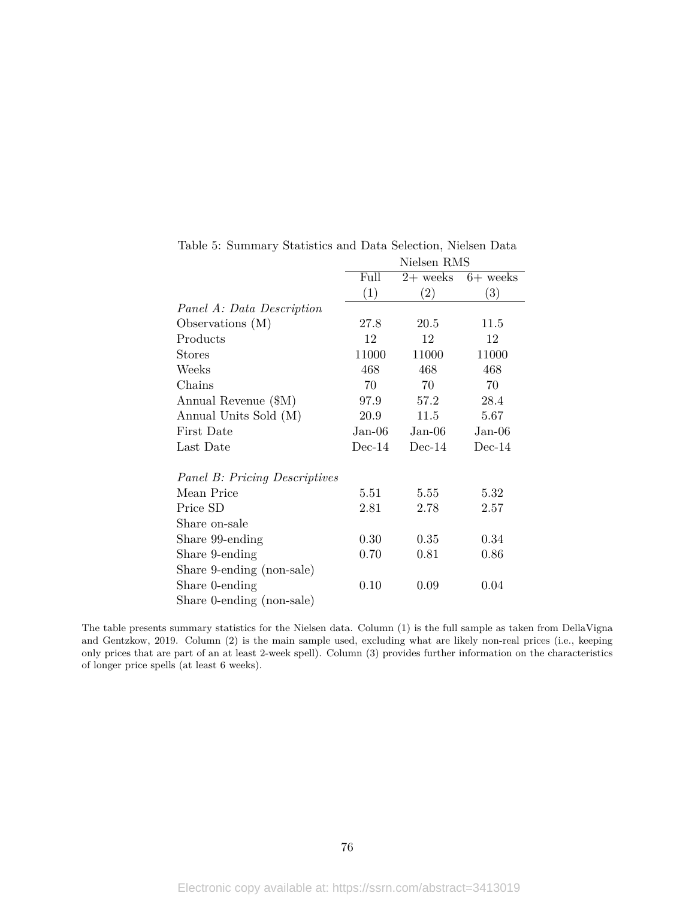Table 5: Summary Statistics and Data Selection, Nielsen Data

| | Nielsen RMS | | |
|---|---|---|---|
| | Full | 2+ weeks | 6+ weeks |
| | (1) | (2) | (3) |
| *Panel A: Data Description* | | | |
| Observations (M) | 27.8 | 20.5 | 11.5 |
| Products | 12 | 12 | 12 |
| Stores | 11000 | 11000 | 11000 |
| Weeks | 468 | 468 | 468 |
| Chains | 70 | 70 | 70 |
| Annual Revenue ($M) | 97.9 | 57.2 | 28.4 |
| Annual Units Sold (M) | 20.9 | 11.5 | 5.67 |
| First Date | Jan-06 | Jan-06 | Jan-06 |
| Last Date | Dec-14 | Dec-14 | Dec-14 |
| | | | |
| *Panel B: Pricing Descriptives* | | | |
| Mean Price | 5.51 | 5.55 | 5.32 |
| Price SD | 2.81 | 2.78 | 2.57 |
| Share on-sale | | | |
| Share 99-ending | 0.30 | 0.35 | 0.34 |
| Share 9-ending | 0.70 | 0.81 | 0.86 |
| Share 9-ending (non-sale) | | | |
| Share 0-ending | 0.10 | 0.09 | 0.04 |
| Share 0-ending (non-sale) | | | |

The table presents summary statistics for the Nielsen data. Column (1) is the full sample as taken from DellaVigna and Gentzkow, 2019. Column (2) is the main sample used, excluding what are likely non-real prices (i.e., keeping only prices that are part of an at least 2-week spell). Column (3) provides further information on the characteristics of longer price spells (at least 6 weeks).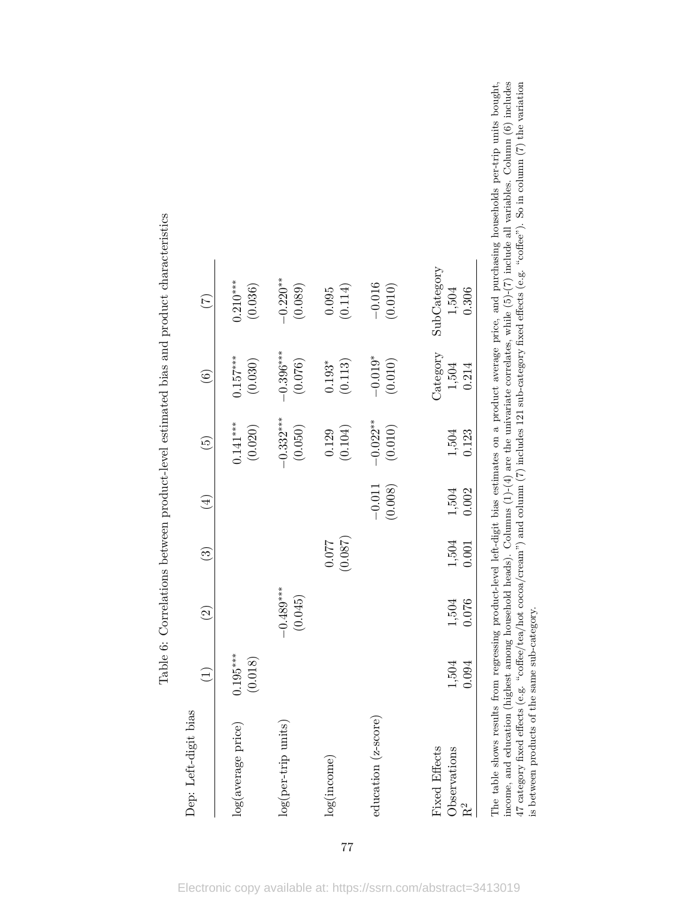Table 6: Correlations between product-level estimated bias and product characteristics

| Dep: Left-digit bias | (1) | (2) | (3) | (4) | (5) | (6) | (7) |
|---|---|---|---|---|---|---|---|
| log(average price) | 0.195*** | | | | 0.141*** | 0.157*** | 0.210*** |
| | (0.018) | | | | (0.020) | (0.030) | (0.036) |
| log(per-trip units) | | −0.489*** | | | −0.332*** | −0.396*** | −0.220** |
| | | (0.045) | | | (0.050) | (0.076) | (0.089) |
| log(income) | | | 0.077 | | 0.129 | 0.193* | 0.095 |
| | | | (0.087) | | (0.104) | (0.113) | (0.114) |
| education (z-score) | | | | −0.011 | −0.022** | −0.019* | −0.016 |
| | | | | (0.008) | (0.010) | (0.010) | (0.010) |
| Fixed Effects | | | | | | Category | SubCategory |
| Observations | 1,504 | 1,504 | 1,504 | 1,504 | 1,504 | 1,504 | 1,504 |
| $R^2$ | 0.094 | 0.076 | 0.001 | 0.002 | 0.123 | 0.214 | 0.306 |

The table shows results from regressing product-level left-digit bias estimates on a product average price, and purchasing households per-trip units bought, income, and education (highest among household heads). Columns (1)-(4) are the univariate correlates, while (5)-(7) include all variables. Column (6) includes 47 category fixed effects (e.g. "coffee/tea/hot cocoa/cream") and column (7) includes 121 sub-category fixed effects (e.g. "coffee"). So in column (7) the variation is between products of the same sub-category.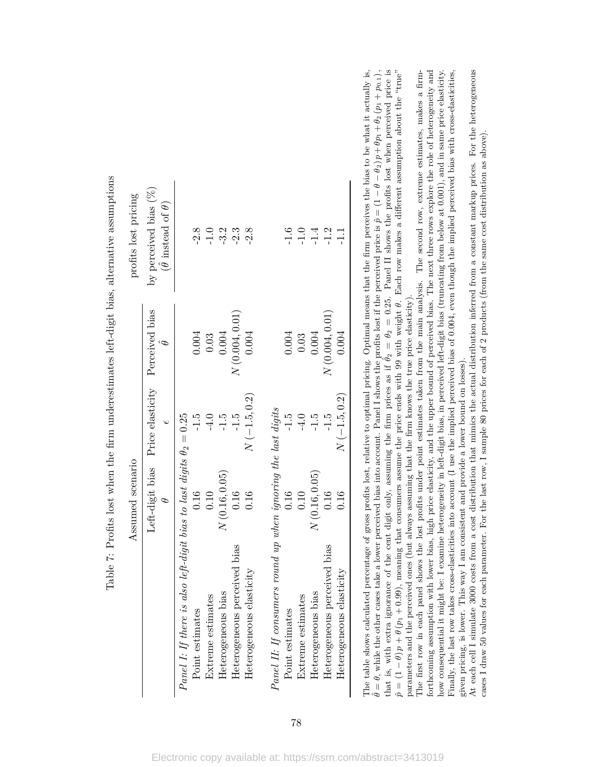Table 7: Profits lost when the firm underestimates left-digit bias, alternative assumptions

| | Assumed scenario | | | profits lost pricing |
|---|---|---|---|---|
| | Left-digit bias $\theta$ | Price elasticity $\epsilon$ | Perceived bias $\hat{\theta}$ | by perceived bias (%) ($\hat{\theta}$ instead of $\theta$) |
| *Panel I: If there is also left-digit bias to last digits $\theta_2 = 0.25$* | | | | |
| Point estimates | 0.16 | -1.5 | 0.004 | -2.8 |
| Extreme estimates | 0.10 | -4.0 | 0.03 | -1.0 |
| Heterogeneous bias | $N(0.16, 0.05)$ | -1.5 | 0.004 | -3.2 |
| Heterogeneous perceived bias | 0.16 | -1.5 | $N(0.004, 0.01)$ | -2.3 |
| Heterogeneous elasticity | 0.16 | $N(-1.5, 0.2)$ | 0.004 | -2.8 |
| *Panel II: If consumers round up when ignoring the last digits* | | | | |
| Point estimates | 0.16 | -1.5 | 0.004 | -1.6 |
| Extreme estimates | 0.10 | -4.0 | 0.03 | -1.0 |
| Heterogeneous bias | $N(0.16, 0.05)$ | -1.5 | 0.004 | -1.4 |
| Heterogeneous perceived bias | 0.16 | -1.5 | $N(0.004, 0.01)$ | -1.2 |
| Heterogeneous elasticity | 0.16 | $N(-1.5, 0.2)$ | 0.004 | -1.1 |

The table shows calculated percentage of gross profits lost, relative to optimal pricing. Optimal means that the firm perceives the bias to be what it actually is, $\hat{\theta} = \theta$, while the other cases take a lower perceived bias into account. Panel I shows the profits lost if the perceived price is $\hat{p} = (1 - \theta - \theta_2)p + \theta p_1 + \theta_2 (p_1 + p_{0.1})$, that is, with extra ignorance of the cent digit only, assuming the firm prices as if $\hat{\theta}_2 = \theta_2 = 0.25$. Panel II shows the profits lost when perceived price is $\hat{p} = (1 - \theta)p + \theta(p_1 + 0.99)$, meaning that consumers assume the price ends with 99 with weight $\theta$. Each row makes a different assumption about the "true" parameters and the perceived ones (but always assuming that the firm knows the true price elasticity).

The first row in each panel shows the lost profits under point estimates taken from the main analysis. The second row, extreme estimates, makes a firm-forthcoming assumption with lower bias, high price elasticity, and the upper bound of perceived bias. The next three rows explore the role of heterogeneity and how consequential it might be: I examine heterogeneity in left-digit bias, in perceived left-digit bias (truncating from below at 0.001), and in same price elasticity. Finally, the last row takes cross-elasticities into account (I use the implied perceived bias of 0.004, even though the implied perceived bias with cross-elasticities, given pricing, is lower. This way I am consistent and provide a lower bound on losses).

At each cell I simulate 3000 costs from a cost distribution that mimics the actual distribution inferred from a constant markup prices. For the heterogeneous cases I draw 50 values for each parameter. For the last row, I sample 80 prices for each of 2 products (from the same cost distribution as above).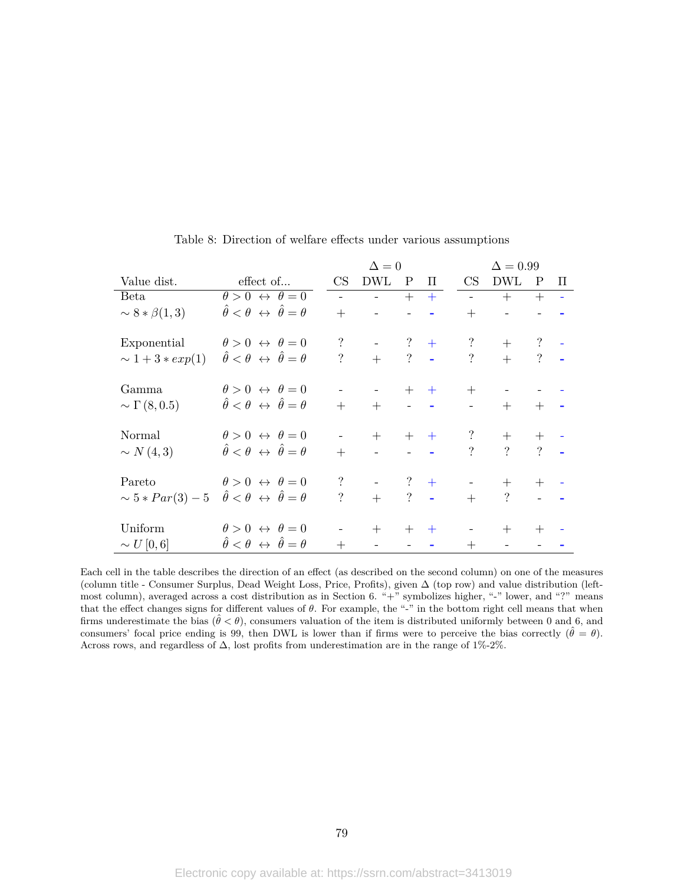Table 8: Direction of welfare effects under various assumptions

| | | $\Delta = 0$ | | | | $\Delta = 0.99$ | | | |
|---|---|---|---|---|---|---|---|---|---|
| Value dist. | effect of... | CS | DWL | P | $\Pi$ | CS | DWL | P | $\Pi$ |
| Beta | $\theta > 0 \leftrightarrow \theta = 0$ | - | - | + | + | - | + | + | - |
| $\sim 8 * \beta(1,3)$ | $\hat{\theta} < \theta \leftrightarrow \hat{\theta} = \theta$ | + | - | - | - | + | - | - | - |
| Exponential | $\theta > 0 \leftrightarrow \theta = 0$ | ? | - | ? | + | ? | + | ? | - |
| $\sim 1 + 3 * exp(1)$ | $\hat{\theta} < \theta \leftrightarrow \hat{\theta} = \theta$ | ? | + | ? | - | ? | + | ? | - |
| Gamma | $\theta > 0 \leftrightarrow \theta = 0$ | - | - | + | + | + | - | - | - |
| $\sim \Gamma(8, 0.5)$ | $\hat{\theta} < \theta \leftrightarrow \hat{\theta} = \theta$ | + | + | - | - | - | + | + | - |
| Normal | $\theta > 0 \leftrightarrow \theta = 0$ | - | + | + | + | ? | + | + | - |
| $\sim N(4,3)$ | $\hat{\theta} < \theta \leftrightarrow \hat{\theta} = \theta$ | + | - | - | - | ? | ? | ? | - |
| Pareto | $\theta > 0 \leftrightarrow \theta = 0$ | ? | - | ? | + | - | + | + | - |
| $\sim 5 * Par(3) - 5$ | $\hat{\theta} < \theta \leftrightarrow \hat{\theta} = \theta$ | ? | + | ? | - | + | ? | - | - |
| Uniform | $\theta > 0 \leftrightarrow \theta = 0$ | - | + | + | + | - | + | + | - |
| $\sim U[0,6]$ | $\hat{\theta} < \theta \leftrightarrow \hat{\theta} = \theta$ | + | - | - | - | + | - | - | - |

Each cell in the table describes the direction of an effect (as described on the second column) on one of the measures (column title - Consumer Surplus, Dead Weight Loss, Price, Profits), given $\Delta$ (top row) and value distribution (left-most column), averaged across a cost distribution as in Section 6. "+" symbolizes higher, "-" lower, and "?" means that the effect changes signs for different values of $\theta$. For example, the "-" in the bottom right cell means that when firms underestimate the bias ($\hat{\theta} < \theta$), consumers valuation of the item is distributed uniformly between 0 and 6, and consumers' focal price ending is 99, then DWL is lower than if firms were to perceive the bias correctly ($\hat{\theta} = \theta$). Across rows, and regardless of $\Delta$, lost profits from underestimation are in the range of 1%-2%.